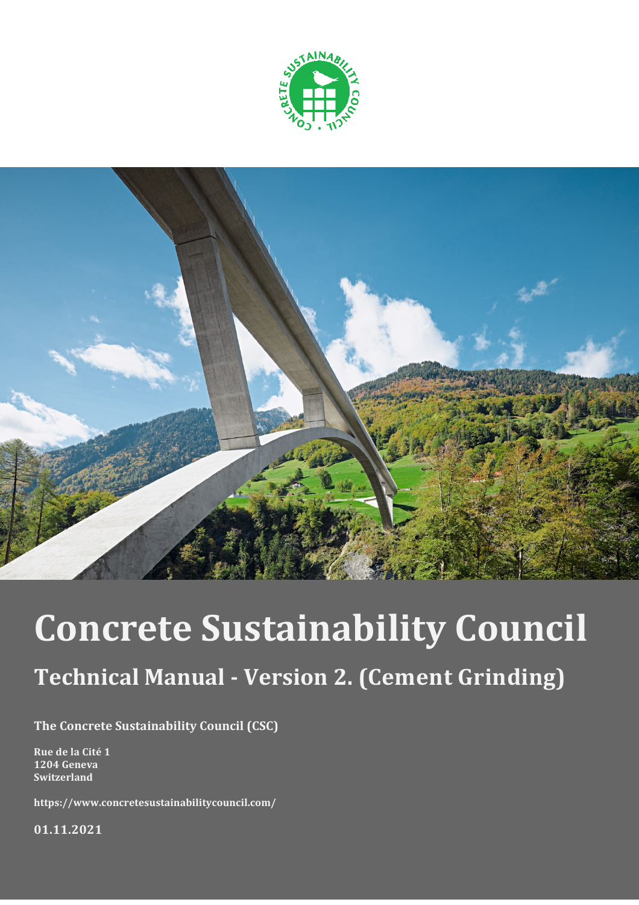# Concrete Sustainability Council

## Technical Manual - Version 2. (Cement Grinding)

**The Concrete Sustainability Council (CSC)**

**Rue de la Cité 1**
**1204 Geneva**
**Switzerland**

**https://www.concretesustainabilitycouncil.com/**

**01.11.2021**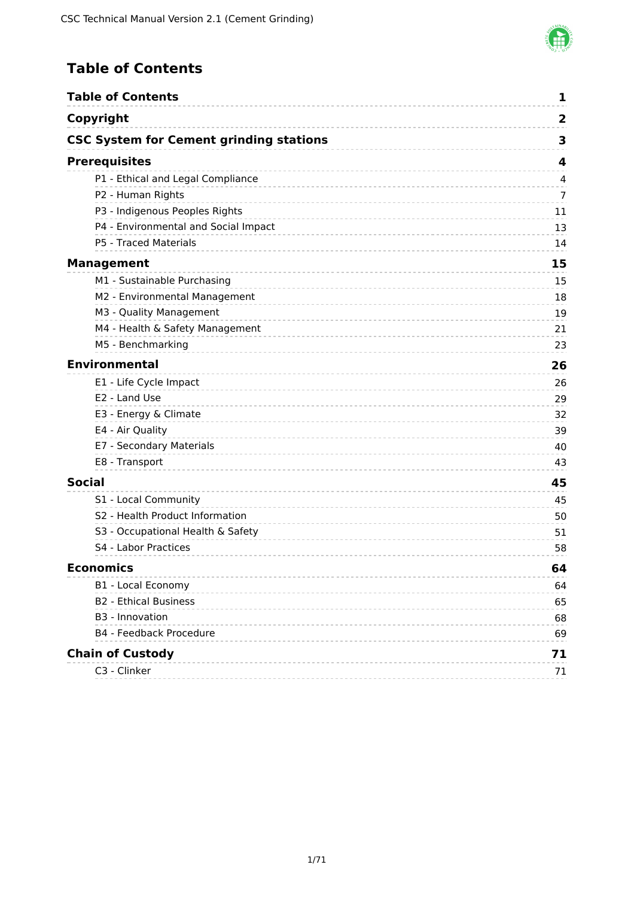# Table of Contents

| | |
|---|---|
| **Table of Contents** | **1** |
| **Copyright** | **2** |
| **CSC System for Cement grinding stations** | **3** |
| **Prerequisites** | **4** |
| P1 - Ethical and Legal Compliance | 4 |
| P2 - Human Rights | 7 |
| P3 - Indigenous Peoples Rights | 11 |
| P4 - Environmental and Social Impact | 13 |
| P5 - Traced Materials | 14 |
| **Management** | **15** |
| M1 - Sustainable Purchasing | 15 |
| M2 - Environmental Management | 18 |
| M3 - Quality Management | 19 |
| M4 - Health & Safety Management | 21 |
| M5 - Benchmarking | 23 |
| **Environmental** | **26** |
| E1 - Life Cycle Impact | 26 |
| E2 - Land Use | 29 |
| E3 - Energy & Climate | 32 |
| E4 - Air Quality | 39 |
| E7 - Secondary Materials | 40 |
| E8 - Transport | 43 |
| **Social** | **45** |
| S1 - Local Community | 45 |
| S2 - Health Product Information | 50 |
| S3 - Occupational Health & Safety | 51 |
| S4 - Labor Practices | 58 |
| **Economics** | **64** |
| B1 - Local Economy | 64 |
| B2 - Ethical Business | 65 |
| B3 - Innovation | 68 |
| B4 - Feedback Procedure | 69 |
| **Chain of Custody** | **71** |
| C3 - Clinker | 71 |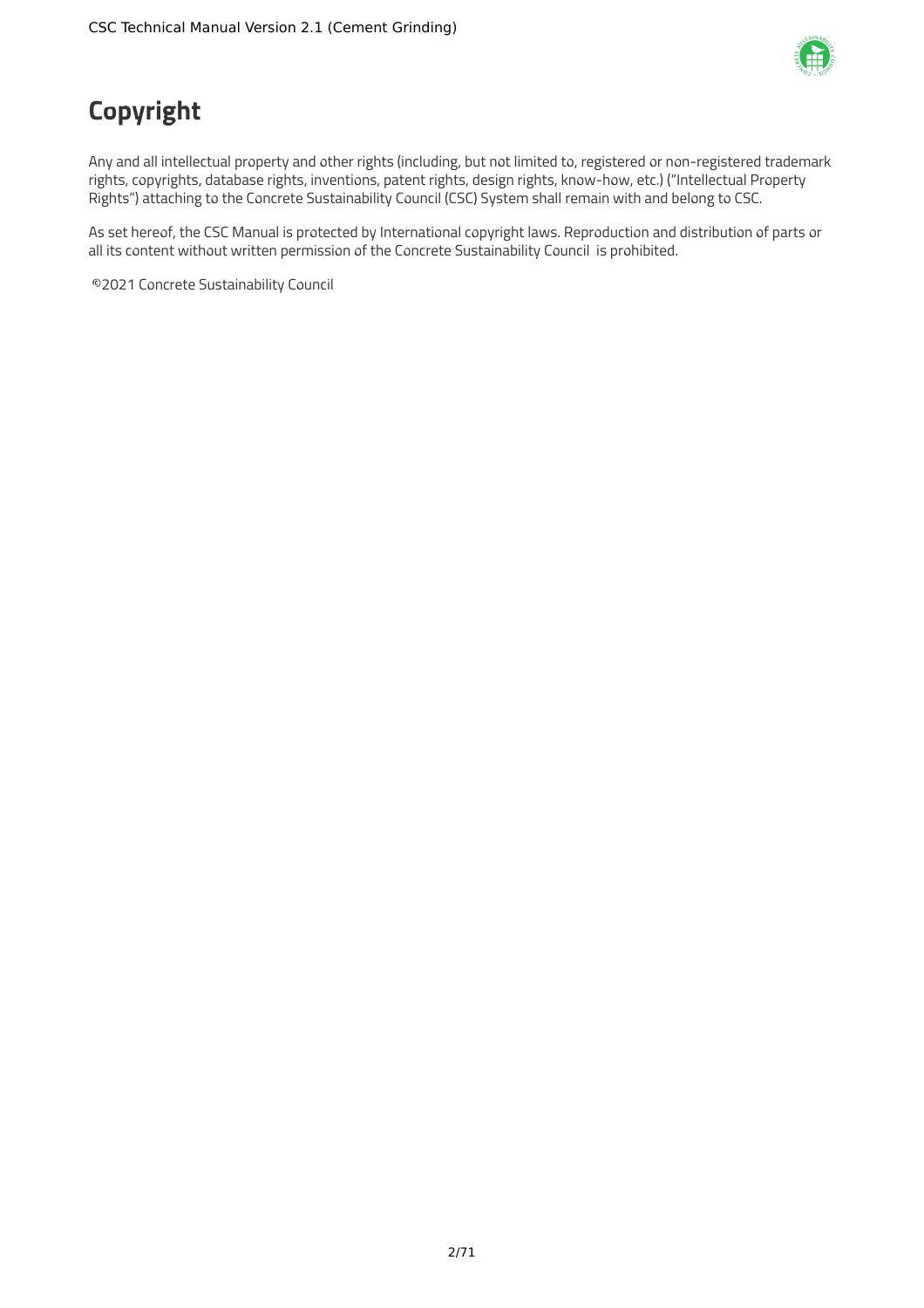# Copyright

Any and all intellectual property and other rights (including, but not limited to, registered or non-registered trademark rights, copyrights, database rights, inventions, patent rights, design rights, know-how, etc.) ("Intellectual Property Rights") attaching to the Concrete Sustainability Council (CSC) System shall remain with and belong to CSC.

As set hereof, the CSC Manual is protected by International copyright laws. Reproduction and distribution of parts or all its content without written permission of the Concrete Sustainability Council is prohibited.

©2021 Concrete Sustainability Council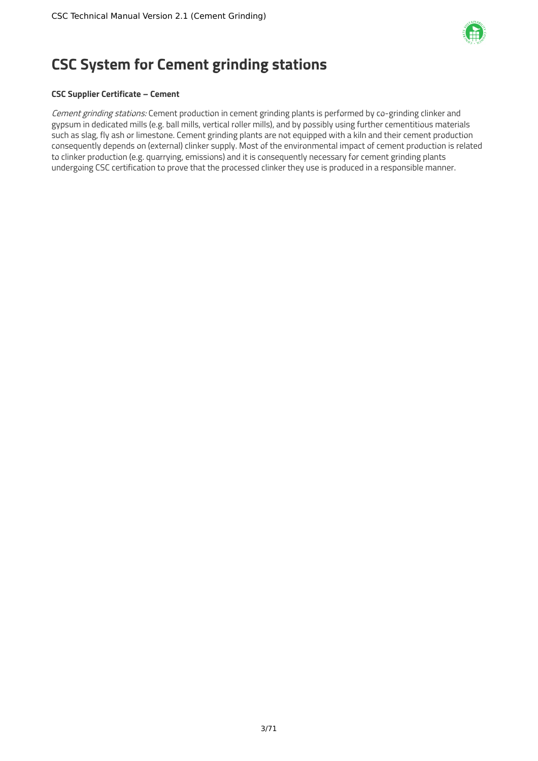# CSC System for Cement grinding stations

**CSC Supplier Certificate – Cement**

*Cement grinding stations:* Cement production in cement grinding plants is performed by co-grinding clinker and gypsum in dedicated mills (e.g. ball mills, vertical roller mills), and by possibly using further cementitious materials such as slag, fly ash or limestone. Cement grinding plants are not equipped with a kiln and their cement production consequently depends on (external) clinker supply. Most of the environmental impact of cement production is related to clinker production (e.g. quarrying, emissions) and it is consequently necessary for cement grinding plants undergoing CSC certification to prove that the processed clinker they use is produced in a responsible manner.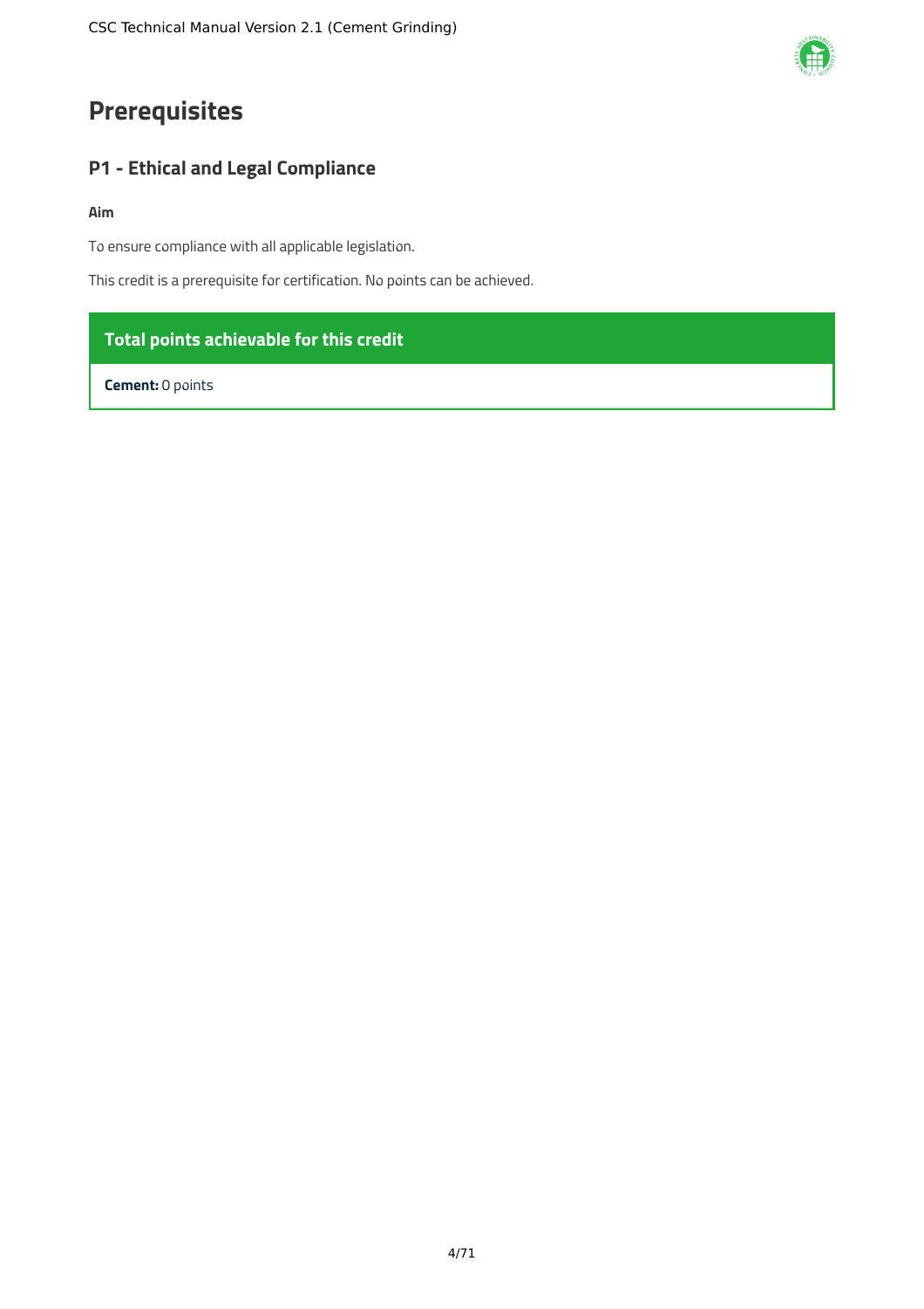# Prerequisites

## P1 - Ethical and Legal Compliance

**Aim**

To ensure compliance with all applicable legislation.

This credit is a prerequisite for certification. No points can be achieved.

| Total points achievable for this credit |
| --- |
| **Cement:** 0 points |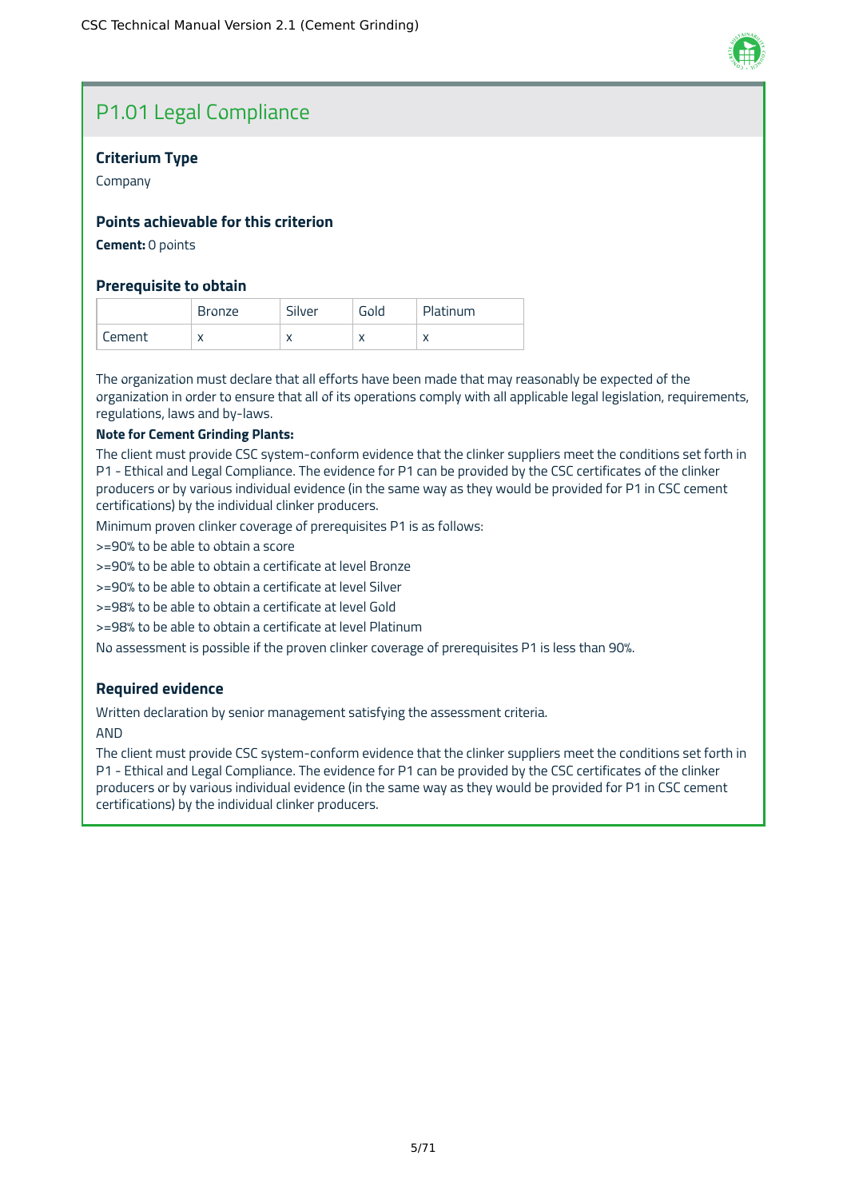## P1.01 Legal Compliance

### Criterium Type

Company

### Points achievable for this criterion

**Cement:** 0 points

### Prerequisite to obtain

| | Bronze | Silver | Gold | Platinum |
|---|---|---|---|---|
| Cement | x | x | x | x |

The organization must declare that all efforts have been made that may reasonably be expected of the organization in order to ensure that all of its operations comply with all applicable legal legislation, requirements, regulations, laws and by-laws.

**Note for Cement Grinding Plants:**

The client must provide CSC system-conform evidence that the clinker suppliers meet the conditions set forth in P1 - Ethical and Legal Compliance. The evidence for P1 can be provided by the CSC certificates of the clinker producers or by various individual evidence (in the same way as they would be provided for P1 in CSC cement certifications) by the individual clinker producers.

Minimum proven clinker coverage of prerequisites P1 is as follows:

>=90% to be able to obtain a score

>=90% to be able to obtain a certificate at level Bronze

>=90% to be able to obtain a certificate at level Silver

>=98% to be able to obtain a certificate at level Gold

>=98% to be able to obtain a certificate at level Platinum

No assessment is possible if the proven clinker coverage of prerequisites P1 is less than 90%.

### Required evidence

Written declaration by senior management satisfying the assessment criteria.

AND

The client must provide CSC system-conform evidence that the clinker suppliers meet the conditions set forth in P1 - Ethical and Legal Compliance. The evidence for P1 can be provided by the CSC certificates of the clinker producers or by various individual evidence (in the same way as they would be provided for P1 in CSC cement certifications) by the individual clinker producers.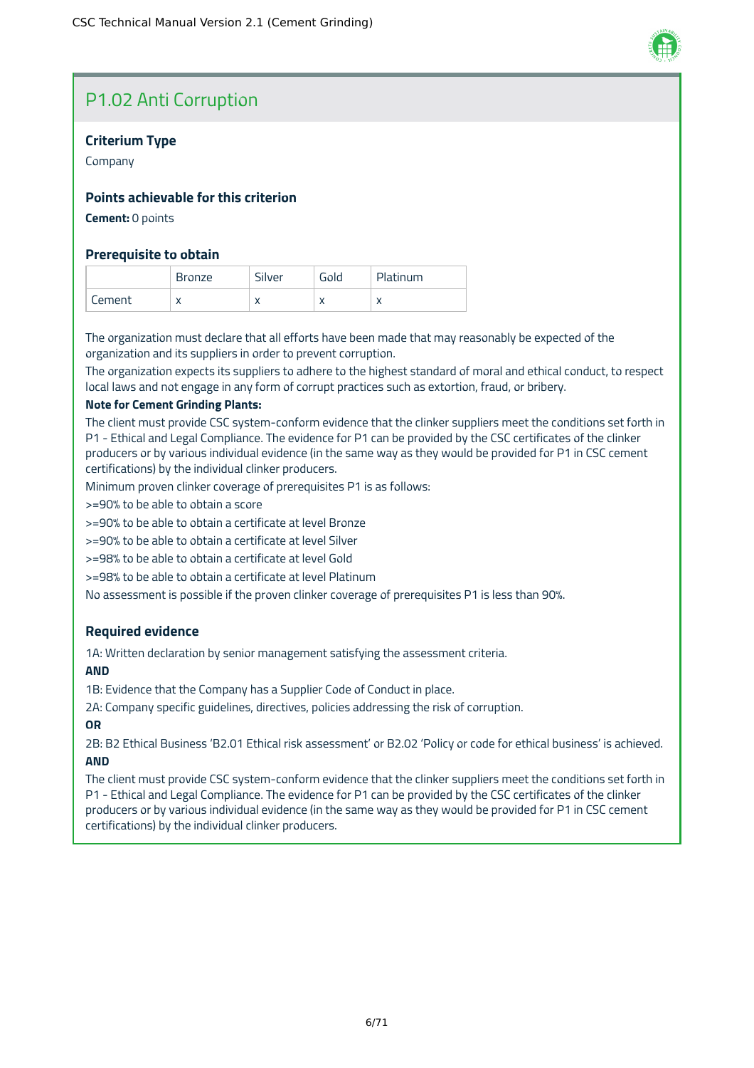## P1.02 Anti Corruption

### Criterium Type

Company

### Points achievable for this criterion

**Cement:** 0 points

### Prerequisite to obtain

| | Bronze | Silver | Gold | Platinum |
|---|---|---|---|---|
| Cement | x | x | x | x |

The organization must declare that all efforts have been made that may reasonably be expected of the organization and its suppliers in order to prevent corruption.

The organization expects its suppliers to adhere to the highest standard of moral and ethical conduct, to respect local laws and not engage in any form of corrupt practices such as extortion, fraud, or bribery.

**Note for Cement Grinding Plants:**

The client must provide CSC system-conform evidence that the clinker suppliers meet the conditions set forth in P1 - Ethical and Legal Compliance. The evidence for P1 can be provided by the CSC certificates of the clinker producers or by various individual evidence (in the same way as they would be provided for P1 in CSC cement certifications) by the individual clinker producers.

Minimum proven clinker coverage of prerequisites P1 is as follows:

>=90% to be able to obtain a score

>=90% to be able to obtain a certificate at level Bronze

>=90% to be able to obtain a certificate at level Silver

>=98% to be able to obtain a certificate at level Gold

>=98% to be able to obtain a certificate at level Platinum

No assessment is possible if the proven clinker coverage of prerequisites P1 is less than 90%.

### Required evidence

1A: Written declaration by senior management satisfying the assessment criteria.

**AND**

1B: Evidence that the Company has a Supplier Code of Conduct in place.

2A: Company specific guidelines, directives, policies addressing the risk of corruption.

**OR**

2B: B2 Ethical Business 'B2.01 Ethical risk assessment' or B2.02 'Policy or code for ethical business' is achieved.

**AND**

The client must provide CSC system-conform evidence that the clinker suppliers meet the conditions set forth in P1 - Ethical and Legal Compliance. The evidence for P1 can be provided by the CSC certificates of the clinker producers or by various individual evidence (in the same way as they would be provided for P1 in CSC cement certifications) by the individual clinker producers.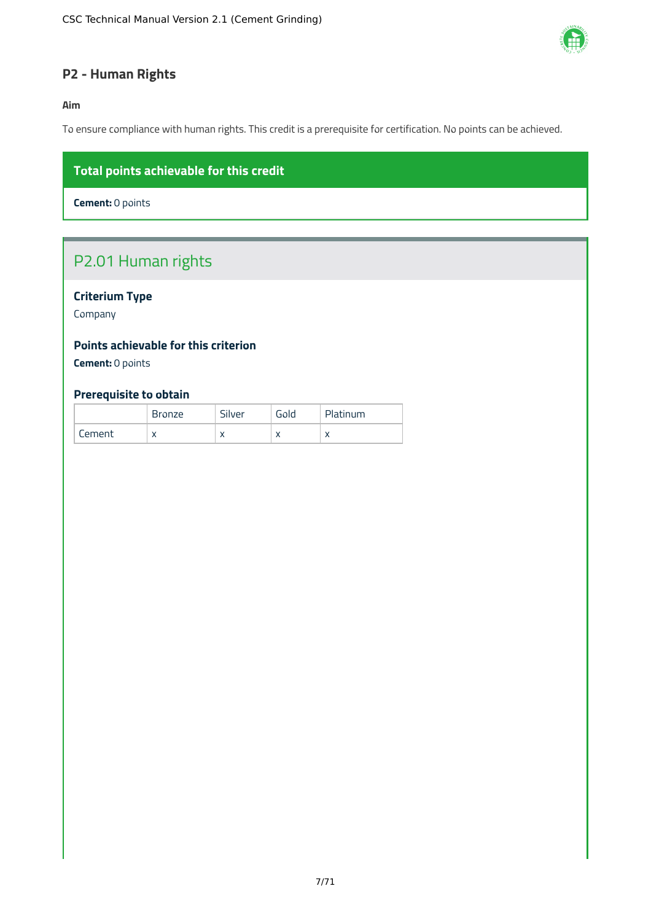## P2 - Human Rights

**Aim**

To ensure compliance with human rights. This credit is a prerequisite for certification. No points can be achieved.

**Total points achievable for this credit**

**Cement:** 0 points

### P2.01 Human rights

**Criterium Type**

Company

**Points achievable for this criterion**

**Cement:** 0 points

**Prerequisite to obtain**

| | Bronze | Silver | Gold | Platinum |
|---|---|---|---|---|
| Cement | x | x | x | x |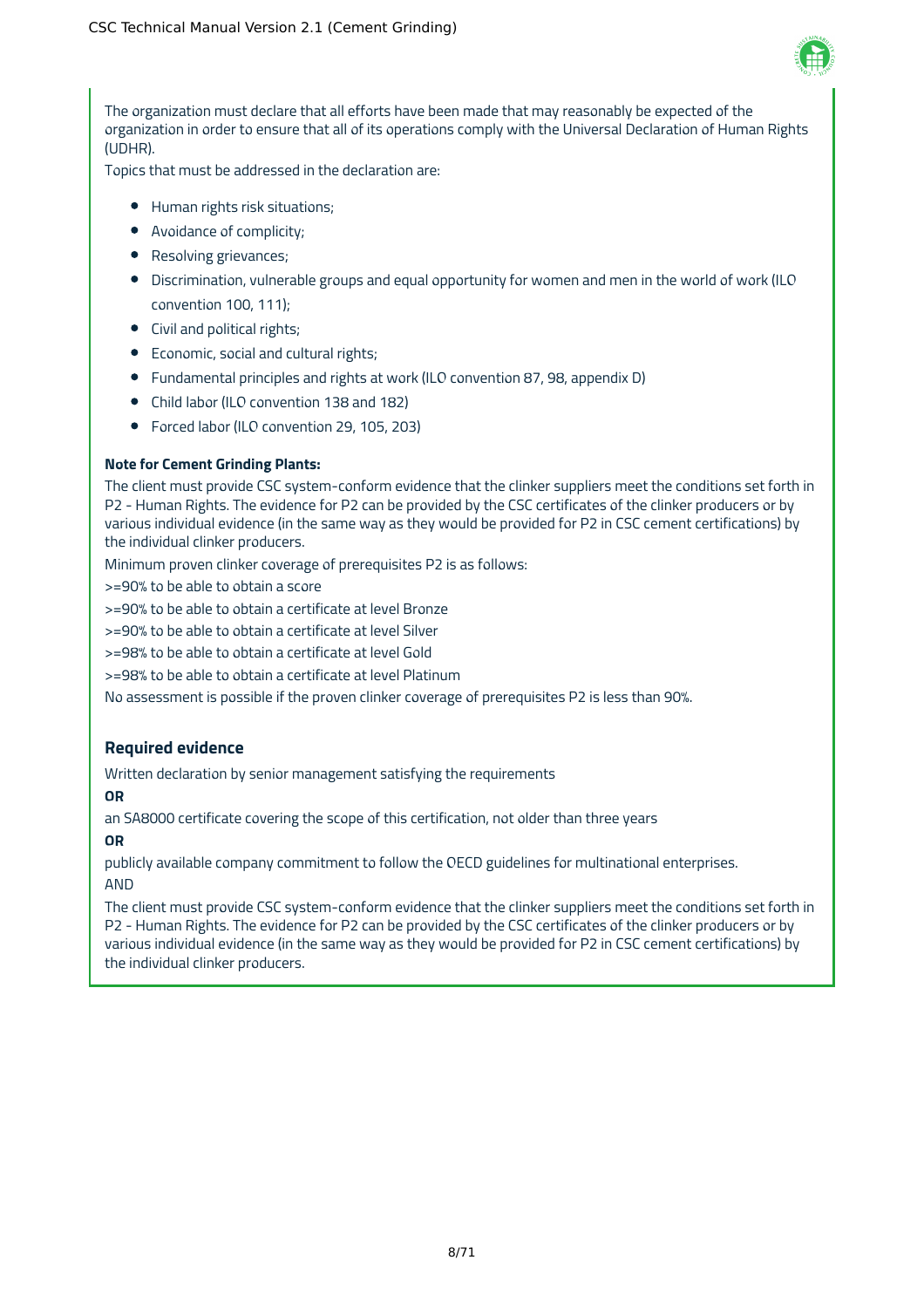The organization must declare that all efforts have been made that may reasonably be expected of the organization in order to ensure that all of its operations comply with the Universal Declaration of Human Rights (UDHR).

Topics that must be addressed in the declaration are:

- Human rights risk situations;
- Avoidance of complicity;
- Resolving grievances;
- Discrimination, vulnerable groups and equal opportunity for women and men in the world of work (ILO convention 100, 111);
- Civil and political rights;
- Economic, social and cultural rights;
- Fundamental principles and rights at work (ILO convention 87, 98, appendix D)
- Child labor (ILO convention 138 and 182)
- Forced labor (ILO convention 29, 105, 203)

**Note for Cement Grinding Plants:**

The client must provide CSC system-conform evidence that the clinker suppliers meet the conditions set forth in P2 - Human Rights. The evidence for P2 can be provided by the CSC certificates of the clinker producers or by various individual evidence (in the same way as they would be provided for P2 in CSC cement certifications) by the individual clinker producers.

Minimum proven clinker coverage of prerequisites P2 is as follows:

>=90% to be able to obtain a score

>=90% to be able to obtain a certificate at level Bronze

>=90% to be able to obtain a certificate at level Silver

>=98% to be able to obtain a certificate at level Gold

>=98% to be able to obtain a certificate at level Platinum

No assessment is possible if the proven clinker coverage of prerequisites P2 is less than 90%.

### Required evidence

Written declaration by senior management satisfying the requirements

**OR**

an SA8000 certificate covering the scope of this certification, not older than three years

**OR**

publicly available company commitment to follow the OECD guidelines for multinational enterprises.

AND

The client must provide CSC system-conform evidence that the clinker suppliers meet the conditions set forth in P2 - Human Rights. The evidence for P2 can be provided by the CSC certificates of the clinker producers or by various individual evidence (in the same way as they would be provided for P2 in CSC cement certifications) by the individual clinker producers.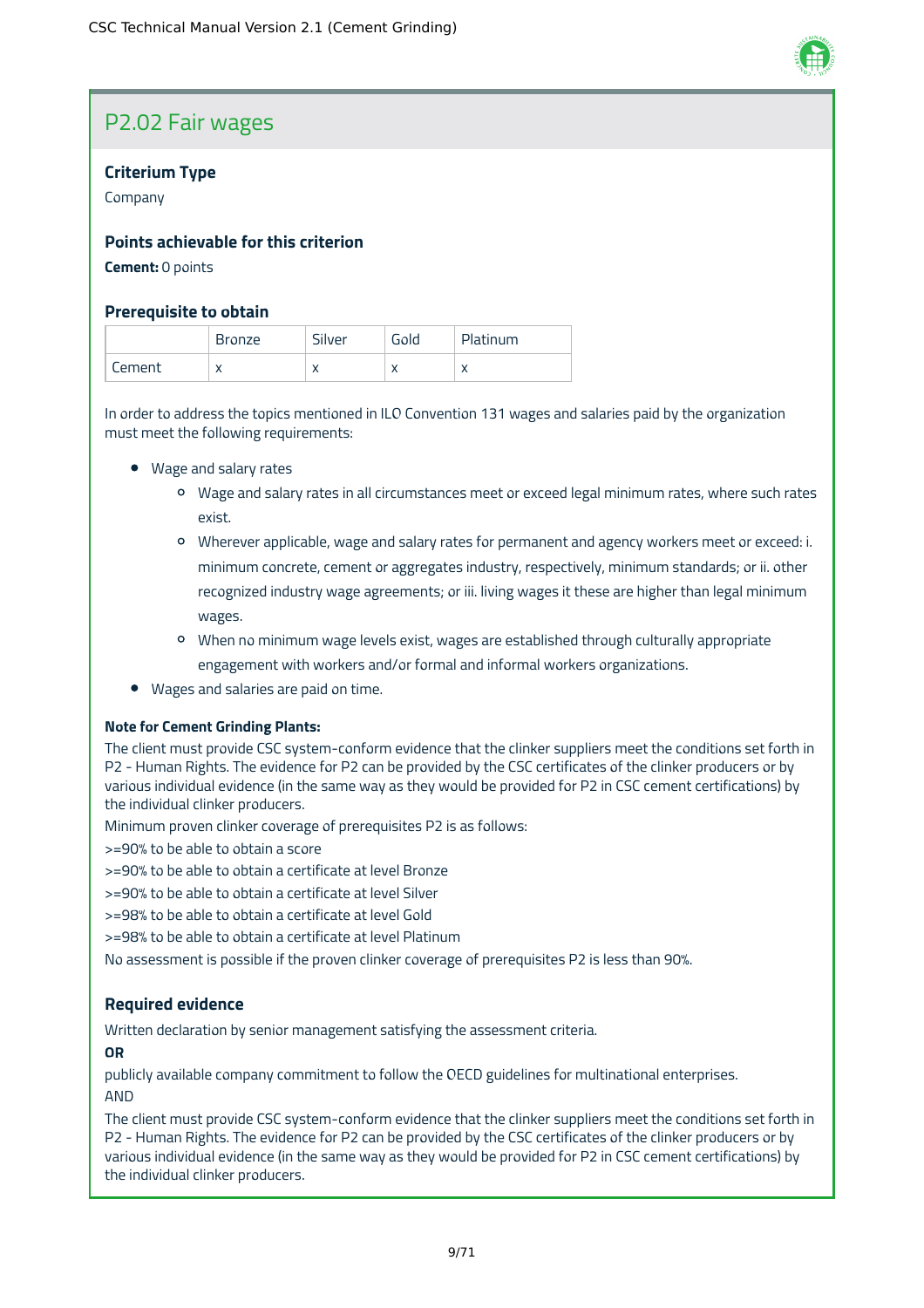## P2.02 Fair wages

### Criterium Type

Company

### Points achievable for this criterion

**Cement:** 0 points

### Prerequisite to obtain

| | Bronze | Silver | Gold | Platinum |
|---|---|---|---|---|
| Cement | x | x | x | x |

In order to address the topics mentioned in ILO Convention 131 wages and salaries paid by the organization must meet the following requirements:

- Wage and salary rates
  - Wage and salary rates in all circumstances meet or exceed legal minimum rates, where such rates exist.
  - Wherever applicable, wage and salary rates for permanent and agency workers meet or exceed: i. minimum concrete, cement or aggregates industry, respectively, minimum standards; or ii. other recognized industry wage agreements; or iii. living wages it these are higher than legal minimum wages.
  - When no minimum wage levels exist, wages are established through culturally appropriate engagement with workers and/or formal and informal workers organizations.
- Wages and salaries are paid on time.

**Note for Cement Grinding Plants:**

The client must provide CSC system-conform evidence that the clinker suppliers meet the conditions set forth in P2 - Human Rights. The evidence for P2 can be provided by the CSC certificates of the clinker producers or by various individual evidence (in the same way as they would be provided for P2 in CSC cement certifications) by the individual clinker producers.

Minimum proven clinker coverage of prerequisites P2 is as follows:

>=90% to be able to obtain a score

>=90% to be able to obtain a certificate at level Bronze

>=90% to be able to obtain a certificate at level Silver

>=98% to be able to obtain a certificate at level Gold

>=98% to be able to obtain a certificate at level Platinum

No assessment is possible if the proven clinker coverage of prerequisites P2 is less than 90%.

### Required evidence

Written declaration by senior management satisfying the assessment criteria.

**OR**

publicly available company commitment to follow the OECD guidelines for multinational enterprises.

AND

The client must provide CSC system-conform evidence that the clinker suppliers meet the conditions set forth in P2 - Human Rights. The evidence for P2 can be provided by the CSC certificates of the clinker producers or by various individual evidence (in the same way as they would be provided for P2 in CSC cement certifications) by the individual clinker producers.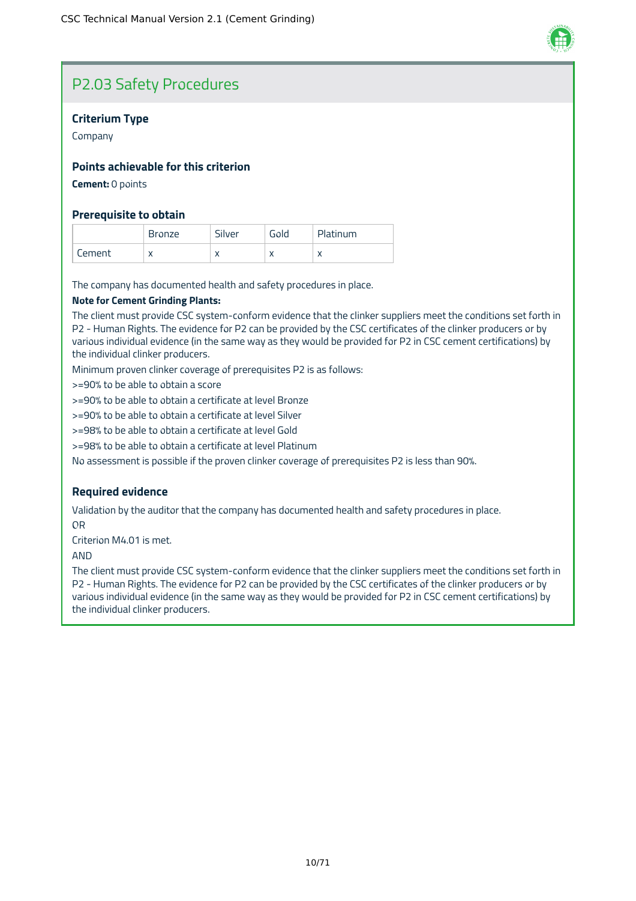## P2.03 Safety Procedures

### Criterium Type

Company

### Points achievable for this criterion

**Cement:** 0 points

### Prerequisite to obtain

| | Bronze | Silver | Gold | Platinum |
|---|---|---|---|---|
| Cement | x | x | x | x |

The company has documented health and safety procedures in place.

**Note for Cement Grinding Plants:**

The client must provide CSC system-conform evidence that the clinker suppliers meet the conditions set forth in P2 - Human Rights. The evidence for P2 can be provided by the CSC certificates of the clinker producers or by various individual evidence (in the same way as they would be provided for P2 in CSC cement certifications) by the individual clinker producers.

Minimum proven clinker coverage of prerequisites P2 is as follows:

>=90% to be able to obtain a score

>=90% to be able to obtain a certificate at level Bronze

>=90% to be able to obtain a certificate at level Silver

>=98% to be able to obtain a certificate at level Gold

>=98% to be able to obtain a certificate at level Platinum

No assessment is possible if the proven clinker coverage of prerequisites P2 is less than 90%.

### Required evidence

Validation by the auditor that the company has documented health and safety procedures in place.

OR

Criterion M4.01 is met.

AND

The client must provide CSC system-conform evidence that the clinker suppliers meet the conditions set forth in P2 - Human Rights. The evidence for P2 can be provided by the CSC certificates of the clinker producers or by various individual evidence (in the same way as they would be provided for P2 in CSC cement certifications) by the individual clinker producers.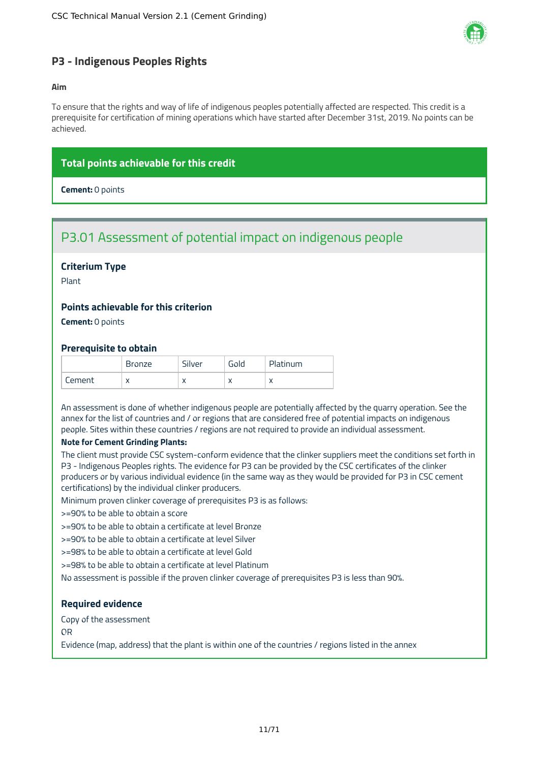## P3 - Indigenous Peoples Rights

**Aim**

To ensure that the rightings and way of life of indigenous peoples potentially affected are respected. This credit is a prerequisite for certification of mining operations which have started after December 31st, 2019. No points can be achieved.

**Total points achievable for this credit**

**Cement:** 0 points

### P3.01 Assessment of potential impact on indigenous people

#### Criterium Type

Plant

#### Points achievable for this criterion

**Cement:** 0 points

#### Prerequisite to obtain

| | Bronze | Silver | Gold | Platinum |
|---|---|---|---|---|
| Cement | x | x | x | x |

An assessment is done of whether indigenous people are potentially affected by the quarry operation. See the annex for the list of countries and / or regions that are considered free of potential impacts on indigenous people. Sites within these countries / regions are not required to provide an individual assessment.

**Note for Cement Grinding Plants:**

The client must provide CSC system-conform evidence that the clinker suppliers meet the conditions set forth in P3 - Indigenous Peoples rights. The evidence for P3 can be provided by the CSC certificates of the clinker producers or by various individual evidence (in the same way as they would be provided for P3 in CSC cement certifications) by the individual clinker producers.

Minimum proven clinker coverage of prerequisites P3 is as follows:

>=90% to be able to obtain a score

>=90% to be able to obtain a certificate at level Bronze

>=90% to be able to obtain a certificate at level Silver

>=98% to be able to obtain a certificate at level Gold

>=98% to be able to obtain a certificate at level Platinum

No assessment is possible if the proven clinker coverage of prerequisites P3 is less than 90%.

#### Required evidence

Copy of the assessment

OR

Evidence (map, address) that the plant is within one of the countries / regions listed in the annex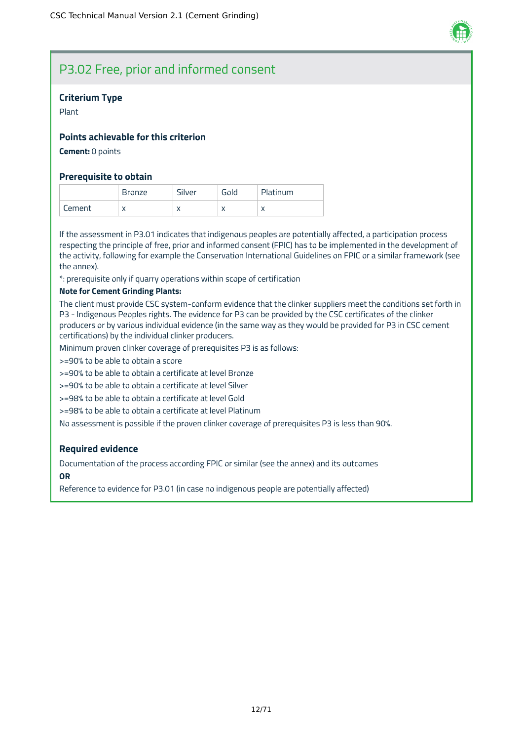## P3.02 Free, prior and informed consent

### Criterium Type

Plant

### Points achievable for this criterion

**Cement:** 0 points

### Prerequisite to obtain

| | Bronze | Silver | Gold | Platinum |
|---|---|---|---|---|
| Cement | x | x | x | x |

If the assessment in P3.01 indicates that indigenous peoples are potentially affected, a participation process respecting the principle of free, prior and informed consent (FPIC) has to be implemented in the development of the activity, following for example the Conservation International Guidelines on FPIC or a similar framework (see the annex).

*: prerequisite only if quarry operations within scope of certification

**Note for Cement Grinding Plants:**

The client must provide CSC system-conform evidence that the clinker suppliers meet the conditions set forth in P3 - Indigenous Peoples rights. The evidence for P3 can be provided by the CSC certificates of the clinker producers or by various individual evidence (in the same way as they would be provided for P3 in CSC cement certifications) by the individual clinker producers.

Minimum proven clinker coverage of prerequisites P3 is as follows:

>=90% to be able to obtain a score

>=90% to be able to obtain a certificate at level Bronze

>=90% to be able to obtain a certificate at level Silver

>=98% to be able to obtain a certificate at level Gold

>=98% to be able to obtain a certificate at level Platinum

No assessment is possible if the proven clinker coverage of prerequisites P3 is less than 90%.

### Required evidence

Documentation of the process according FPIC or similar (see the annex) and its outcomes

**OR**

Reference to evidence for P3.01 (in case no indigenous people are potentially affected)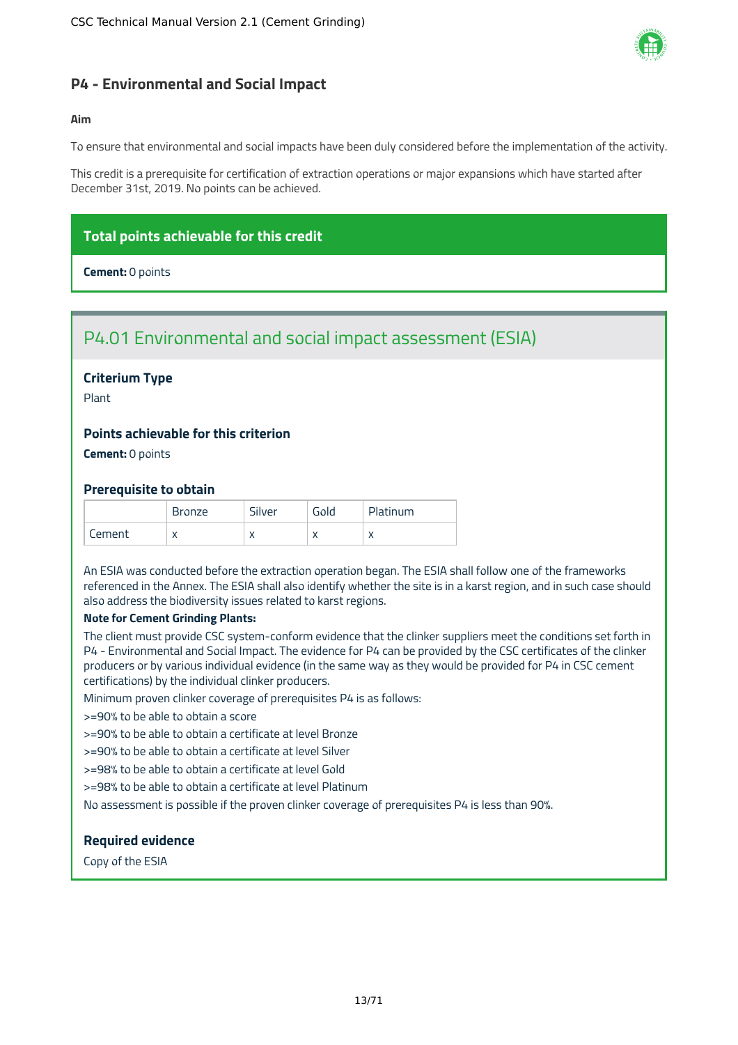## P4 - Environmental and Social Impact

**Aim**

To ensure that environmental and social impacts have been duly considered before the implementation of the activity.

This credit is a prerequisite for certification of extraction operations or major expansions which have started after December 31st, 2019. No points can be achieved.

**Total points achievable for this credit**

**Cement:** 0 points

### P4.01 Environmental and social impact assessment (ESIA)

**Criterium Type**

Plant

**Points achievable for this criterion**

**Cement:** 0 points

**Prerequisite to obtain**

| | Bronze | Silver | Gold | Platinum |
|---|---|---|---|---|
| Cement | x | x | x | x |

An ESIA was conducted before the extraction operation began. The ESIA shall follow one of the frameworks referenced in the Annex. The ESIA shall also identify whether the site is in a karst region, and in such case should also address the biodiversity issues related to karst regions.

**Note for Cement Grinding Plants:**

The client must provide CSC system-conform evidence that the clinker suppliers meet the conditions set forth in P4 - Environmental and Social Impact. The evidence for P4 can be provided by the CSC certificates of the clinker producers or by various individual evidence (in the same way as they would be provided for P4 in CSC cement certifications) by the individual clinker producers.

Minimum proven clinker coverage of prerequisites P4 is as follows:

>=90% to be able to obtain a score

>=90% to be able to obtain a certificate at level Bronze

>=90% to be able to obtain a certificate at level Silver

>=98% to be able to obtain a certificate at level Gold

>=98% to be able to obtain a certificate at level Platinum

No assessment is possible if the proven clinker coverage of prerequisites P4 is less than 90%.

**Required evidence**

Copy of the ESIA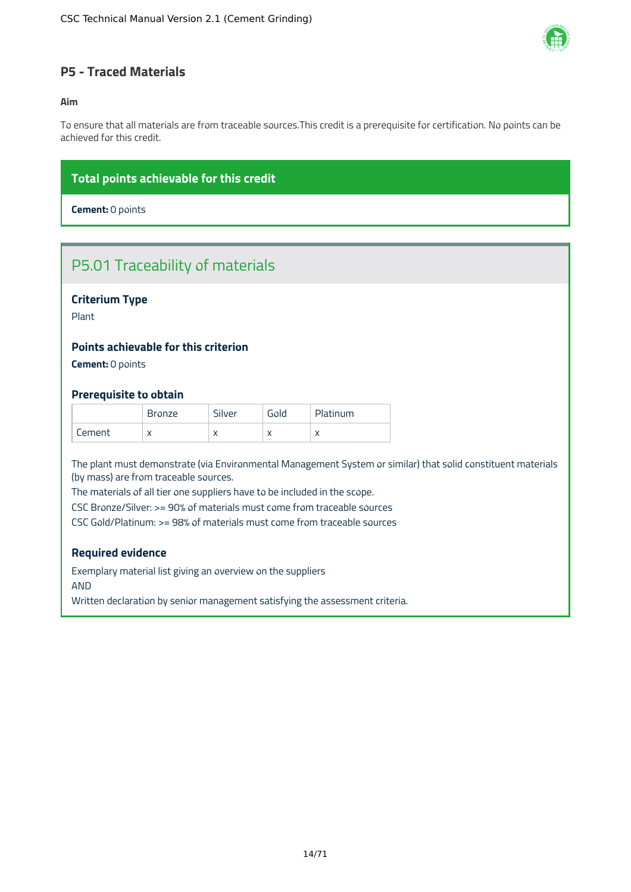## P5 - Traced Materials

**Aim**

To ensure that all materials are from traceable sources.This credit is a prerequisite for certification. No points can be achieved for this credit.

**Total points achievable for this credit**

**Cement:** 0 points

### P5.01 Traceability of materials

**Criterium Type**

Plant

**Points achievable for this criterion**

**Cement:** 0 points

**Prerequisite to obtain**

| | Bronze | Silver | Gold | Platinum |
|---|---|---|---|---|
| Cement | x | x | x | x |

The plant must demonstrate (via Environmental Management System or similar) that solid constituent materials (by mass) are from traceable sources.

The materials of all tier one suppliers have to be included in the scope.

CSC Bronze/Silver: >= 90% of materials must come from traceable sources

CSC Gold/Platinum: >= 98% of materials must come from traceable sources

**Required evidence**

Exemplary material list giving an overview on the suppliers

AND

Written declaration by senior management satisfying the assessment criteria.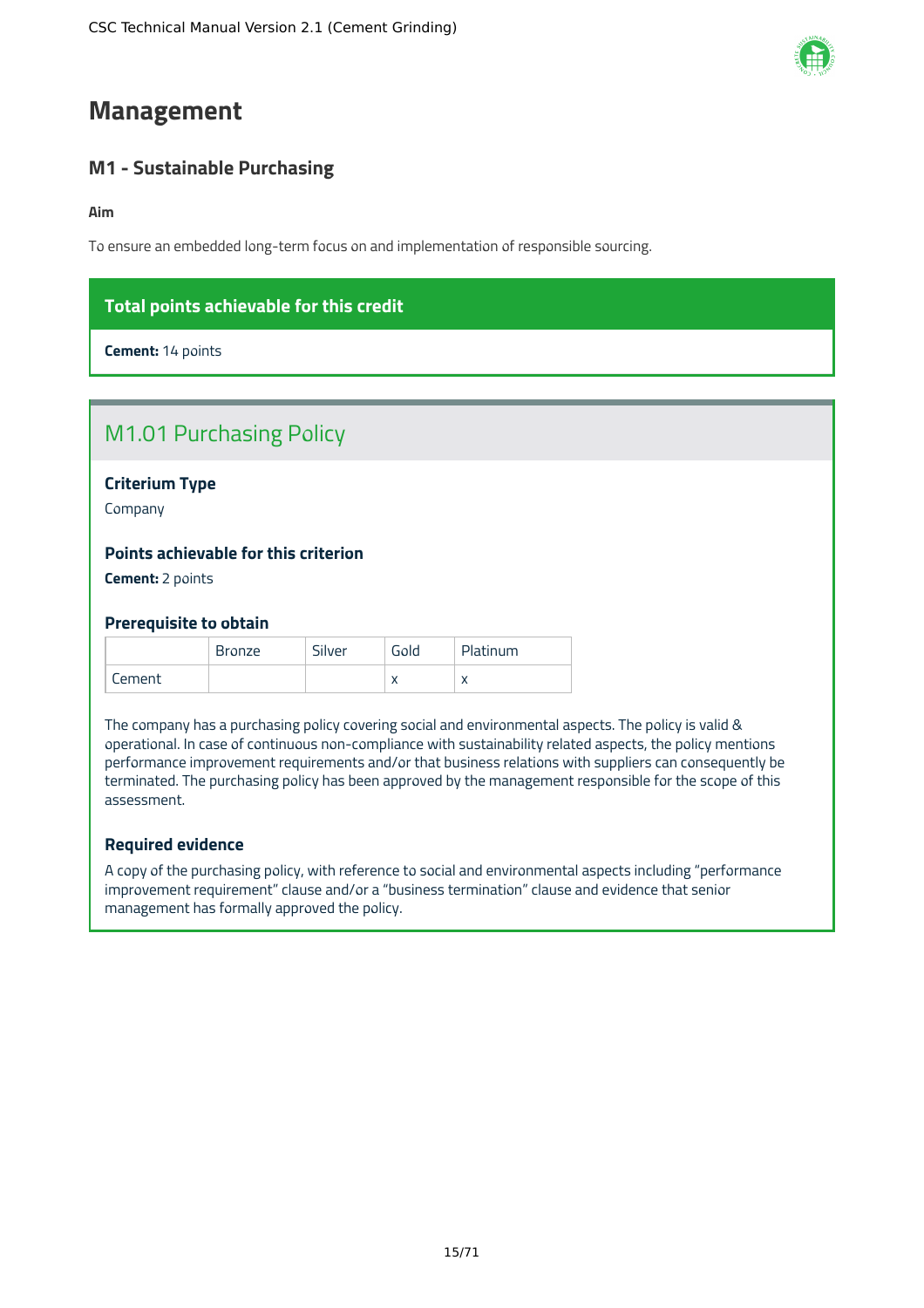# Management

## M1 - Sustainable Purchasing

**Aim**

To ensure an embedded long-term focus on and implementation of responsible sourcing.

**Total points achievable for this credit**

**Cement:** 14 points

### M1.01 Purchasing Policy

**Criterium Type**

Company

**Points achievable for this criterion**

**Cement:** 2 points

**Prerequisite to obtain**

| | Bronze | Silver | Gold | Platinum |
|---|---|---|---|---|
| Cement | | | x | x |

The company has a purchasing policy covering social and environmental aspects. The policy is valid & operational. In case of continuous non-compliance with sustainability related aspects, the policy mentions performance improvement requirements and/or that business relations with suppliers can consequently be terminated. The purchasing policy has been approved by the management responsible for the scope of this assessment.

**Required evidence**

A copy of the purchasing policy, with reference to social and environmental aspects including "performance improvement requirement" clause and/or a "business termination" clause and evidence that senior management has formally approved the policy.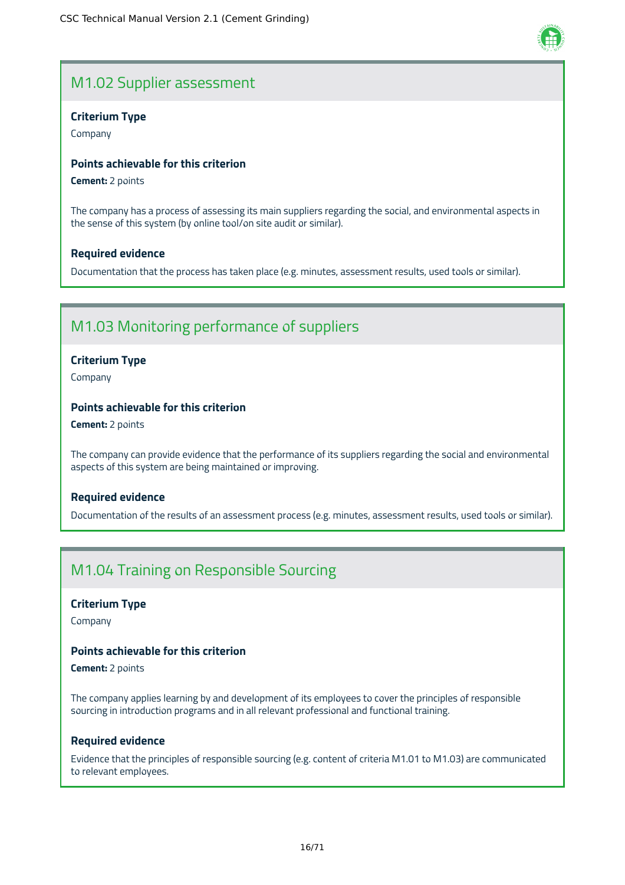## M1.02 Supplier assessment

**Criterium Type**

Company

**Points achievable for this criterion**

**Cement:** 2 points

The company has a process of assessing its main suppliers regarding the social, and environmental aspects in the sense of this system (by online tool/on site audit or similar).

**Required evidence**

Documentation that the process has taken place (e.g. minutes, assessment results, used tools or similar).

## M1.03 Monitoring performance of suppliers

**Criterium Type**

Company

**Points achievable for this criterion**

**Cement:** 2 points

The company can provide evidence that the performance of its suppliers regarding the social and environmental aspects of this system are being maintained or improving.

**Required evidence**

Documentation of the results of an assessment process (e.g. minutes, assessment results, used tools or similar).

## M1.04 Training on Responsible Sourcing

**Criterium Type**

Company

**Points achievable for this criterion**

**Cement:** 2 points

The company applies learning by and development of its employees to cover the principles of responsible sourcing in introduction programs and in all relevant professional and functional training.

**Required evidence**

Evidence that the principles of responsible sourcing (e.g. content of criteria M1.01 to M1.03) are communicated to relevant employees.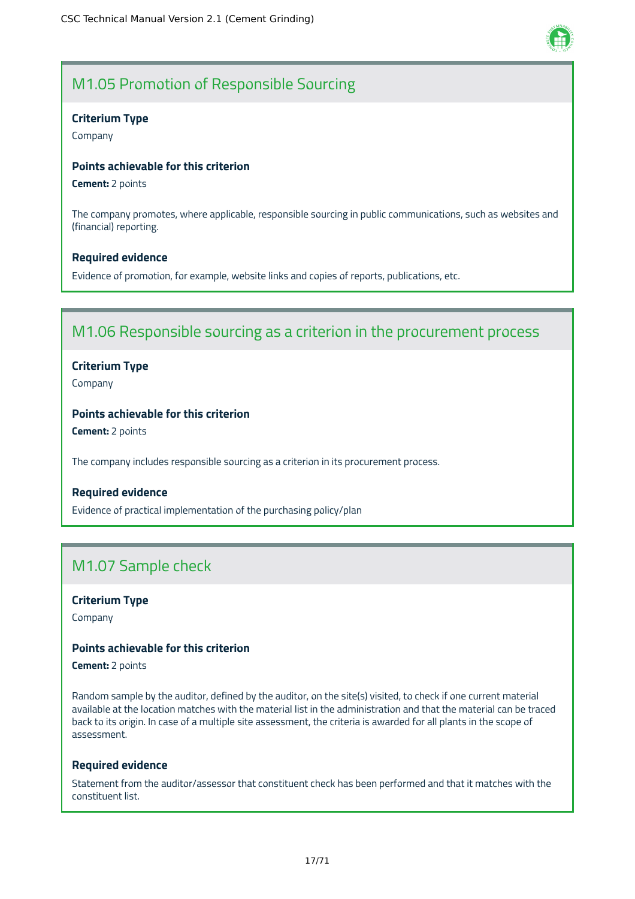## M1.05 Promotion of Responsible Sourcing

**Criterium Type**

Company

**Points achievable for this criterion**

**Cement:** 2 points

The company promotes, where applicable, responsible sourcing in public communications, such as websites and (financial) reporting.

**Required evidence**

Evidence of promotion, for example, website links and copies of reports, publications, etc.

## M1.06 Responsible sourcing as a criterion in the procurement process

**Criterium Type**

Company

**Points achievable for this criterion**

**Cement:** 2 points

The company includes responsible sourcing as a criterion in its procurement process.

**Required evidence**

Evidence of practical implementation of the purchasing policy/plan

## M1.07 Sample check

**Criterium Type**

Company

**Points achievable for this criterion**

**Cement:** 2 points

Random sample by the auditor, defined by the auditor, on the site(s) visited, to check if one current material available at the location matches with the material list in the administration and that the material can be traced back to its origin. In case of a multiple site assessment, the criteria is awarded for all plants in the scope of assessment.

**Required evidence**

Statement from the auditor/assessor that constituent check has been performed and that it matches with the constituent list.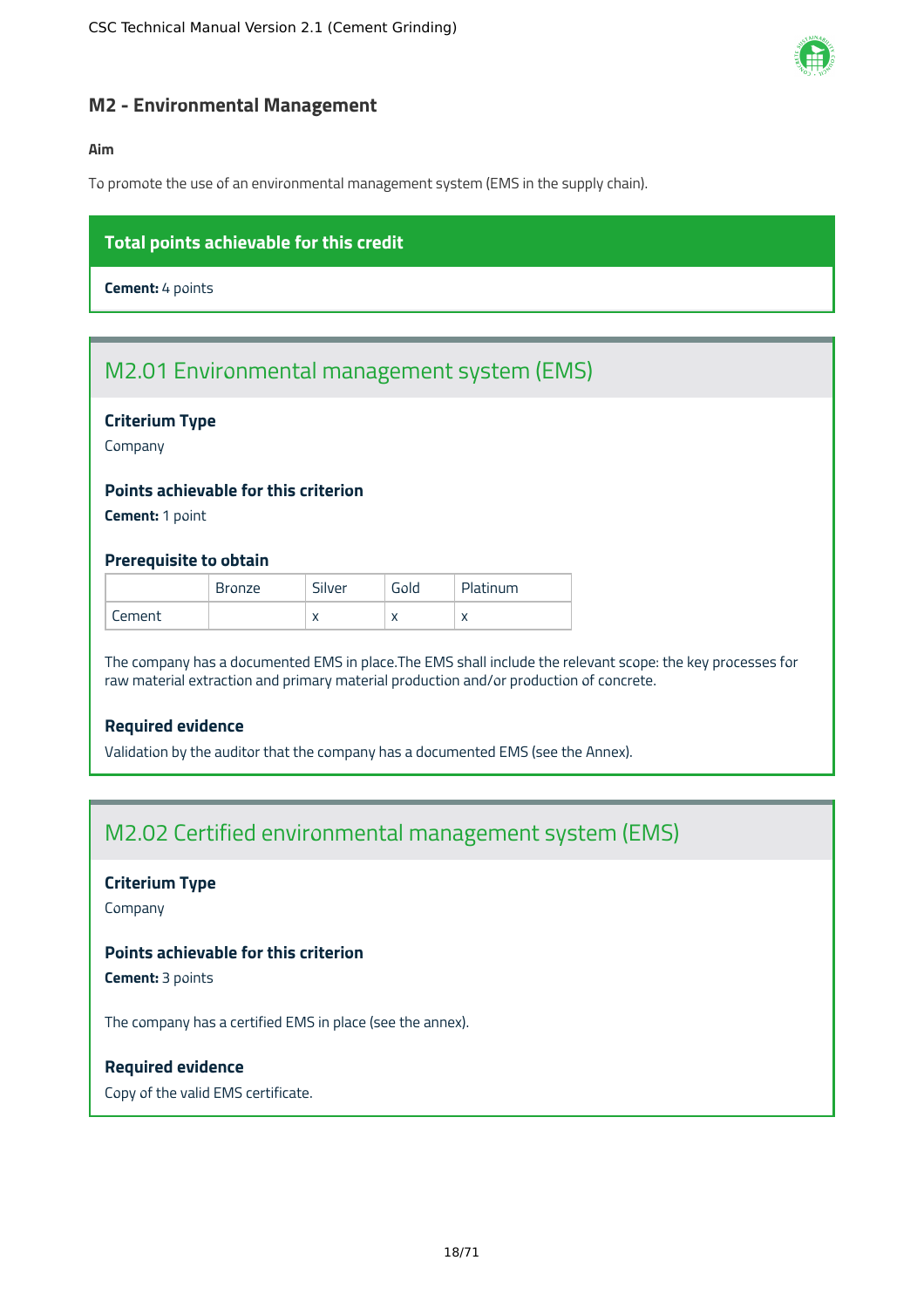## M2 - Environmental Management

**Aim**

To promote the use of an environmental management system (EMS in the supply chain).

**Total points achievable for this credit**

**Cement:** 4 points

### M2.01 Environmental management system (EMS)

**Criterium Type**

Company

**Points achievable for this criterion**

**Cement:** 1 point

**Prerequisite to obtain**

| | Bronze | Silver | Gold | Platinum |
|---|---|---|---|---|
| Cement | | x | x | x |

The company has a documented EMS in place.The EMS shall include the relevant scope: the key processes for raw material extraction and primary material production and/or production of concrete.

**Required evidence**

Validation by the auditor that the company has a documented EMS (see the Annex).

### M2.02 Certified environmental management system (EMS)

**Criterium Type**

Company

**Points achievable for this criterion**

**Cement:** 3 points

The company has a certified EMS in place (see the annex).

**Required evidence**

Copy of the valid EMS certificate.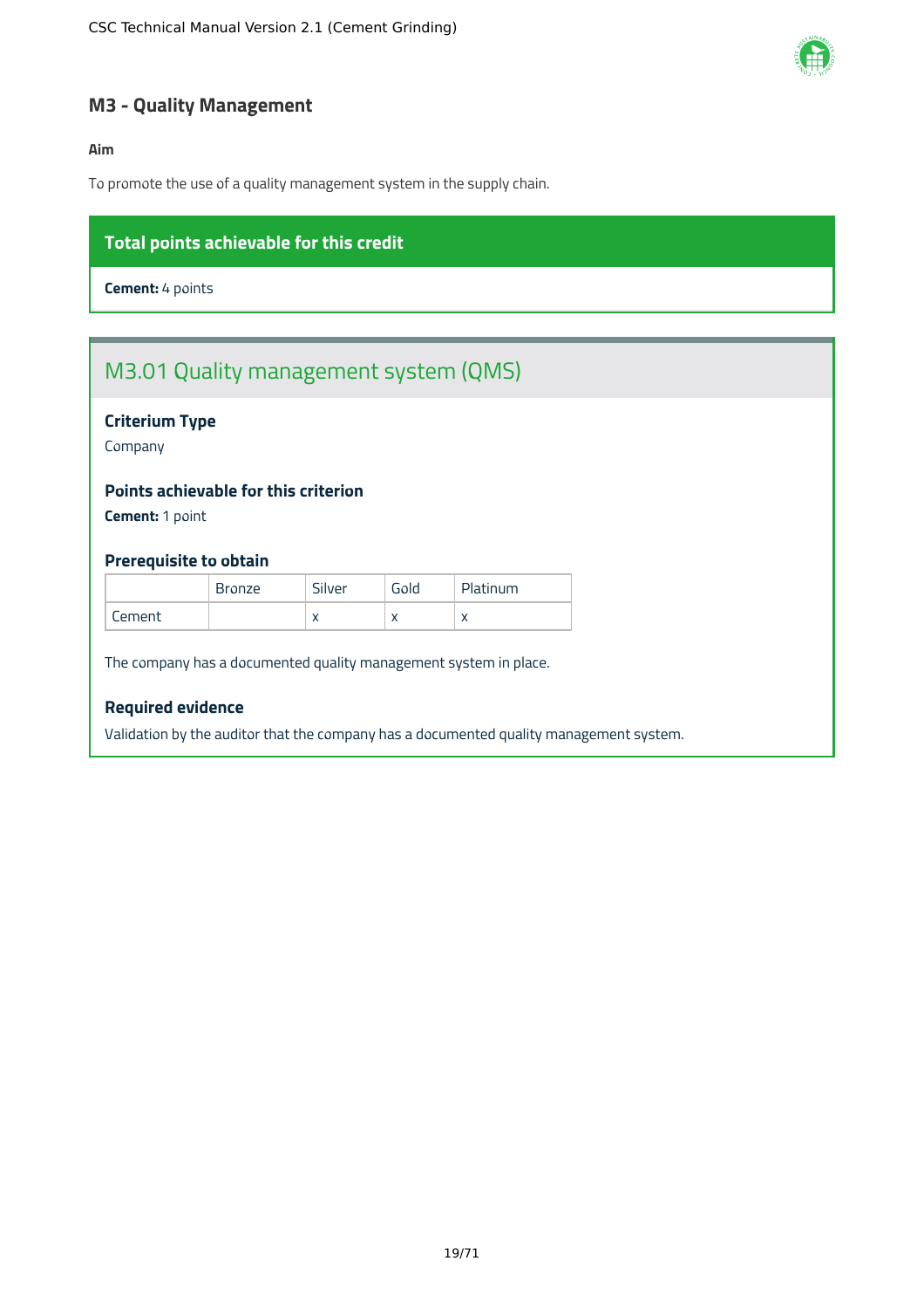## M3 - Quality Management

**Aim**

To promote the use of a quality management system in the supply chain.

**Total points achievable for this credit**

**Cement:** 4 points

### M3.01 Quality management system (QMS)

**Criterium Type**

Company

**Points achievable for this criterion**

**Cement:** 1 point

**Prerequisite to obtain**

| | Bronze | Silver | Gold | Platinum |
|---|---|---|---|---|
| Cement | | x | x | x |

The company has a documented quality management system in place.

**Required evidence**

Validation by the auditor that the company has a documented quality management system.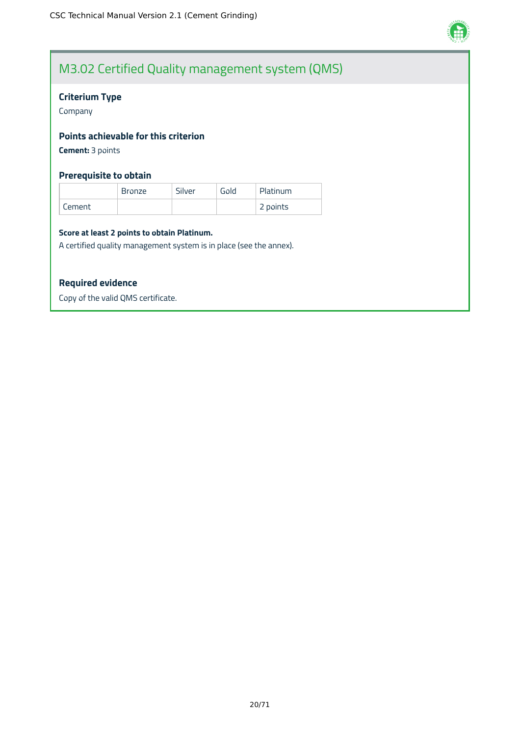## M3.02 Certified Quality management system (QMS)

### Criterium Type

Company

### Points achievable for this criterion

**Cement:** 3 points

### Prerequisite to obtain

| | Bronze | Silver | Gold | Platinum |
|---|---|---|---|---|
| Cement | | | | 2 points |

**Score at least 2 points to obtain Platinum.**

A certified quality management system is in place (see the annex).

### Required evidence

Copy of the valid QMS certificate.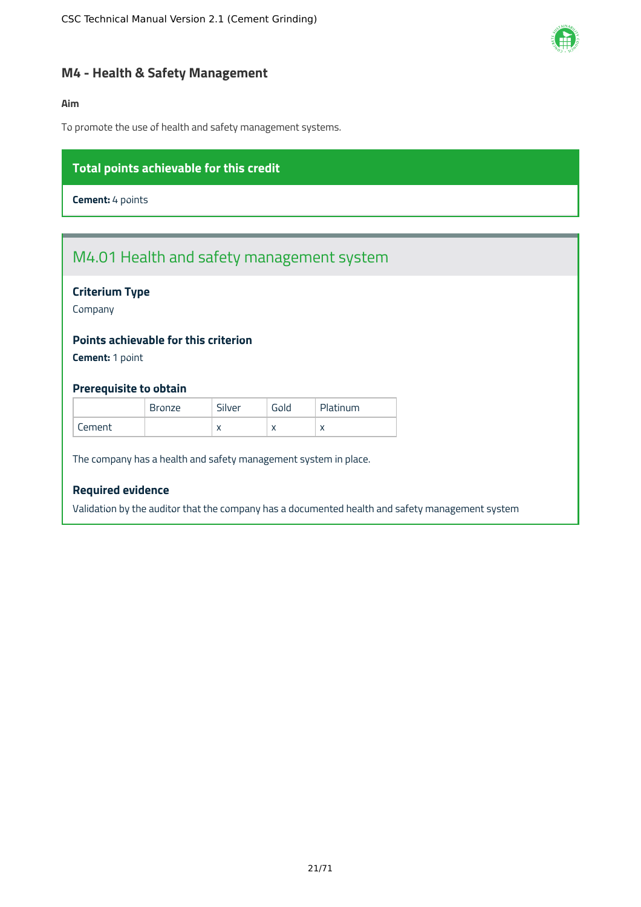## M4 - Health & Safety Management

**Aim**

To promote the use of health and safety management systems.

**Total points achievable for this credit**

**Cement:** 4 points

### M4.01 Health and safety management system

**Criterium Type**

Company

**Points achievable for this criterion**

**Cement:** 1 point

**Prerequisite to obtain**

| | Bronze | Silver | Gold | Platinum |
|---|---|---|---|---|
| Cement | | x | x | x |

The company has a health and safety management system in place.

**Required evidence**

Validation by the auditor that the company has a documented health and safety management system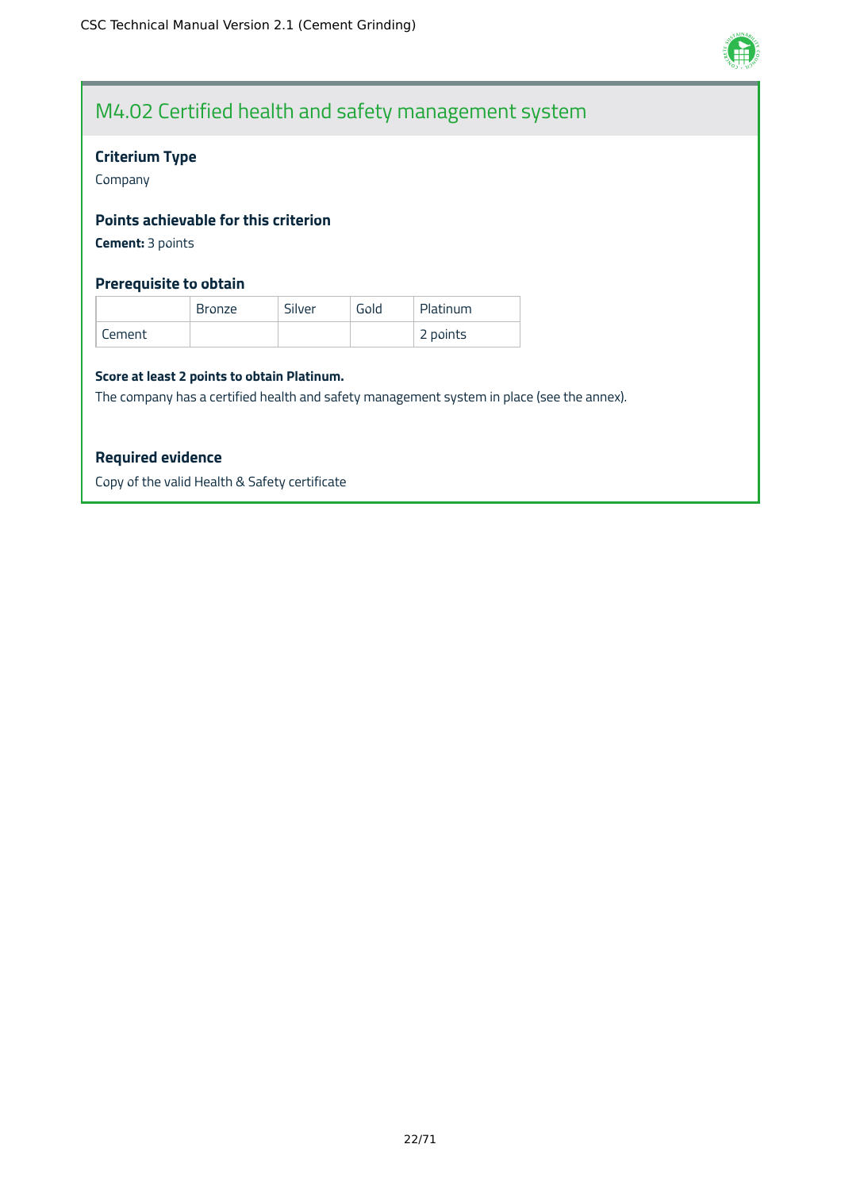## M4.02 Certified health and safety management system

### Criterium Type

Company

### Points achievable for this criterion

**Cement:** 3 points

### Prerequisite to obtain

| | Bronze | Silver | Gold | Platinum |
|---|---|---|---|---|
| Cement | | | | 2 points |

**Score at least 2 points to obtain Platinum.**

The company has a certified health and safety management system in place (see the annex).

### Required evidence

Copy of the valid Health & Safety certificate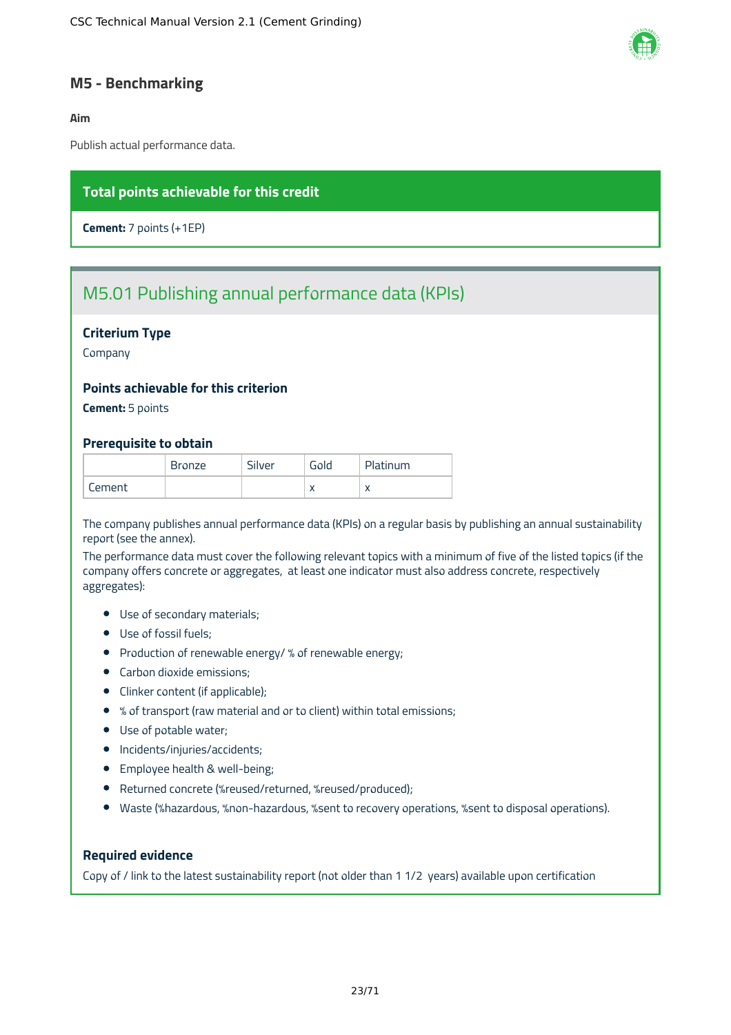## M5 - Benchmarking

**Aim**

Publish actual performance data.

**Total points achievable for this credit**

**Cement:** 7 points (+1EP)

### M5.01 Publishing annual performance data (KPIs)

**Criterium Type**

Company

**Points achievable for this criterion**

**Cement:** 5 points

**Prerequisite to obtain**

| | Bronze | Silver | Gold | Platinum |
|---|---|---|---|---|
| Cement | | | x | x |

The company publishes annual performance data (KPIs) on a regular basis by publishing an annual sustainability report (see the annex).

The performance data must cover the following relevant topics with a minimum of five of the listed topics (if the company offers concrete or aggregates, at least one indicator must also address concrete, respectively aggregates):

- Use of secondary materials;
- Use of fossil fuels;
- Production of renewable energy/ % of renewable energy;
- Carbon dioxide emissions;
- Clinker content (if applicable);
- % of transport (raw material and or to client) within total emissions;
- Use of potable water;
- Incidents/injuries/accidents;
- Employee health & well-being;
- Returned concrete (%reused/returned, %reused/produced);
- Waste (%hazardous, %non-hazardous, %sent to recovery operations, %sent to disposal operations).

**Required evidence**

Copy of / link to the latest sustainability report (not older than 1 1/2 years) available upon certification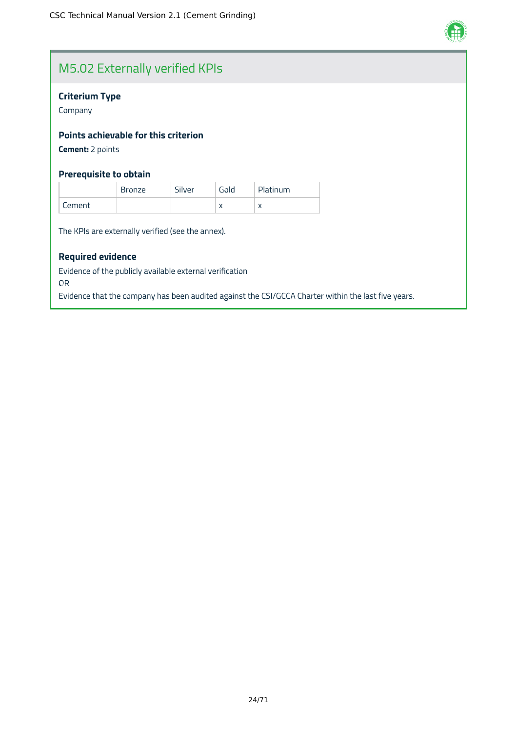## M5.02 Externally verified KPIs

### Criterium Type

Company

### Points achievable for this criterion

**Cement:** 2 points

### Prerequisite to obtain

| | Bronze | Silver | Gold | Platinum |
|---|---|---|---|---|
| Cement | | | x | x |

The KPIs are externally verified (see the annex).

### Required evidence

Evidence of the publicly available external verification

OR

Evidence that the company has been audited against the CSI/GCCA Charter within the last five years.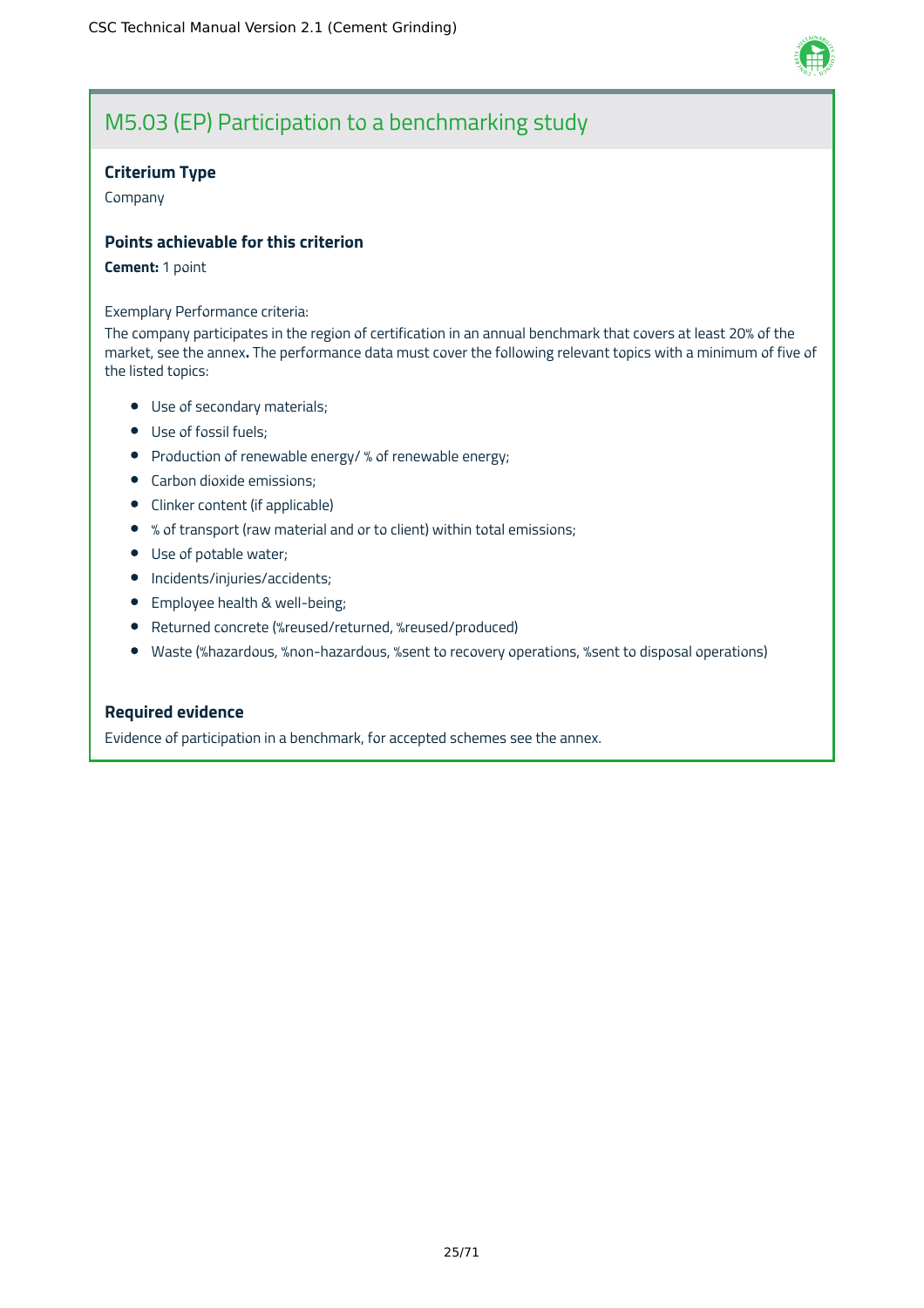## M5.03 (EP) Participation to a benchmarking study

**Criterium Type**

Company

**Points achievable for this criterion**

**Cement:** 1 point

Exemplary Performance criteria:

The company participates in the region of certification in an annual benchmark that covers at least 20% of the market, see the annex**.** The performance data must cover the following relevant topics with a minimum of five of the listed topics:

- Use of secondary materials;
- Use of fossil fuels;
- Production of renewable energy/ % of renewable energy;
- Carbon dioxide emissions;
- Clinker content (if applicable)
- % of transport (raw material and or to client) within total emissions;
- Use of potable water;
- Incidents/injuries/accidents;
- Employee health & well-being;
- Returned concrete (%reused/returned, %reused/produced)
- Waste (%hazardous, %non-hazardous, %sent to recovery operations, %sent to disposal operations)

**Required evidence**

Evidence of participation in a benchmark, for accepted schemes see the annex.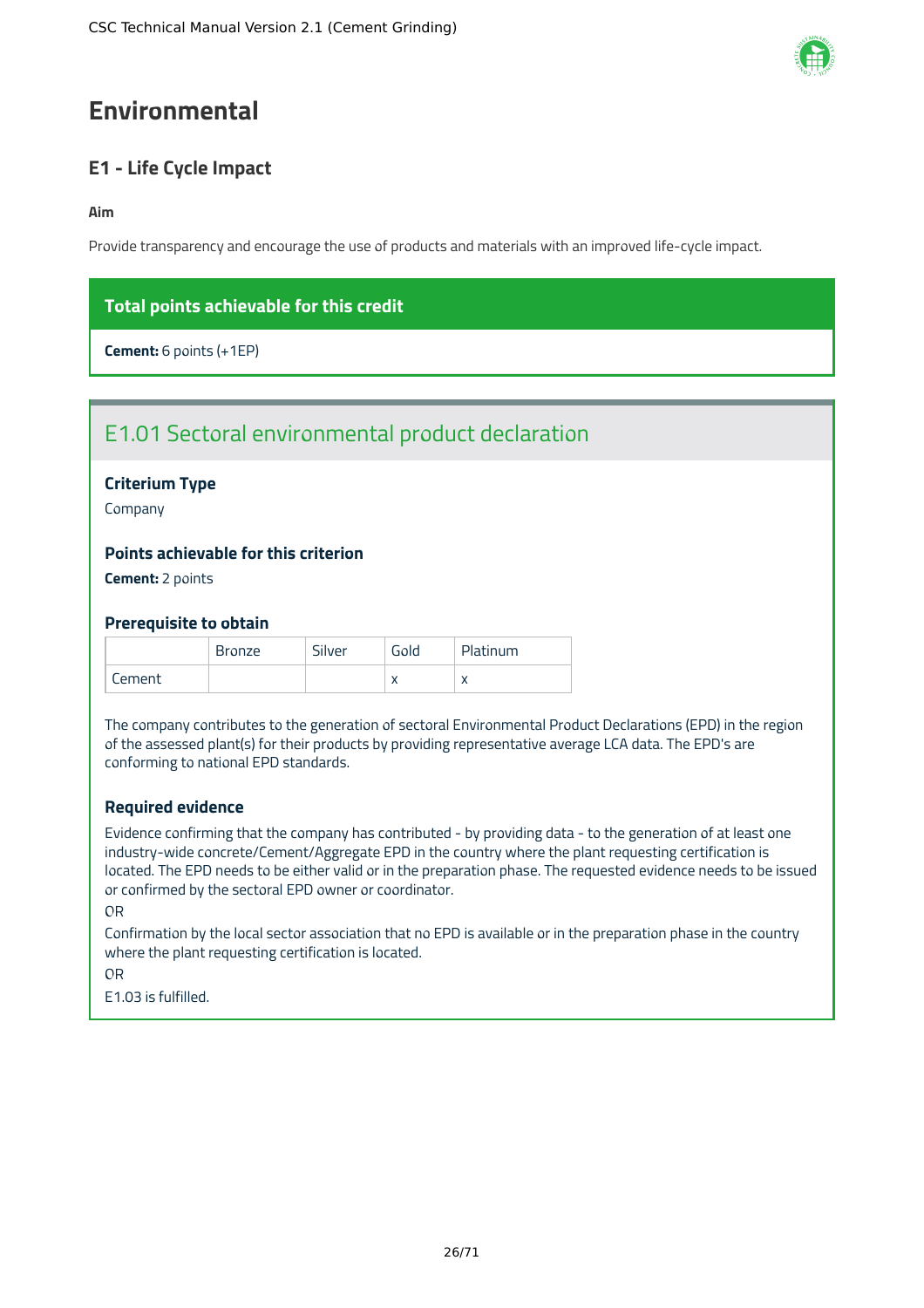# Environmental

## E1 - Life Cycle Impact

**Aim**

Provide transparency and encourage the use of products and materials with an improved life-cycle impact.

**Total points achievable for this credit**

**Cement:** 6 points (+1EP)

### E1.01 Sectoral environmental product declaration

#### Criterium Type

Company

#### Points achievable for this criterion

**Cement:** 2 points

#### Prerequisite to obtain

| | Bronze | Silver | Gold | Platinum |
|---|---|---|---|---|
| Cement | | | x | x |

The company contributes to the generation of sectoral Environmental Product Declarations (EPD) in the region of the assessed plant(s) for their products by providing representative average LCA data. The EPD's are conforming to national EPD standards.

#### Required evidence

Evidence confirming that the company has contributed - by providing data - to the generation of at least one industry-wide concrete/Cement/Aggregate EPD in the country where the plant requesting certification is located. The EPD needs to be either valid or in the preparation phase. The requested evidence needs to be issued or confirmed by the sectoral EPD owner or coordinator.

OR

Confirmation by the local sector association that no EPD is available or in the preparation phase in the country where the plant requesting certification is located.

OR

E1.03 is fulfilled.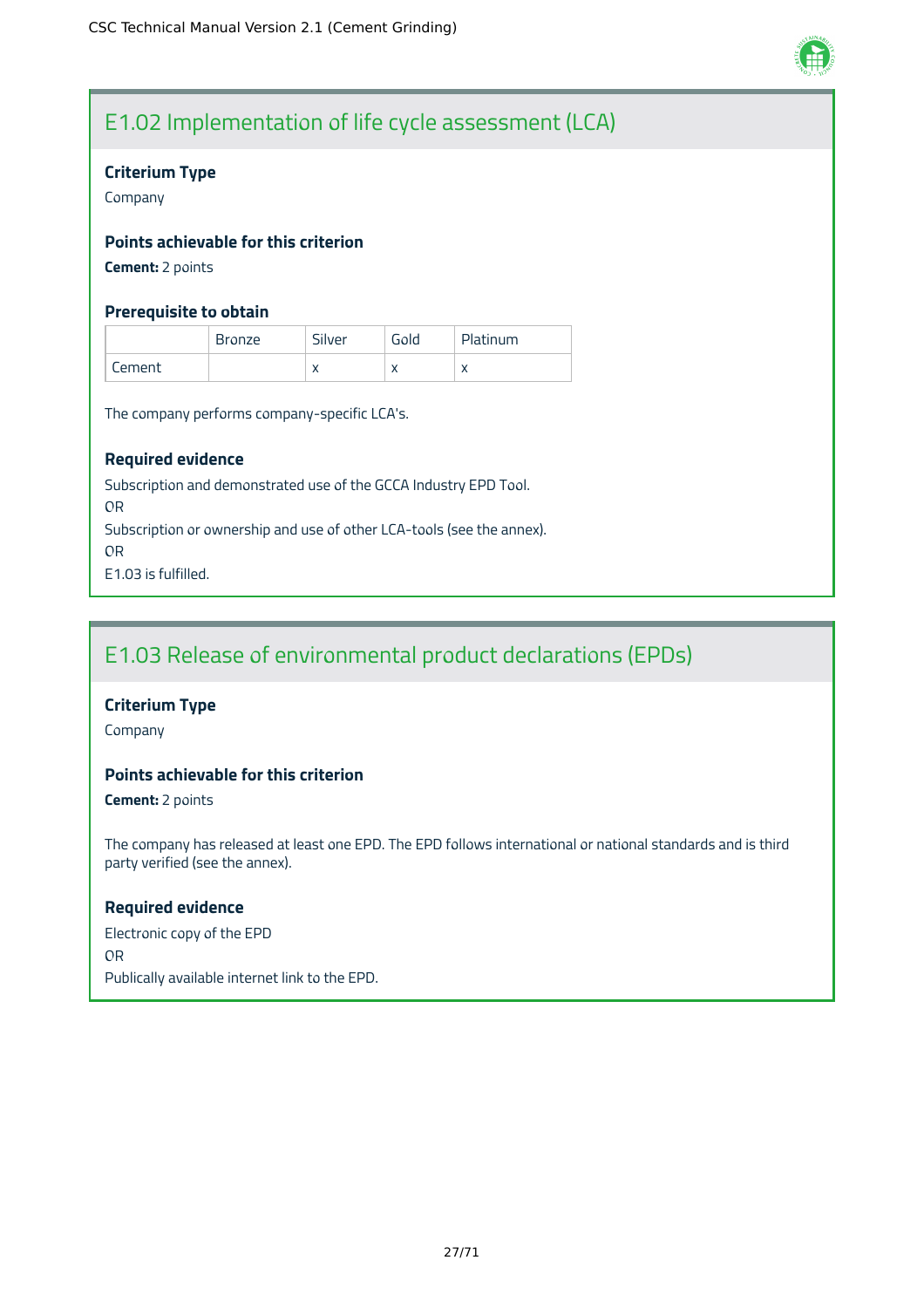## E1.02 Implementation of life cycle assessment (LCA)

### Criterium Type

Company

### Points achievable for this criterion

**Cement:** 2 points

### Prerequisite to obtain

| | Bronze | Silver | Gold | Platinum |
|---|---|---|---|---|
| Cement | | x | x | x |

The company performs company-specific LCA's.

### Required evidence

Subscription and demonstrated use of the GCCA Industry EPD Tool.

OR

Subscription or ownership and use of other LCA-tools (see the annex).

OR

E1.03 is fulfilled.

## E1.03 Release of environmental product declarations (EPDs)

### Criterium Type

Company

### Points achievable for this criterion

**Cement:** 2 points

The company has released at least one EPD. The EPD follows international or national standards and is third party verified (see the annex).

### Required evidence

Electronic copy of the EPD

OR

Publically available internet link to the EPD.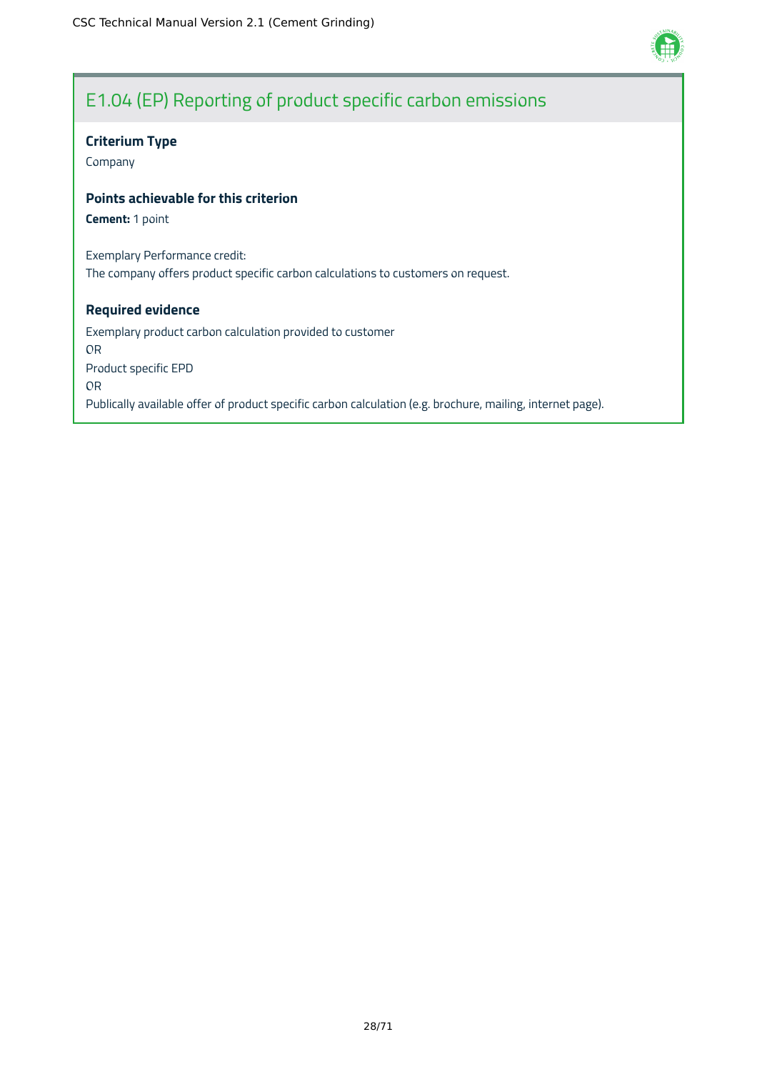## E1.04 (EP) Reporting of product specific carbon emissions

**Criterium Type**

Company

**Points achievable for this criterion**

**Cement:** 1 point

Exemplary Performance credit:
The company offers product specific carbon calculations to customers on request.

**Required evidence**

Exemplary product carbon calculation provided to customer
OR
Product specific EPD
OR
Publically available offer of product specific carbon calculation (e.g. brochure, mailing, internet page).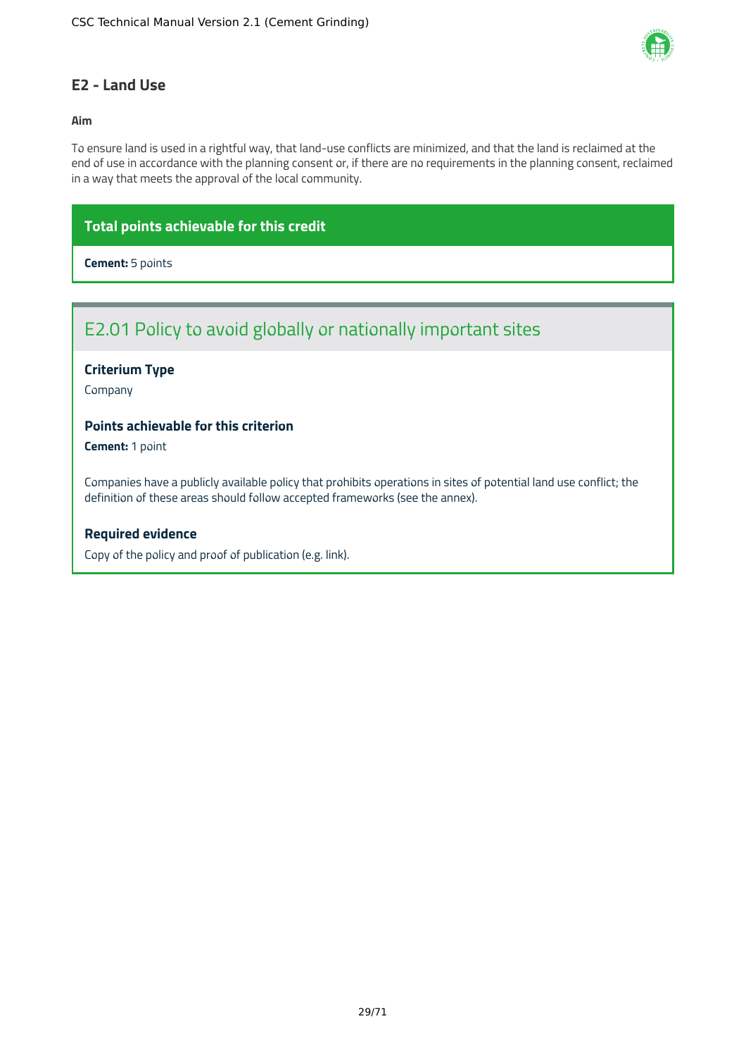## E2 - Land Use

**Aim**

To ensure land is used in a rightful way, that land-use conflicts are minimized, and that the land is reclaimed at the end of use in accordance with the planning consent or, if there are no requirements in the planning consent, reclaimed in a way that meets the approval of the local community.

**Total points achievable for this credit**

**Cement:** 5 points

### E2.01 Policy to avoid globally or nationally important sites

**Criterium Type**

Company

**Points achievable for this criterion**

**Cement:** 1 point

Companies have a publicly available policy that prohibits operations in sites of potential land use conflict; the definition of these areas should follow accepted frameworks (see the annex).

**Required evidence**

Copy of the policy and proof of publication (e.g. link).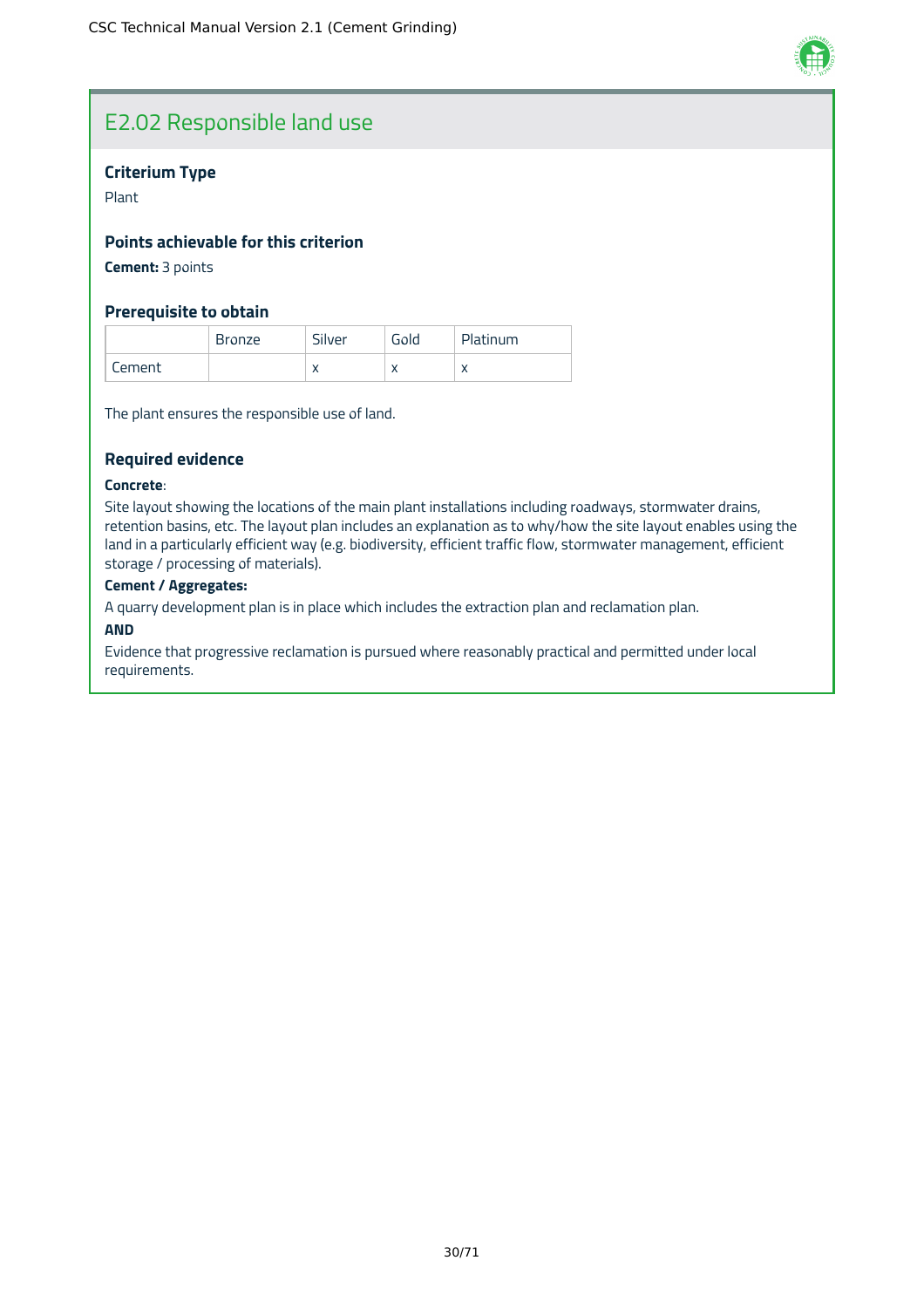## E2.02 Responsible land use

### Criterium Type

Plant

### Points achievable for this criterion

**Cement:** 3 points

### Prerequisite to obtain

| | Bronze | Silver | Gold | Platinum |
|---|---|---|---|---|
| Cement | | x | x | x |

The plant ensures the responsible use of land.

### Required evidence

**Concrete**:

Site layout showing the locations of the main plant installations including roadways, stormwater drains, retention basins, etc. The layout plan includes an explanation as to why/how the site layout enables using the land in a particularly efficient way (e.g. biodiversity, efficient traffic flow, stormwater management, efficient storage / processing of materials).

**Cement / Aggregates:**

A quarry development plan is in place which includes the extraction plan and reclamation plan.

**AND**

Evidence that progressive reclamation is pursued where reasonably practical and permitted under local requirements.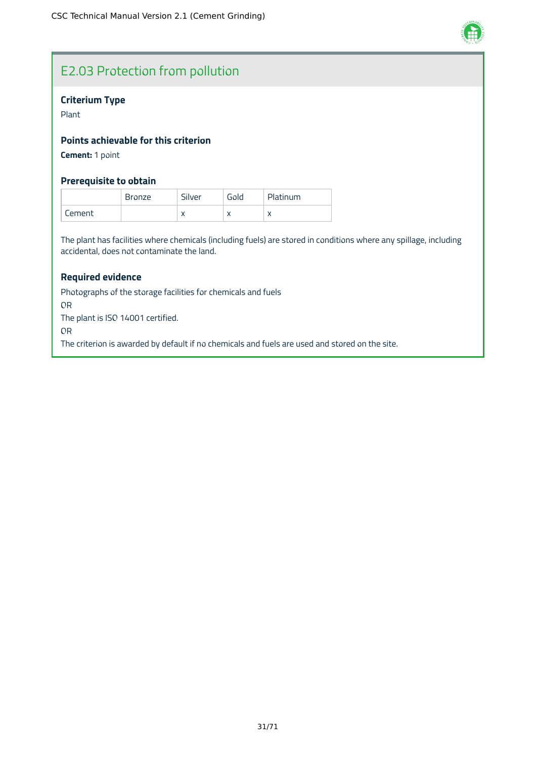## E2.03 Protection from pollution

### Criterium Type

Plant

### Points achievable for this criterion

**Cement:** 1 point

### Prerequisite to obtain

| | Bronze | Silver | Gold | Platinum |
|---|---|---|---|---|
| Cement | | x | x | x |

The plant has facilities where chemicals (including fuels) are stored in conditions where any spillage, including accidental, does not contaminate the land.

### Required evidence

Photographs of the storage facilities for chemicals and fuels

OR

The plant is ISO 14001 certified.

OR

The criterion is awarded by default if no chemicals and fuels are used and stored on the site.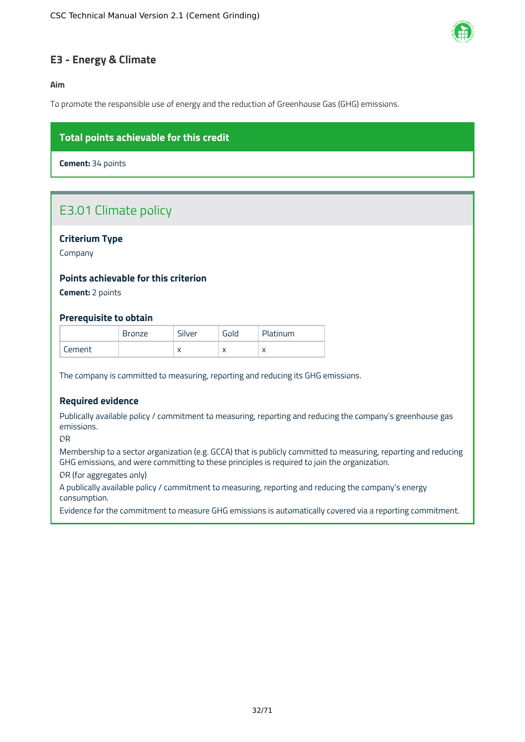## E3 - Energy & Climate

**Aim**

To promote the responsible use of energy and the reduction of Greenhouse Gas (GHG) emissions.

**Total points achievable for this credit**

**Cement:** 34 points

### E3.01 Climate policy

**Criterium Type**

Company

**Points achievable for this criterion**

**Cement:** 2 points

**Prerequisite to obtain**

| | Bronze | Silver | Gold | Platinum |
|---|---|---|---|---|
| Cement | | x | x | x |

The company is committed to measuring, reporting and reducing its GHG emissions.

**Required evidence**

Publically available policy / commitment to measuring, reporting and reducing the company's greenhouse gas emissions.

OR

Membership to a sector organization (e.g. GCCA) that is publicly committed to measuring, reporting and reducing GHG emissions, and were committing to these principles is required to join the organization.

OR (for aggregates only)

A publically available policy / commitment to measuring, reporting and reducing the company's energy consumption.

Evidence for the commitment to measure GHG emissions is automatically covered via a reporting commitment.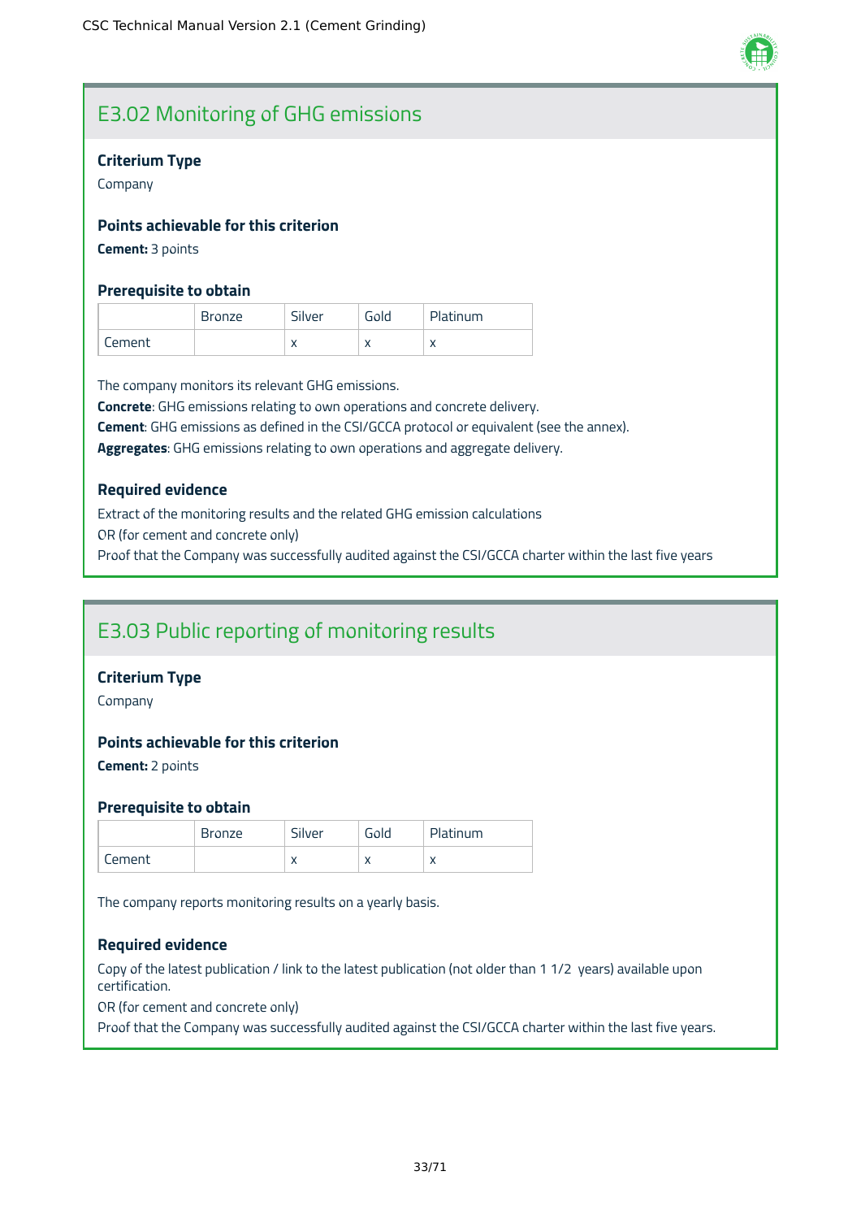## E3.02 Monitoring of GHG emissions

### Criterium Type

Company

### Points achievable for this criterion

**Cement:** 3 points

### Prerequisite to obtain

| | Bronze | Silver | Gold | Platinum |
|---|---|---|---|---|
| Cement | | x | x | x |

The company monitors its relevant GHG emissions.
**Concrete**: GHG emissions relating to own operations and concrete delivery.
**Cement**: GHG emissions as defined in the CSI/GCCA protocol or equivalent (see the annex).
**Aggregates**: GHG emissions relating to own operations and aggregate delivery.

### Required evidence

Extract of the monitoring results and the related GHG emission calculations
OR (for cement and concrete only)
Proof that the Company was successfully audited against the CSI/GCCA charter within the last five years

## E3.03 Public reporting of monitoring results

### Criterium Type

Company

### Points achievable for this criterion

**Cement:** 2 points

### Prerequisite to obtain

| | Bronze | Silver | Gold | Platinum |
|---|---|---|---|---|
| Cement | | x | x | x |

The company reports monitoring results on a yearly basis.

### Required evidence

Copy of the latest publication / link to the latest publication (not older than 1 1/2 years) available upon certification.
OR (for cement and concrete only)
Proof that the Company was successfully audited against the CSI/GCCA charter within the last five years.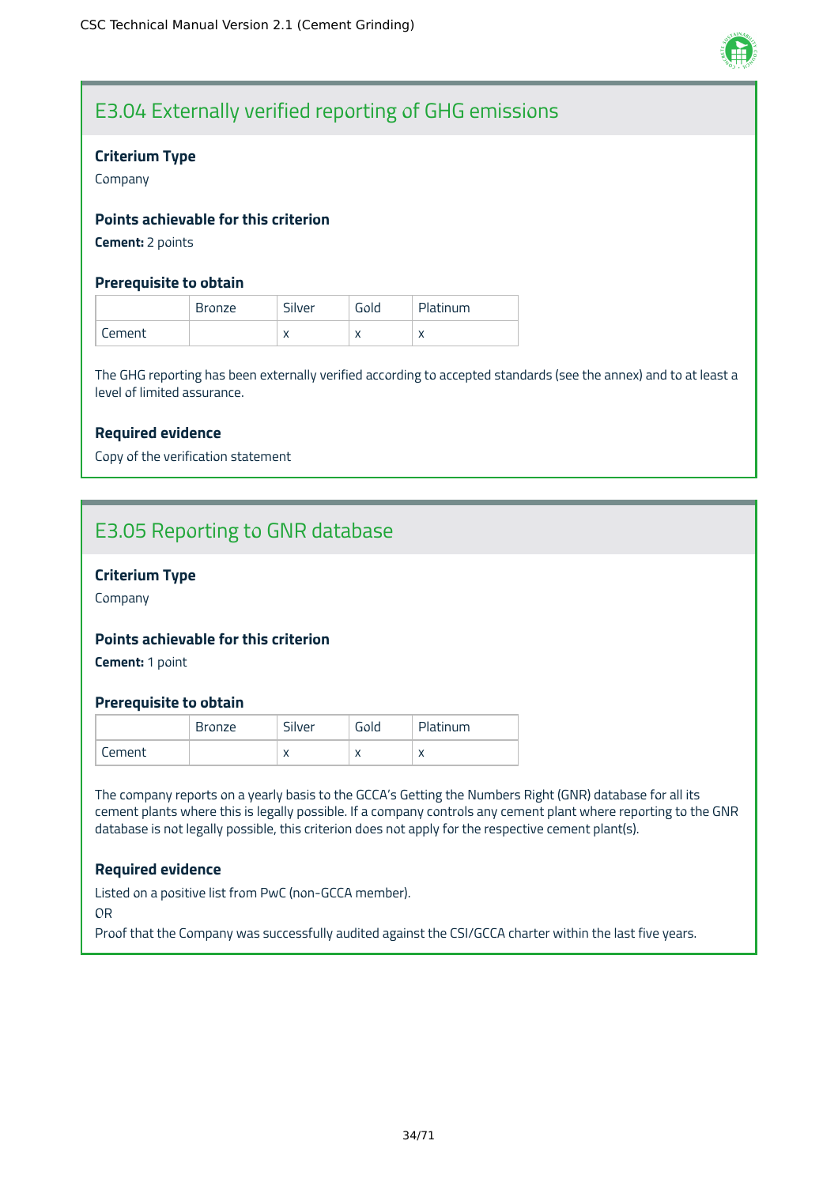## E3.04 Externally verified reporting of GHG emissions

### Criterium Type

Company

### Points achievable for this criterion

**Cement:** 2 points

### Prerequisite to obtain

| | Bronze | Silver | Gold | Platinum |
|---|---|---|---|---|
| Cement | | x | x | x |

The GHG reporting has been externally verified according to accepted standards (see the annex) and to at least a level of limited assurance.

### Required evidence

Copy of the verification statement

## E3.05 Reporting to GNR database

### Criterium Type

Company

### Points achievable for this criterion

**Cement:** 1 point

### Prerequisite to obtain

| | Bronze | Silver | Gold | Platinum |
|---|---|---|---|---|
| Cement | | x | x | x |

The company reports on a yearly basis to the GCCA's Getting the Numbers Right (GNR) database for all its cement plants where this is legally possible. If a company controls any cement plant where reporting to the GNR database is not legally possible, this criterion does not apply for the respective cement plant(s).

### Required evidence

Listed on a positive list from PwC (non-GCCA member).

OR

Proof that the Company was successfully audited against the CSI/GCCA charter within the last five years.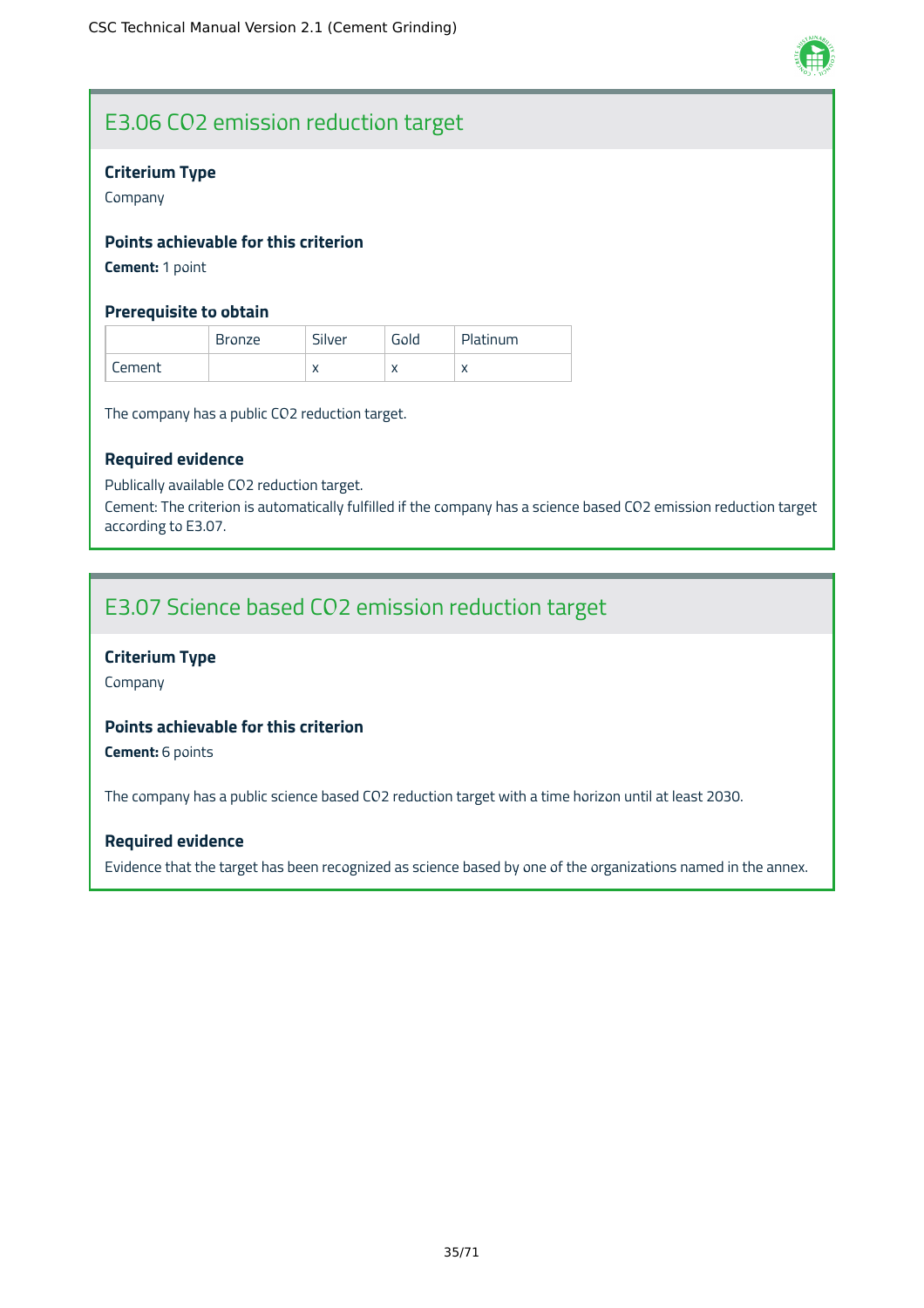## E3.06 CO2 emission reduction target

### Criterium Type

Company

### Points achievable for this criterion

**Cement:** 1 point

### Prerequisite to obtain

| | Bronze | Silver | Gold | Platinum |
|---|---|---|---|---|
| Cement | | x | x | x |

The company has a public CO2 reduction target.

### Required evidence

Publically available CO2 reduction target.

Cement: The criterion is automatically fulfilled if the company has a science based CO2 emission reduction target according to E3.07.

## E3.07 Science based CO2 emission reduction target

### Criterium Type

Company

### Points achievable for this criterion

**Cement:** 6 points

The company has a public science based CO2 reduction target with a time horizon until at least 2030.

### Required evidence

Evidence that the target has been recognized as science based by one of the organizations named in the annex.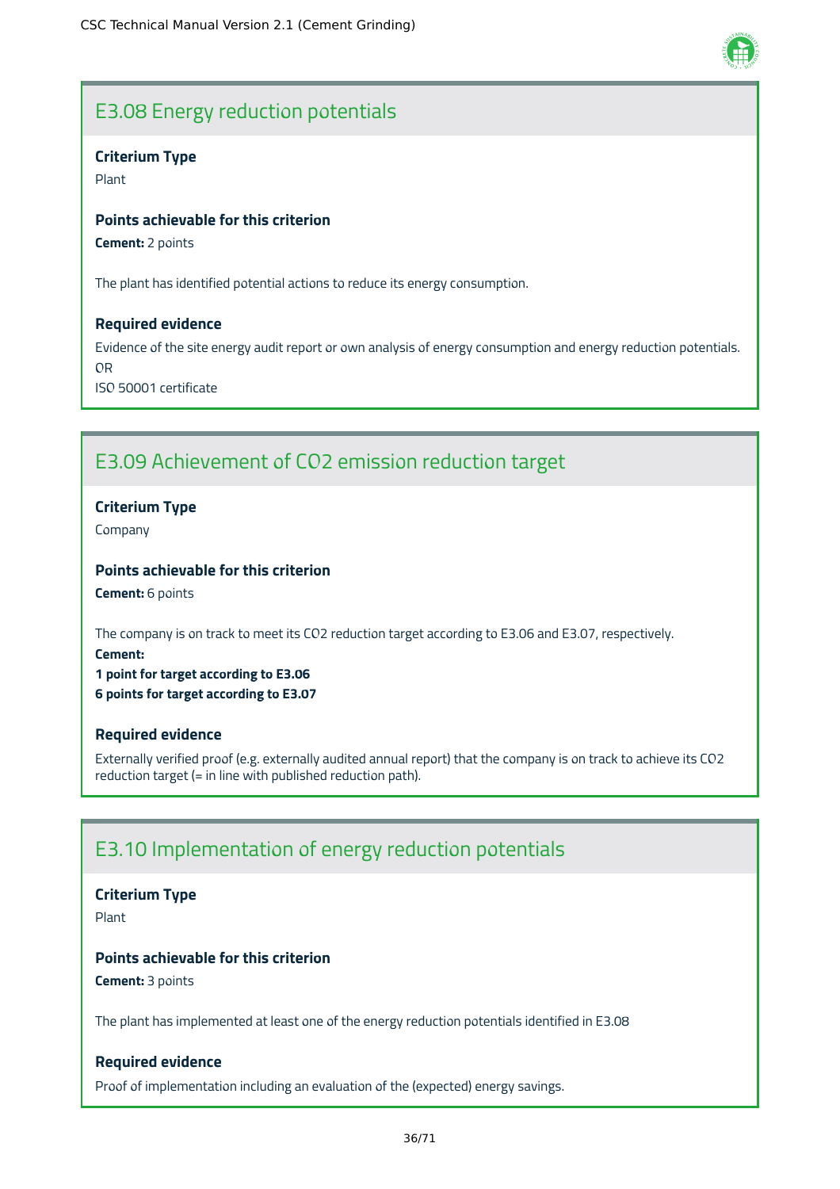## E3.08 Energy reduction potentials

**Criterium Type**

Plant

**Points achievable for this criterion**

**Cement:** 2 points

The plant has identified potential actions to reduce its energy consumption.

**Required evidence**

Evidence of the site energy audit report or own analysis of energy consumption and energy reduction potentials.
OR
ISO 50001 certificate

## E3.09 Achievement of $CO_2$ emission reduction target

**Criterium Type**

Company

**Points achievable for this criterion**

**Cement:** 6 points

The company is on track to meet its $CO_2$ reduction target according to E3.06 and E3.07, respectively.

**Cement:**
**1 point for target according to E3.06**
**6 points for target according to E3.07**

**Required evidence**

Externally verified proof (e.g. externally audited annual report) that the company is on track to achieve its $CO_2$ reduction target (= in line with published reduction path).

## E3.10 Implementation of energy reduction potentials

**Criterium Type**

Plant

**Points achievable for this criterion**

**Cement:** 3 points

The plant has implemented at least one of the energy reduction potentials identified in E3.08

**Required evidence**

Proof of implementation including an evaluation of the (expected) energy savings.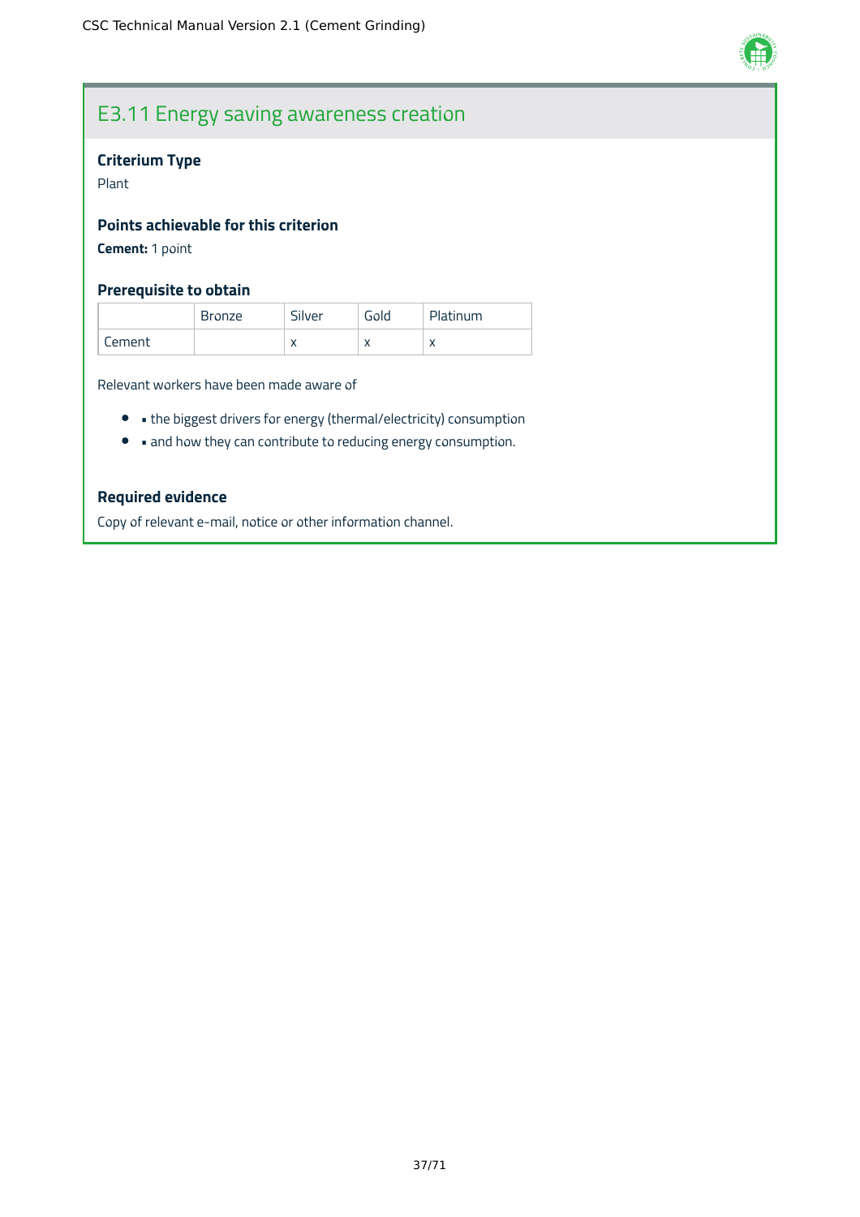## E3.11 Energy saving awareness creation

### Criterium Type

Plant

### Points achievable for this criterion

**Cement:** 1 point

### Prerequisite to obtain

| | Bronze | Silver | Gold | Platinum |
|---|---|---|---|---|
| Cement | | x | x | x |

Relevant workers have been made aware of

- ▪ the biggest drivers for energy (thermal/electricity) consumption
- ▪ and how they can contribute to reducing energy consumption.

### Required evidence

Copy of relevant e-mail, notice or other information channel.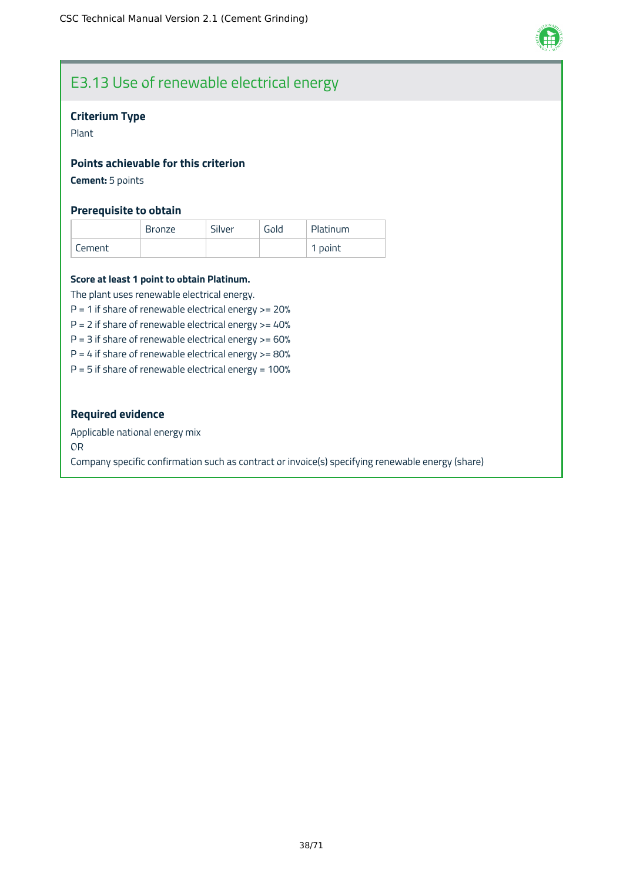## E3.13 Use of renewable electrical energy

**Criterium Type**

Plant

**Points achievable for this criterion**

**Cement:** 5 points

**Prerequisite to obtain**

| | Bronze | Silver | Gold | Platinum |
|---|---|---|---|---|
| Cement | | | | 1 point |

**Score at least 1 point to obtain Platinum.**

The plant uses renewable electrical energy.

P = 1 if share of renewable electrical energy >= 20%

P = 2 if share of renewable electrical energy >= 40%

P = 3 if share of renewable electrical energy >= 60%

P = 4 if share of renewable electrical energy >= 80%

P = 5 if share of renewable electrical energy = 100%

**Required evidence**

Applicable national energy mix

OR

Company specific confirmation such as contract or invoice(s) specifying renewable energy (share)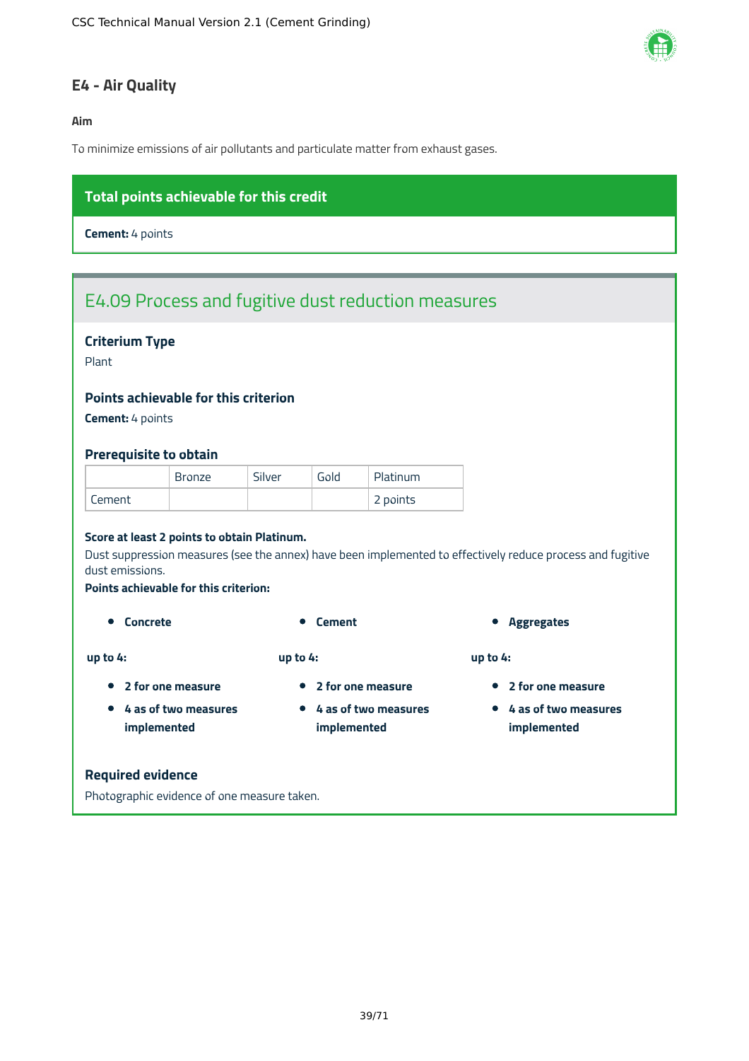# E4 - Air Quality

**Aim**

To minimize emissions of air pollutants and particulate matter from exhaust gases.

**Total points achievable for this credit**

**Cement:** 4 points

## E4.09 Process and fugitive dust reduction measures

### Criterium Type

Plant

### Points achievable for this criterion

**Cement:** 4 points

### Prerequisite to obtain

| | Bronze | Silver | Gold | Platinum |
|---|---|---|---|---|
| Cement | | | | 2 points |

**Score at least 2 points to obtain Platinum.**

Dust suppression measures (see the annex) have been implemented to effectively reduce process and fugitive dust emissions.

**Points achievable for this criterion:**

- **Concrete**

**up to 4:**

- **2 for one measure**
- **4 as of two measures implemented**

- **Cement**

**up to 4:**

- **2 for one measure**
- **4 as of two measures implemented**

- **Aggregates**

**up to 4:**

- **2 for one measure**
- **4 as of two measures implemented**

### Required evidence

Photographic evidence of one measure taken.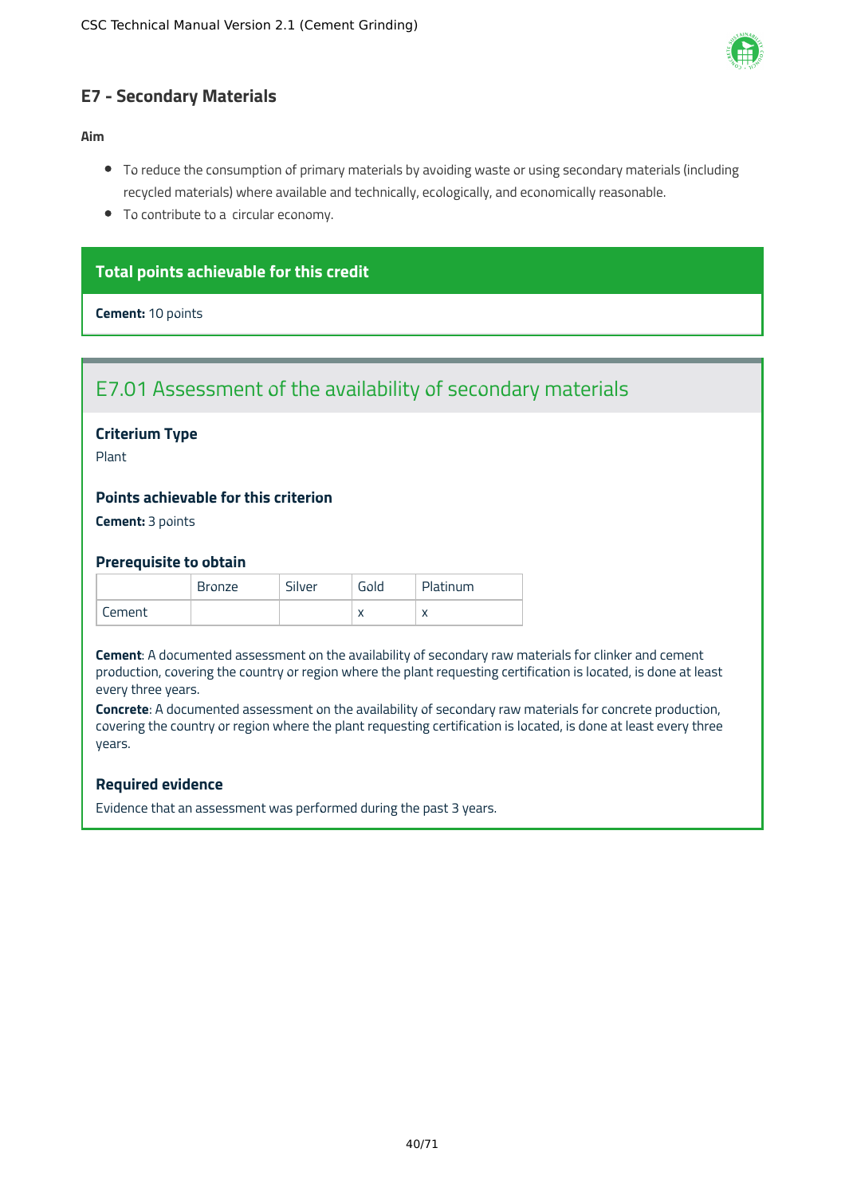## E7 - Secondary Materials

**Aim**

- To reduce the consumption of primary materials by avoiding waste or using secondary materials (including recycled materials) where available and technically, ecologically, and economically reasonable.
- To contribute to a circular economy.

**Total points achievable for this credit**

**Cement:** 10 points

### E7.01 Assessment of the availability of secondary materials

**Criterium Type**

Plant

**Points achievable for this criterion**

**Cement:** 3 points

**Prerequisite to obtain**

| | Bronze | Silver | Gold | Platinum |
|---|---|---|---|---|
| Cement | | | x | x |

**Cement**: A documented assessment on the availability of secondary raw materials for clinker and cement production, covering the country or region where the plant requesting certification is located, is done at least every three years.

**Concrete**: A documented assessment on the availability of secondary raw materials for concrete production, covering the country or region where the plant requesting certification is located, is done at least every three years.

**Required evidence**

Evidence that an assessment was performed during the past 3 years.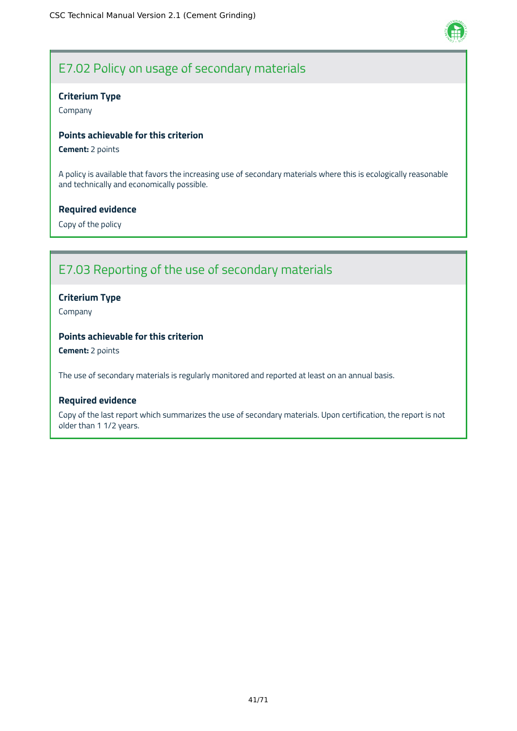## E7.02 Policy on usage of secondary materials

**Criterium Type**

Company

**Points achievable for this criterion**

**Cement:** 2 points

A policy is available that favors the increasing use of secondary materials where this is ecologically reasonable and technically and economically possible.

**Required evidence**

Copy of the policy

## E7.03 Reporting of the use of secondary materials

**Criterium Type**

Company

**Points achievable for this criterion**

**Cement:** 2 points

The use of secondary materials is regularly monitored and reported at least on an annual basis.

**Required evidence**

Copy of the last report which summarizes the use of secondary materials. Upon certification, the report is not older than 1 1/2 years.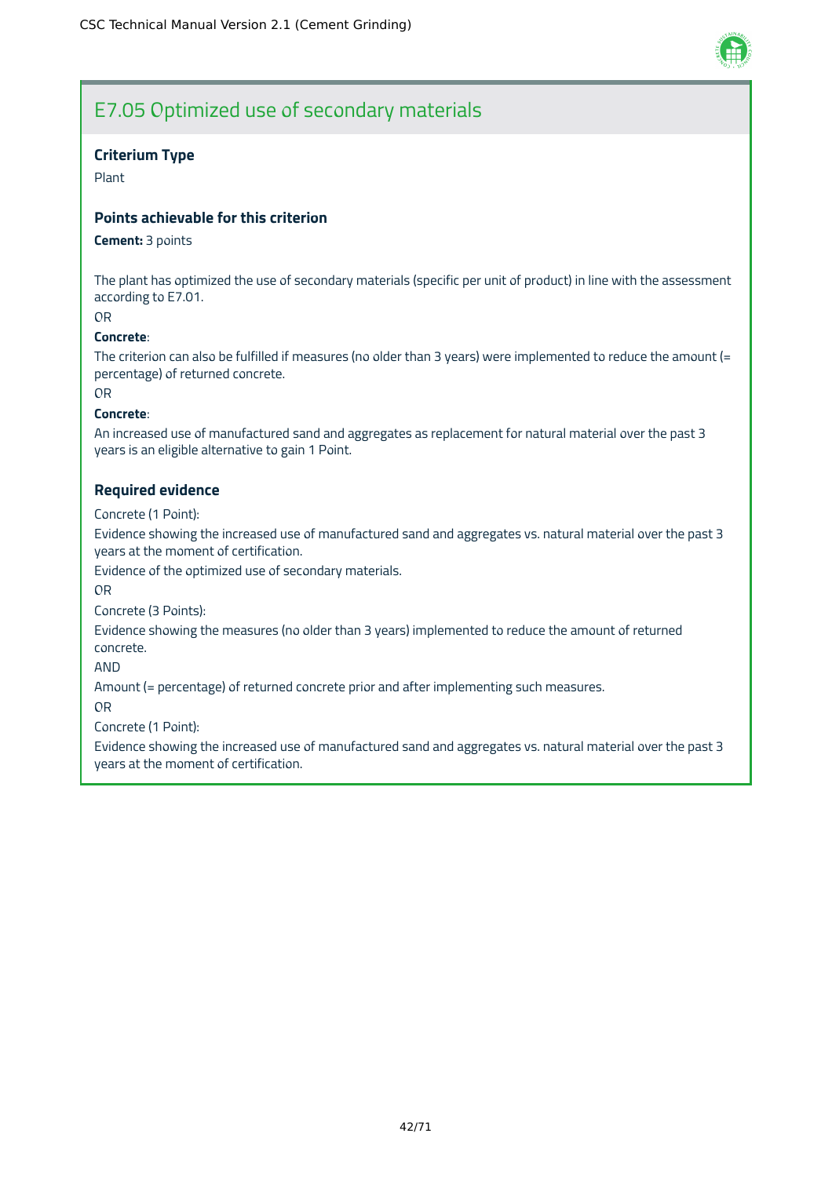## E7.05 Optimized use of secondary materials

### Criterium Type

Plant

### Points achievable for this criterion

**Cement:** 3 points

The plant has optimized the use of secondary materials (specific per unit of product) in line with the assessment according to E7.01.

OR

**Concrete**:

The criterion can also be fulfilled if measures (no older than 3 years) were implemented to reduce the amount (= percentage) of returned concrete.

OR

**Concrete**:

An increased use of manufactured sand and aggregates as replacement for natural material over the past 3 years is an eligible alternative to gain 1 Point.

### Required evidence

Concrete (1 Point):

Evidence showing the increased use of manufactured sand and aggregates vs. natural material over the past 3 years at the moment of certification.

Evidence of the optimized use of secondary materials.

OR

Concrete (3 Points):

Evidence showing the measures (no older than 3 years) implemented to reduce the amount of returned concrete.

AND

Amount (= percentage) of returned concrete prior and after implementing such measures.

OR

Concrete (1 Point):

Evidence showing the increased use of manufactured sand and aggregates vs. natural material over the past 3 years at the moment of certification.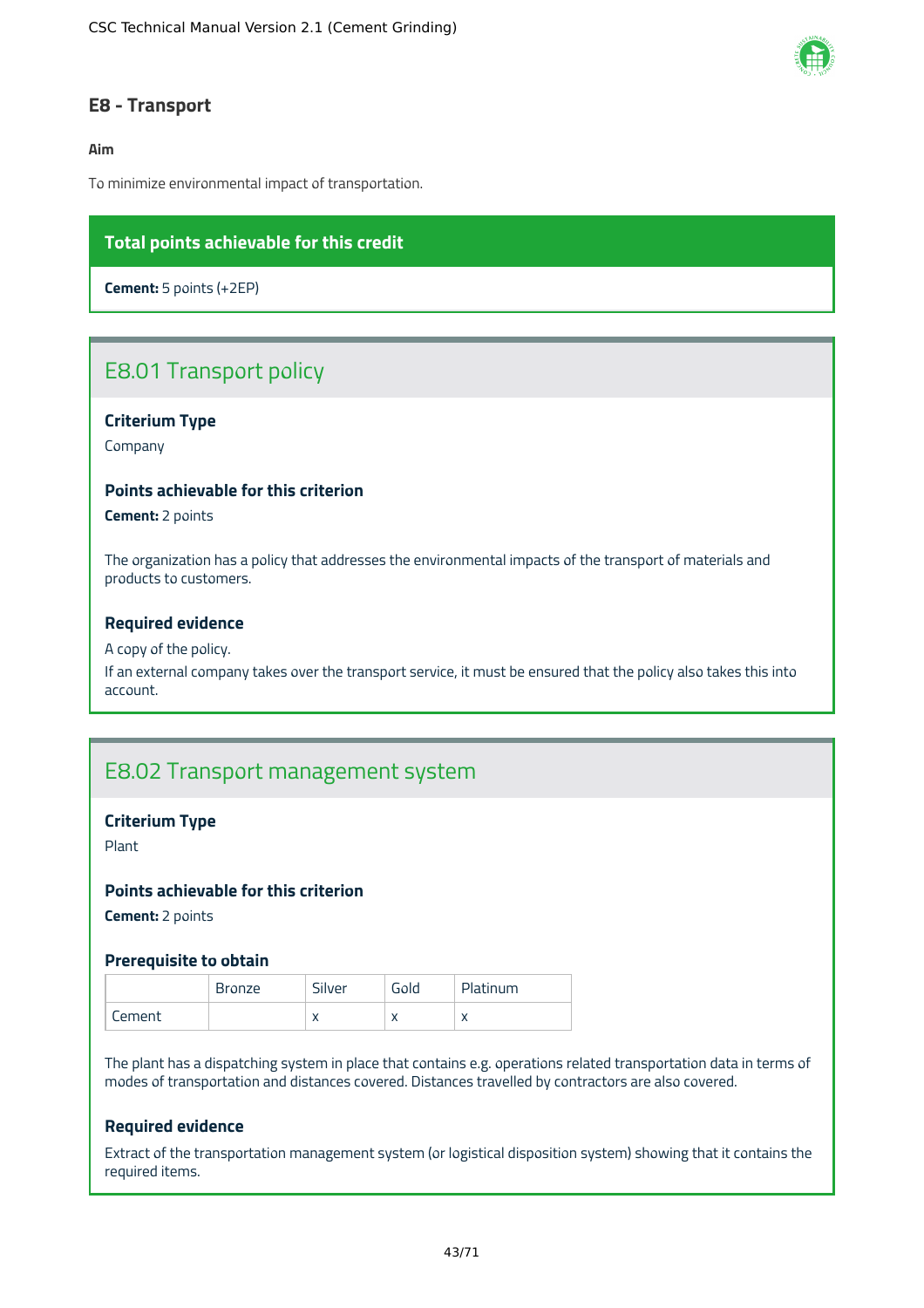## E8 - Transport

**Aim**

To minimize environmental impact of transportation.

**Total points achievable for this credit**

**Cement:** 5 points (+2EP)

### E8.01 Transport policy

**Criterium Type**

Company

**Points achievable for this criterion**

**Cement:** 2 points

The organization has a policy that addresses the environmental impacts of the transport of materials and products to customers.

**Required evidence**

A copy of the policy.
If an external company takes over the transport service, it must be ensured that the policy also takes this into account.

### E8.02 Transport management system

**Criterium Type**

Plant

**Points achievable for this criterion**

**Cement:** 2 points

**Prerequisite to obtain**

| | Bronze | Silver | Gold | Platinum |
|---|---|---|---|---|
| Cement | | x | x | x |

The plant has a dispatching system in place that contains e.g. operations related transportation data in terms of modes of transportation and distances covered. Distances travelled by contractors are also covered.

**Required evidence**

Extract of the transportation management system (or logistical disposition system) showing that it contains the required items.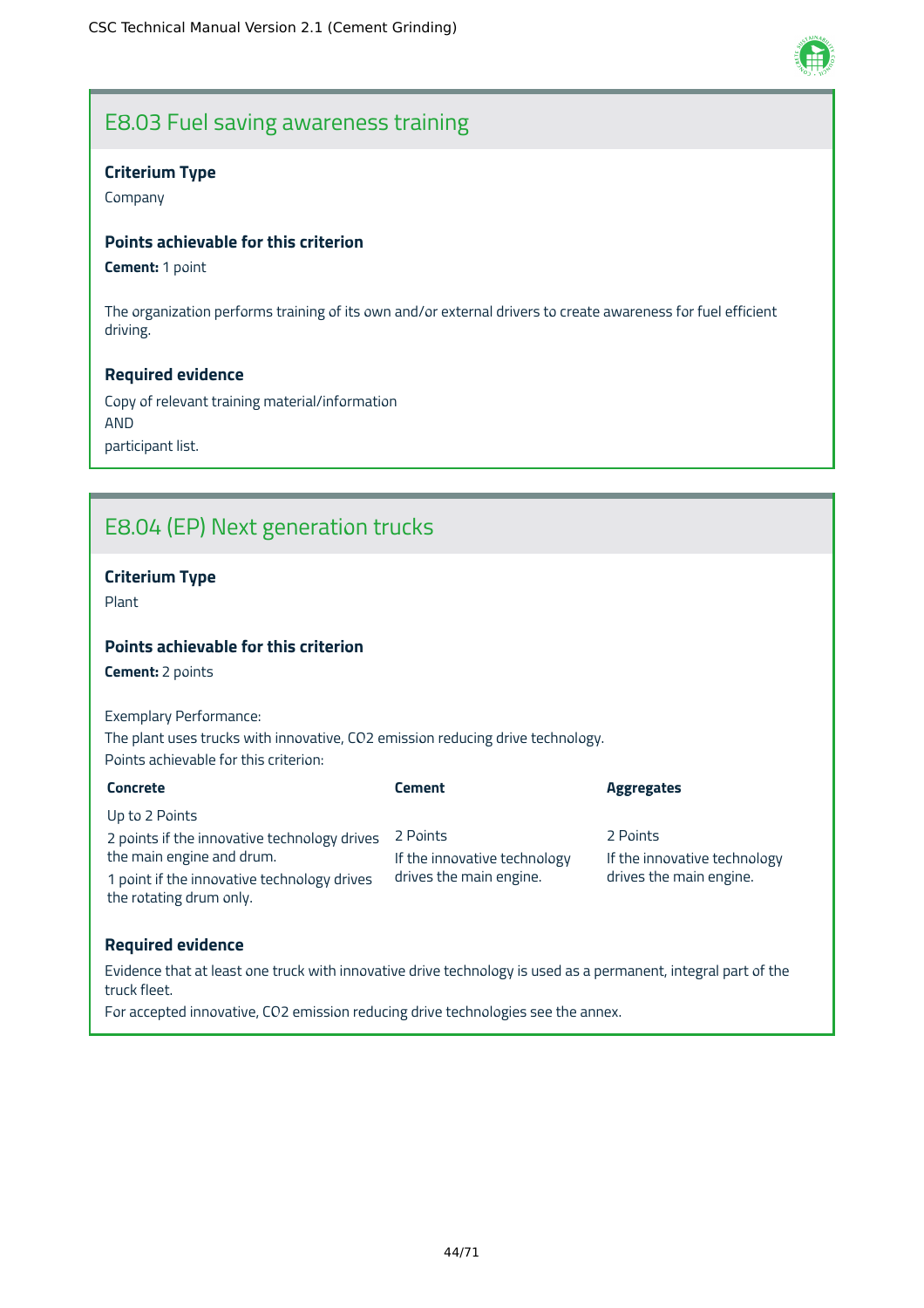## E8.03 Fuel saving awareness training

### Criterium Type

Company

### Points achievable for this criterion

**Cement:** 1 point

The organization performs training of its own and/or external drivers to create awareness for fuel efficient driving.

### Required evidence

Copy of relevant training material/information
AND
participant list.

## E8.04 (EP) Next generation trucks

### Criterium Type

Plant

### Points achievable for this criterion

**Cement:** 2 points

Exemplary Performance:
The plant uses trucks with innovative, $CO_2$ emission reducing drive technology.
Points achievable for this criterion:

| Concrete | Cement | Aggregates |
|---|---|---|
| Up to 2 Points<br>2 points if the innovative technology drives the main engine and drum.<br>1 point if the innovative technology drives the rotating drum only. | 2 Points<br>If the innovative technology drives the main engine. | 2 Points<br>If the innovative technology drives the main engine. |

### Required evidence

Evidence that at least one truck with innovative drive technology is used as a permanent, integral part of the truck fleet.
For accepted innovative, $CO_2$ emission reducing drive technologies see the annex.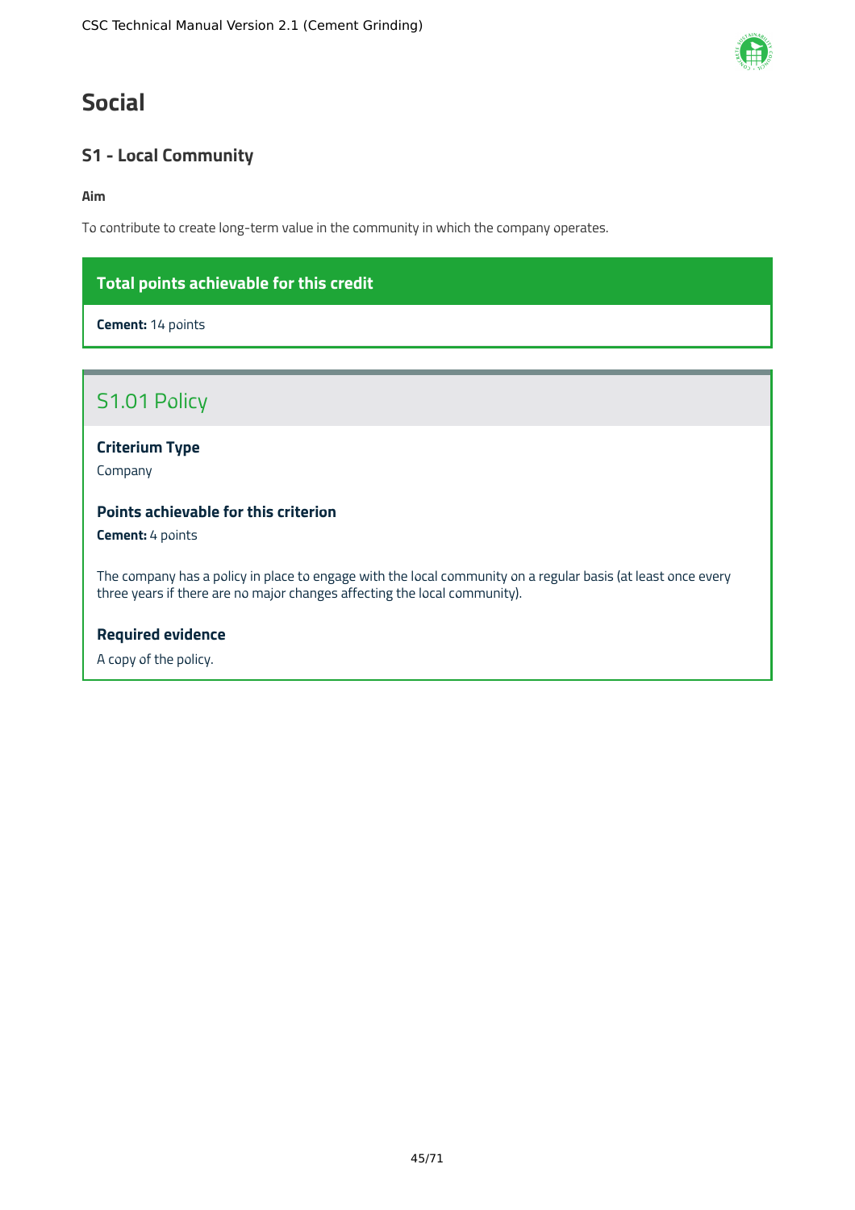# Social

## S1 - Local Community

**Aim**

To contribute to create long-term value in the community in which the company operates.

**Total points achievable for this credit**

**Cement:** 14 points

### S1.01 Policy

**Criterium Type**

Company

**Points achievable for this criterion**

**Cement:** 4 points

The company has a policy in place to engage with the local community on a regular basis (at least once every three years if there are no major changes affecting the local community).

**Required evidence**

A copy of the policy.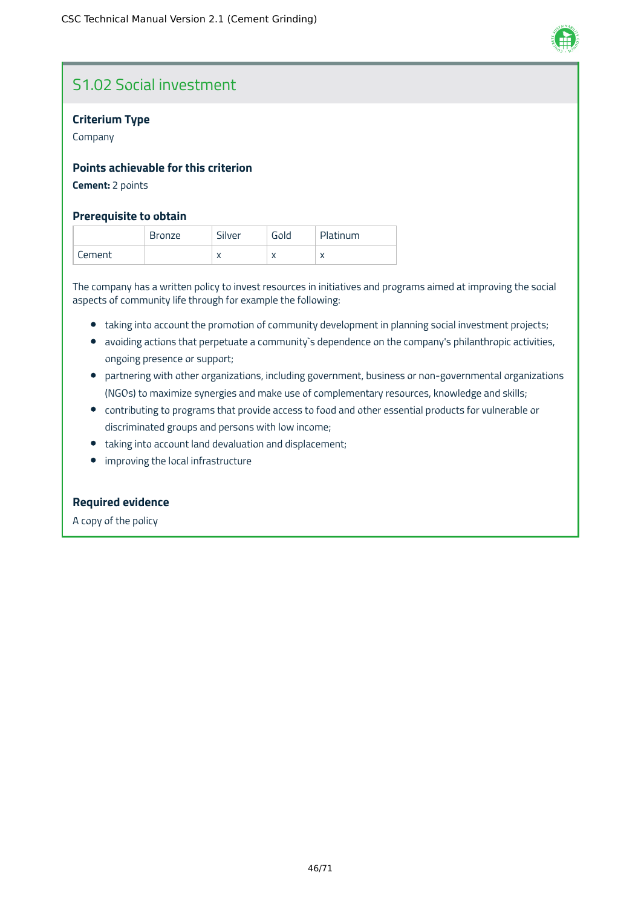## S1.02 Social investment

### Criterium Type

Company

### Points achievable for this criterion

**Cement:** 2 points

### Prerequisite to obtain

| | Bronze | Silver | Gold | Platinum |
|---|---|---|---|---|
| Cement | | x | x | x |

The company has a written policy to invest resources in initiatives and programs aimed at improving the social aspects of community life through for example the following:

- taking into account the promotion of community development in planning social investment projects;
- avoiding actions that perpetuate a community`s dependence on the company's philanthropic activities, ongoing presence or support;
- partnering with other organizations, including government, business or non-governmental organizations (NGOs) to maximize synergies and make use of complementary resources, knowledge and skills;
- contributing to programs that provide access to food and other essential products for vulnerable or discriminated groups and persons with low income;
- taking into account land devaluation and displacement;
- improving the local infrastructure

### Required evidence

A copy of the policy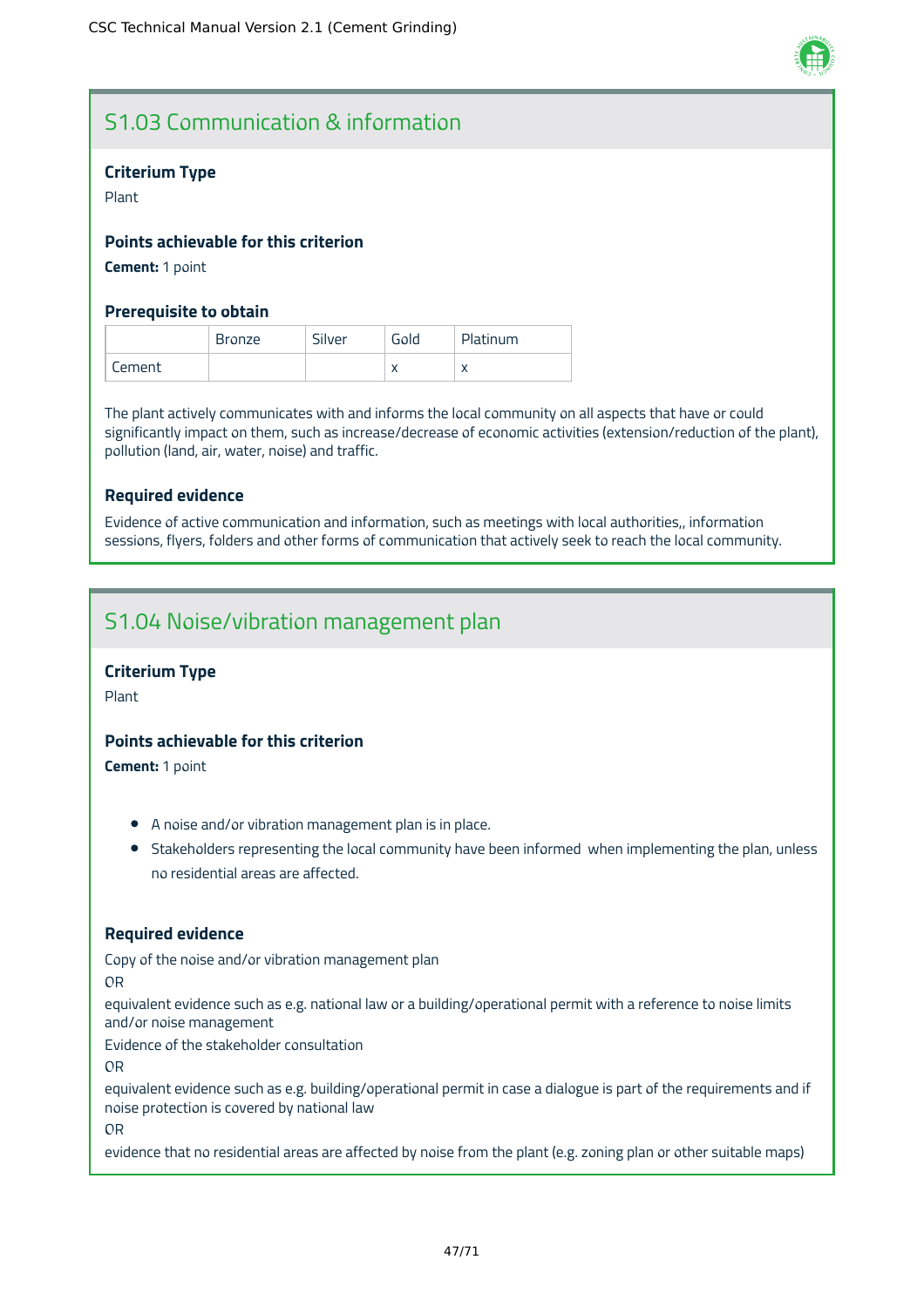## S1.03 Communication & information

### Criterium Type

Plant

### Points achievable for this criterion

**Cement:** 1 point

### Prerequisite to obtain

| | Bronze | Silver | Gold | Platinum |
|---|---|---|---|---|
| Cement | | | x | x |

The plant actively communicates with and informs the local community on all aspects that have or could significantly impact on them, such as increase/decrease of economic activities (extension/reduction of the plant), pollution (land, air, water, noise) and traffic.

### Required evidence

Evidence of active communication and information, such as meetings with local authorities,, information sessions, flyers, folders and other forms of communication that actively seek to reach the local community.

## S1.04 Noise/vibration management plan

### Criterium Type

Plant

### Points achievable for this criterion

**Cement:** 1 point

- A noise and/or vibration management plan is in place.
- Stakeholders representing the local community have been informed when implementing the plan, unless no residential areas are affected.

### Required evidence

Copy of the noise and/or vibration management plan

OR

equivalent evidence such as e.g. national law or a building/operational permit with a reference to noise limits and/or noise management

Evidence of the stakeholder consultation

OR

equivalent evidence such as e.g. building/operational permit in case a dialogue is part of the requirements and if noise protection is covered by national law

OR

evidence that no residential areas are affected by noise from the plant (e.g. zoning plan or other suitable maps)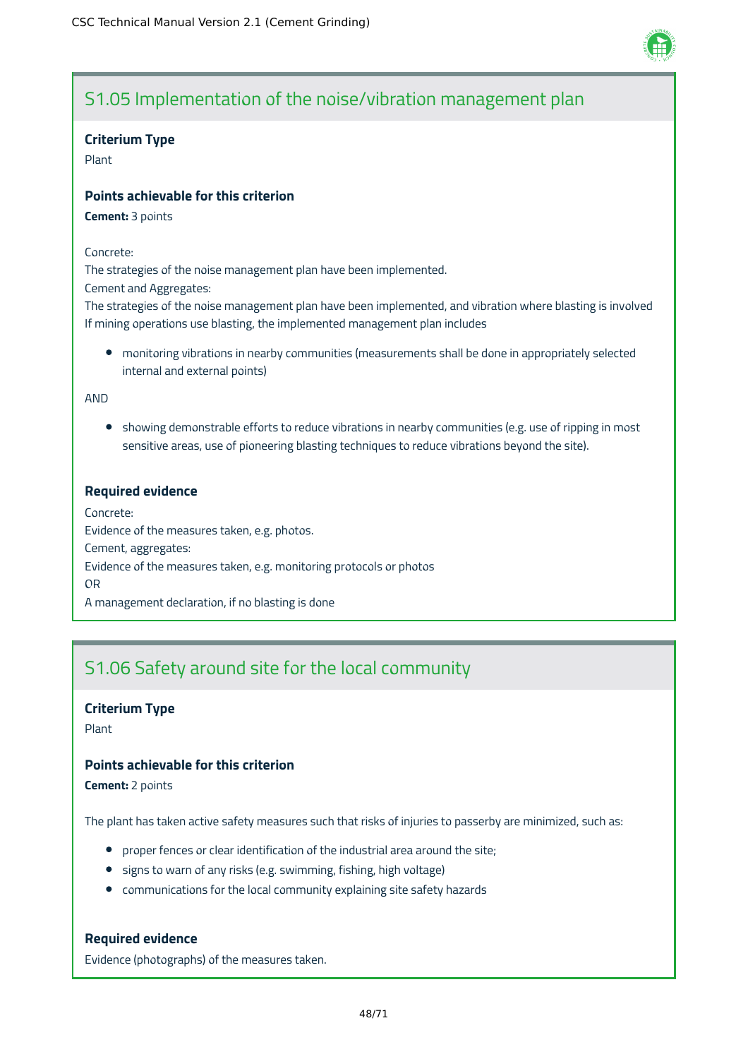## S1.05 Implementation of the noise/vibration management plan

**Criterium Type**

Plant

**Points achievable for this criterion**

**Cement:** 3 points

Concrete:
The strategies of the noise management plan have been implemented.
Cement and Aggregates:
The strategies of the noise management plan have been implemented, and vibration where blasting is involved
If mining operations use blasting, the implemented management plan includes

- monitoring vibrations in nearby communities (measurements shall be done in appropriately selected internal and external points)

AND

- showing demonstrable efforts to reduce vibrations in nearby communities (e.g. use of ripping in most sensitive areas, use of pioneering blasting techniques to reduce vibrations beyond the site).

**Required evidence**

Concrete:
Evidence of the measures taken, e.g. photos.
Cement, aggregates:
Evidence of the measures taken, e.g. monitoring protocols or photos
OR
A management declaration, if no blasting is done

## S1.06 Safety around site for the local community

**Criterium Type**

Plant

**Points achievable for this criterion**

**Cement:** 2 points

The plant has taken active safety measures such that risks of injuries to passerby are minimized, such as:

- proper fences or clear identification of the industrial area around the site;
- signs to warn of any risks (e.g. swimming, fishing, high voltage)
- communications for the local community explaining site safety hazards

**Required evidence**

Evidence (photographs) of the measures taken.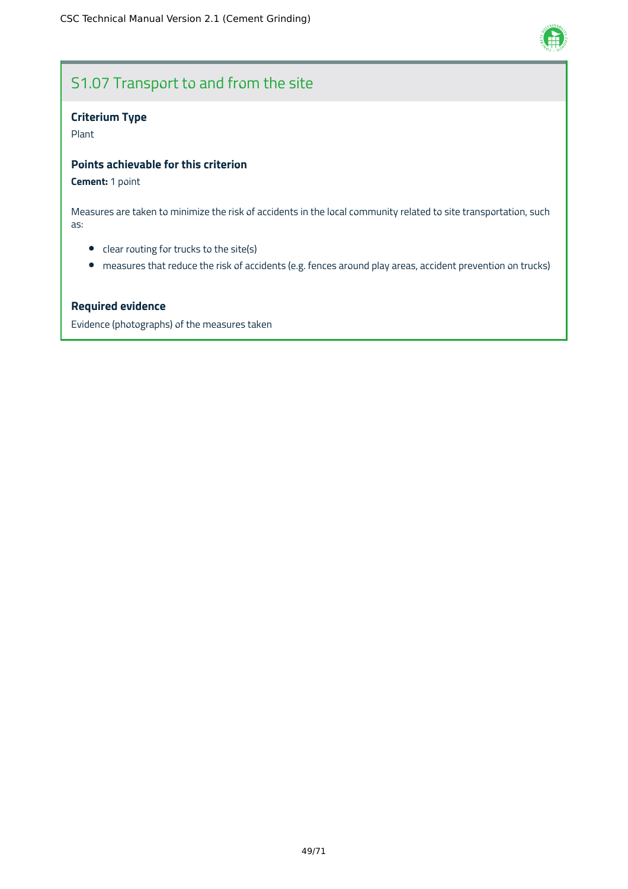## S1.07 Transport to and from the site

### Criterium Type

Plant

### Points achievable for this criterion

**Cement:** 1 point

Measures are taken to minimize the risk of accidents in the local community related to site transportation, such as:

- clear routing for trucks to the site(s)
- measures that reduce the risk of accidents (e.g. fences around play areas, accident prevention on trucks)

### Required evidence

Evidence (photographs) of the measures taken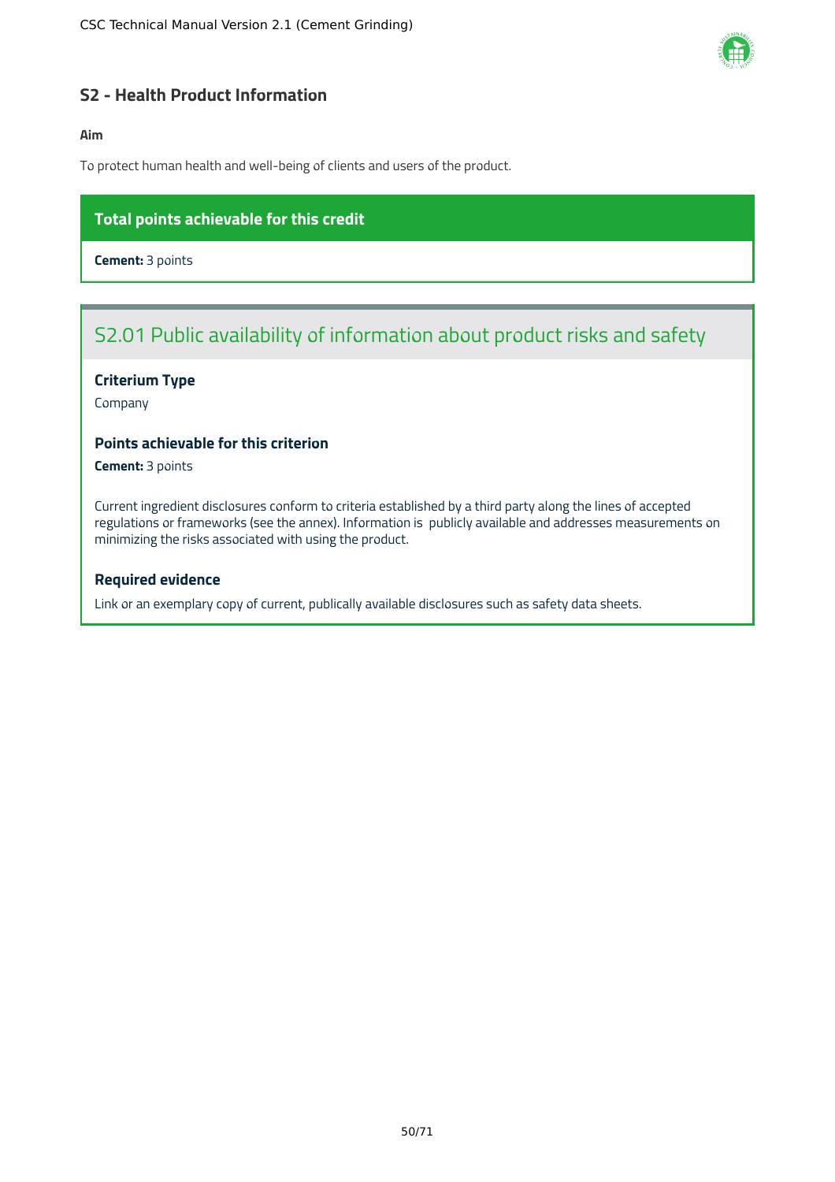## S2 - Health Product Information

**Aim**

To protect human health and well-being of clients and users of the product.

**Total points achievable for this credit**

**Cement:** 3 points

### S2.01 Public availability of information about product risks and safety

**Criterium Type**

Company

**Points achievable for this criterion**

**Cement:** 3 points

Current ingredient disclosures conform to criteria established by a third party along the lines of accepted regulations or frameworks (see the annex). Information is publicly available and addresses measurements on minimizing the risks associated with using the product.

**Required evidence**

Link or an exemplary copy of current, publically available disclosures such as safety data sheets.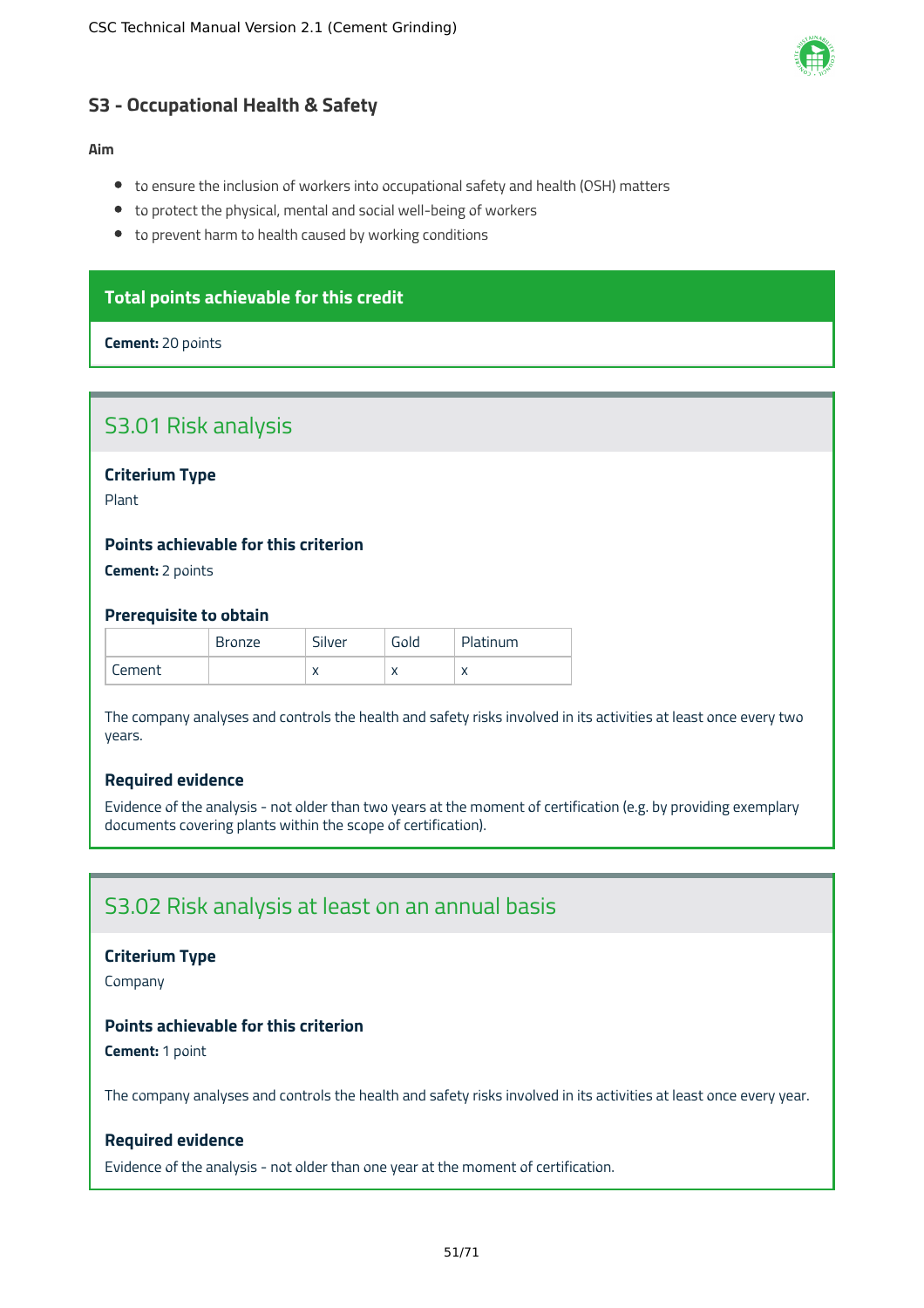## S3 - Occupational Health & Safety

**Aim**

- to ensure the inclusion of workers into occupational safety and health (OSH) matters
- to protect the physical, mental and social well-being of workers
- to prevent harm to health caused by working conditions

**Total points achievable for this credit**

**Cement:** 20 points

### S3.01 Risk analysis

**Criterium Type**

Plant

**Points achievable for this criterion**

**Cement:** 2 points

**Prerequisite to obtain**

| | Bronze | Silver | Gold | Platinum |
|---|---|---|---|---|
| Cement | | x | x | x |

The company analyses and controls the health and safety risks involved in its activities at least once every two years.

**Required evidence**

Evidence of the analysis - not older than two years at the moment of certification (e.g. by providing exemplary documents covering plants within the scope of certification).

### S3.02 Risk analysis at least on an annual basis

**Criterium Type**

Company

**Points achievable for this criterion**

**Cement:** 1 point

The company analyses and controls the health and safety risks involved in its activities at least once every year.

**Required evidence**

Evidence of the analysis - not older than one year at the moment of certification.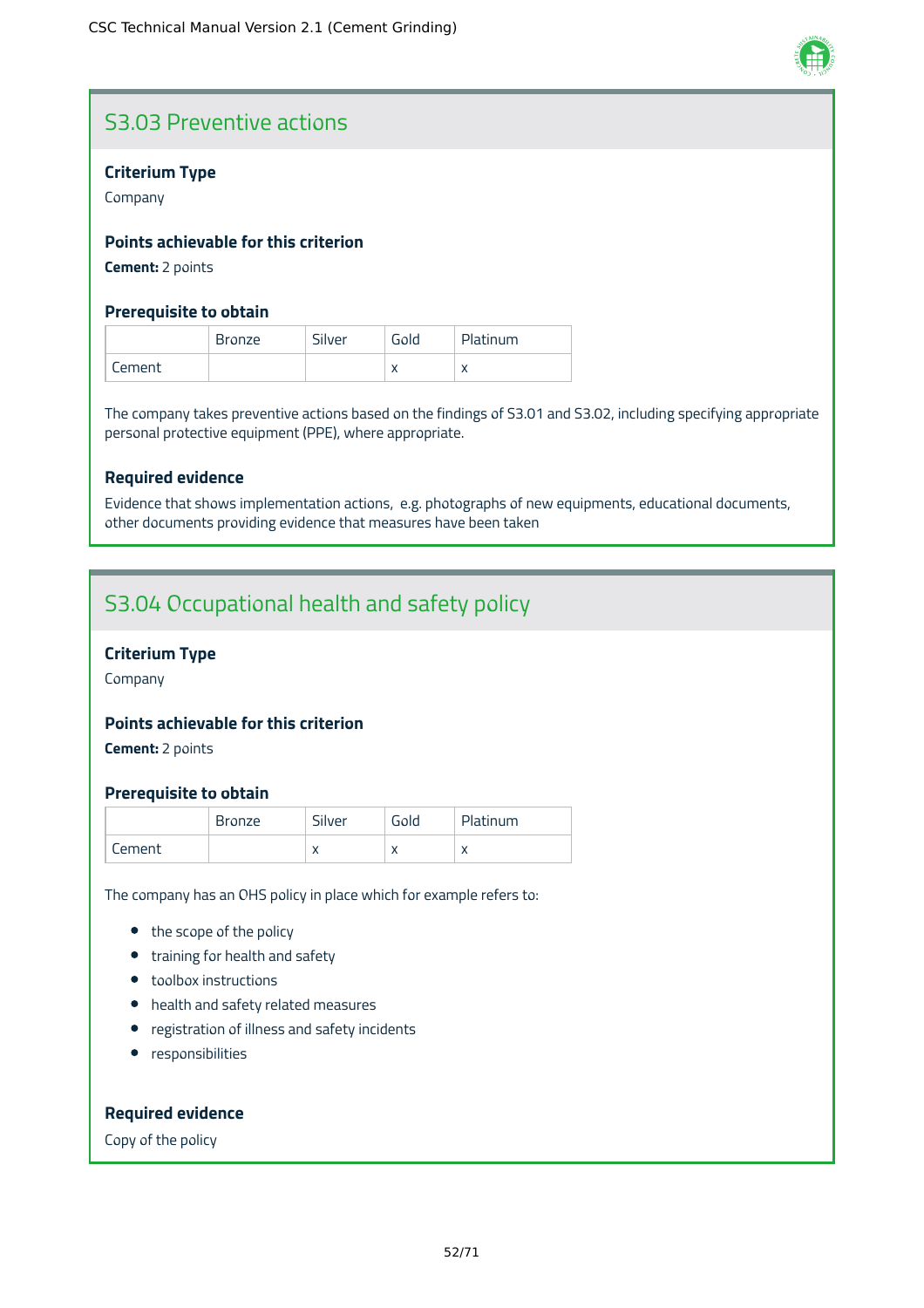## S3.03 Preventive actions

### Criterium Type

Company

### Points achievable for this criterion

**Cement:** 2 points

### Prerequisite to obtain

| | Bronze | Silver | Gold | Platinum |
|---|---|---|---|---|
| Cement | | | x | x |

The company takes preventive actions based on the findings of S3.01 and S3.02, including specifying appropriate personal protective equipment (PPE), where appropriate.

### Required evidence

Evidence that shows implementation actions, e.g. photographs of new equipments, educational documents, other documents providing evidence that measures have been taken

## S3.04 Occupational health and safety policy

### Criterium Type

Company

### Points achievable for this criterion

**Cement:** 2 points

### Prerequisite to obtain

| | Bronze | Silver | Gold | Platinum |
|---|---|---|---|---|
| Cement | | x | x | x |

The company has an OHS policy in place which for example refers to:

- the scope of the policy
- training for health and safety
- toolbox instructions
- health and safety related measures
- registration of illness and safety incidents
- responsibilities

### Required evidence

Copy of the policy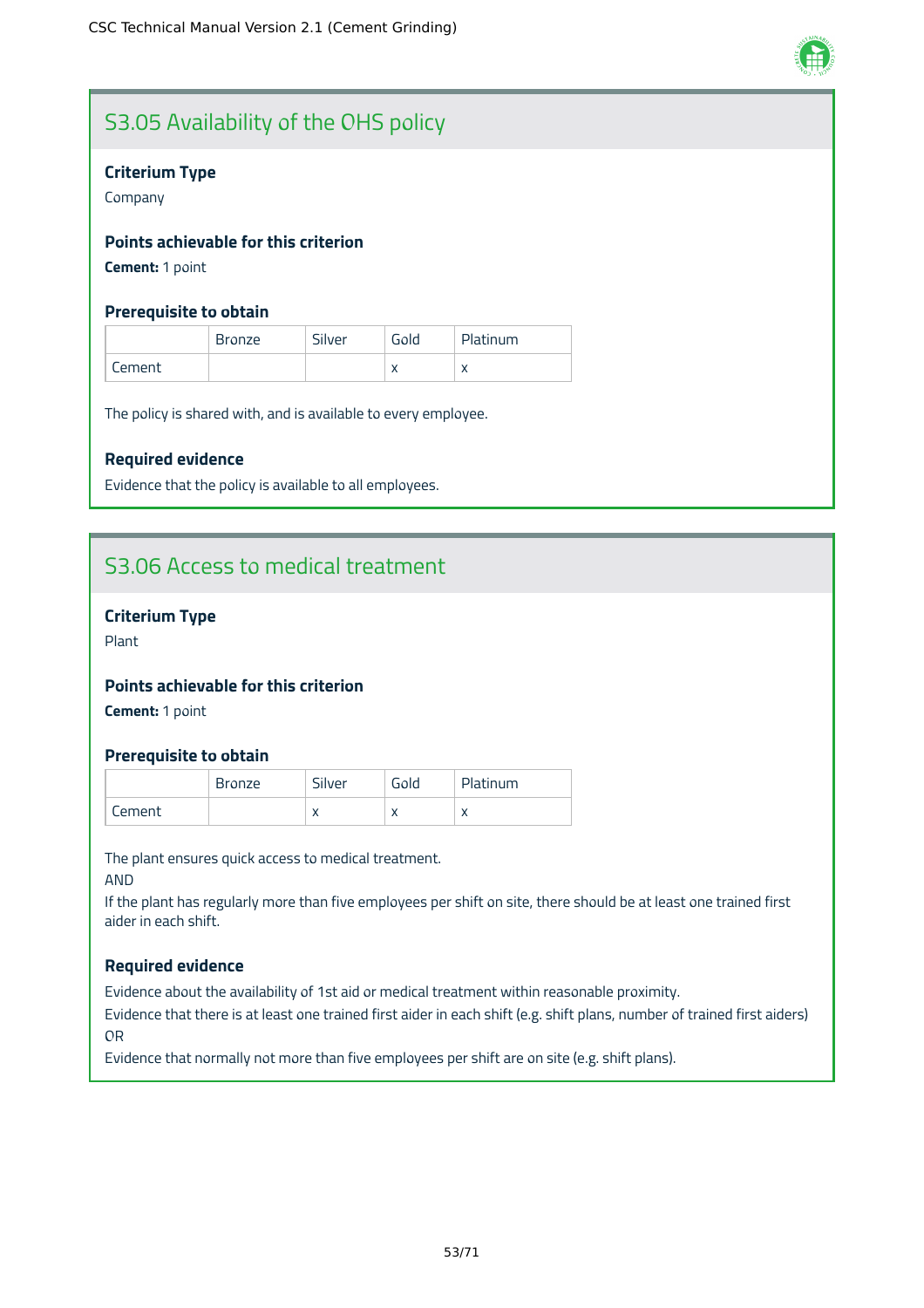## S3.05 Availability of the OHS policy

### Criterium Type

Company

### Points achievable for this criterion

**Cement:** 1 point

### Prerequisite to obtain

| | Bronze | Silver | Gold | Platinum |
|---|---|---|---|---|
| Cement | | | x | x |

The policy is shared with, and is available to every employee.

### Required evidence

Evidence that the policy is available to all employees.

## S3.06 Access to medical treatment

### Criterium Type

Plant

### Points achievable for this criterion

**Cement:** 1 point

### Prerequisite to obtain

| | Bronze | Silver | Gold | Platinum |
|---|---|---|---|---|
| Cement | | x | x | x |

The plant ensures quick access to medical treatment.
AND
If the plant has regularly more than five employees per shift on site, there should be at least one trained first aider in each shift.

### Required evidence

Evidence about the availability of 1st aid or medical treatment within reasonable proximity.
Evidence that there is at least one trained first aider in each shift (e.g. shift plans, number of trained first aiders)
OR
Evidence that normally not more than five employees per shift are on site (e.g. shift plans).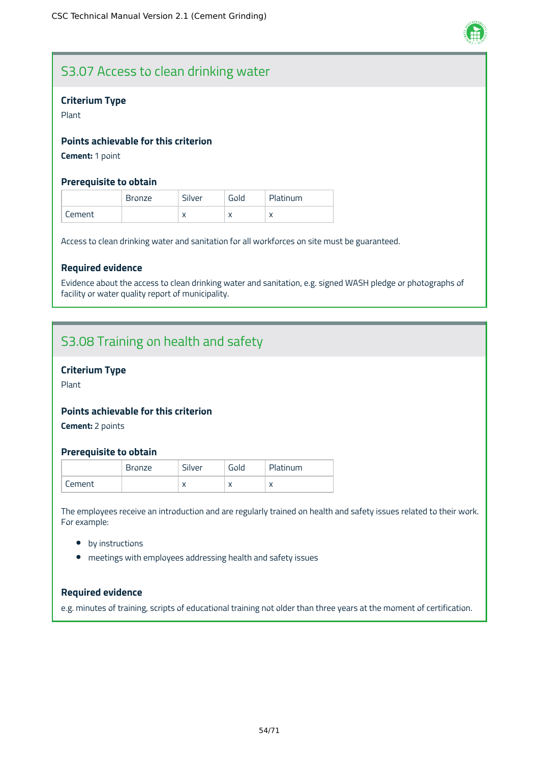## S3.07 Access to clean drinking water

### Criterium Type

Plant

### Points achievable for this criterion

**Cement:** 1 point

### Prerequisite to obtain

| | Bronze | Silver | Gold | Platinum |
|---|---|---|---|---|
| Cement | | x | x | x |

Access to clean drinking water and sanitation for all workforces on site must be guaranteed.

### Required evidence

Evidence about the access to clean drinking water and sanitation, e.g. signed WASH pledge or photographs of facility or water quality report of municipality.

## S3.08 Training on health and safety

### Criterium Type

Plant

### Points achievable for this criterion

**Cement:** 2 points

### Prerequisite to obtain

| | Bronze | Silver | Gold | Platinum |
|---|---|---|---|---|
| Cement | | x | x | x |

The employees receive an introduction and are regularly trained on health and safety issues related to their work. For example:

- by instructions
- meetings with employees addressing health and safety issues

### Required evidence

e.g. minutes of training, scripts of educational training not older than three years at the moment of certification.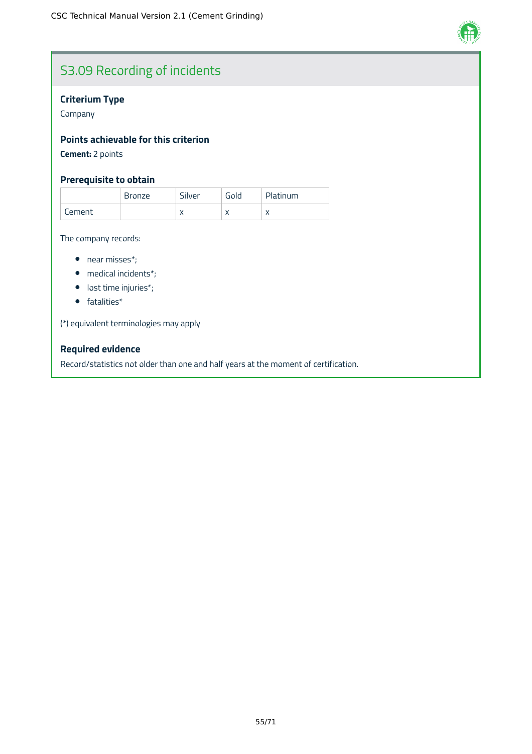## S3.09 Recording of incidents

### Criterium Type

Company

### Points achievable for this criterion

**Cement:** 2 points

### Prerequisite to obtain

| | Bronze | Silver | Gold | Platinum |
|---|---|---|---|---|
| Cement | | x | x | x |

The company records:

- near misses*;
- medical incidents*;
- lost time injuries*;
- fatalities*

(*) equivalent terminologies may apply

### Required evidence

Record/statistics not older than one and half years at the moment of certification.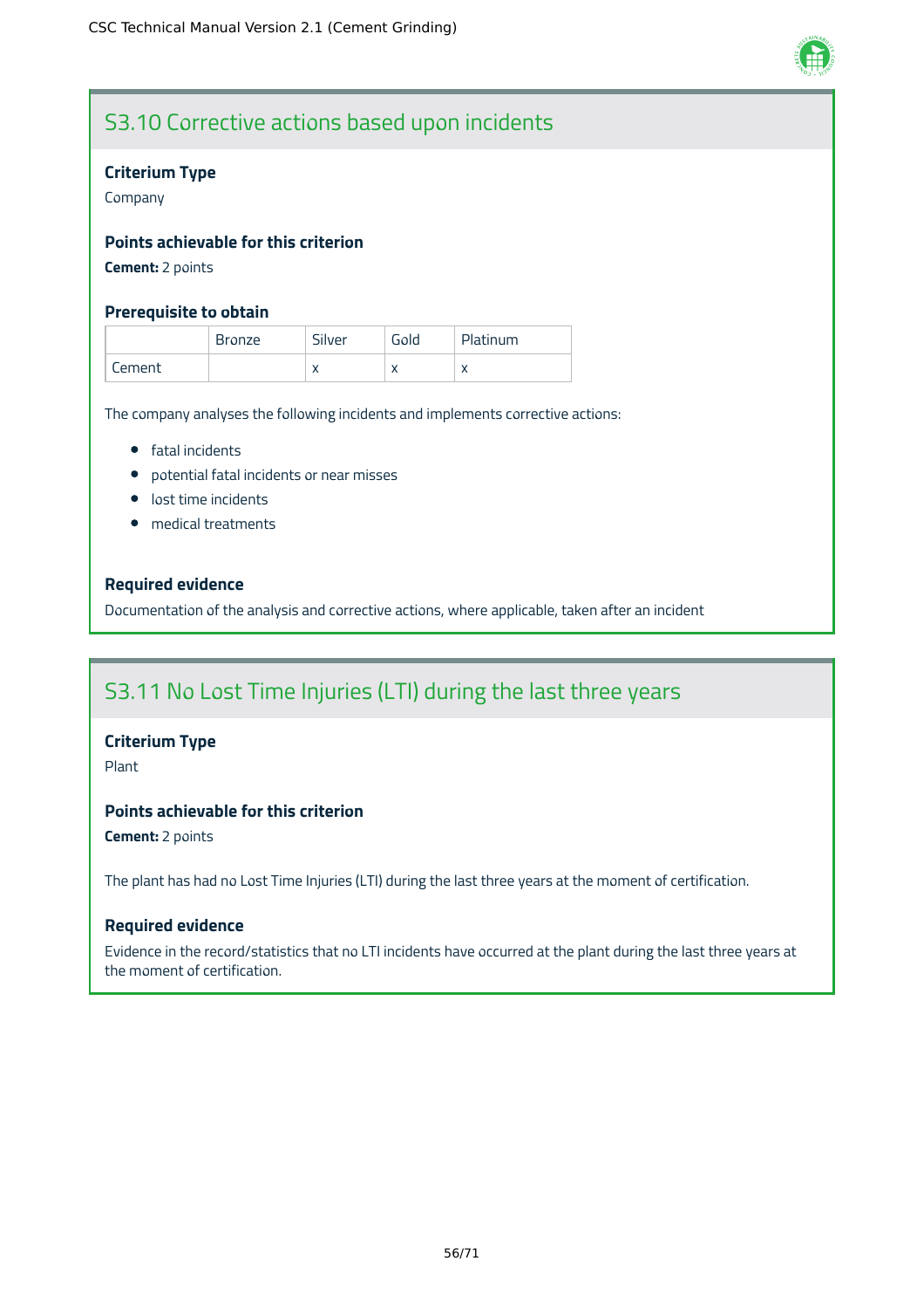## S3.10 Corrective actions based upon incidents

### Criterium Type

Company

### Points achievable for this criterion

**Cement:** 2 points

### Prerequisite to obtain

| | Bronze | Silver | Gold | Platinum |
|---|---|---|---|---|
| Cement | | x | x | x |

The company analyses the following incidents and implements corrective actions:

- fatal incidents
- potential fatal incidents or near misses
- lost time incidents
- medical treatments

### Required evidence

Documentation of the analysis and corrective actions, where applicable, taken after an incident

## S3.11 No Lost Time Injuries (LTI) during the last three years

### Criterium Type

Plant

### Points achievable for this criterion

**Cement:** 2 points

The plant has had no Lost Time Injuries (LTI) during the last three years at the moment of certification.

### Required evidence

Evidence in the record/statistics that no LTI incidents have occurred at the plant during the last three years at the moment of certification.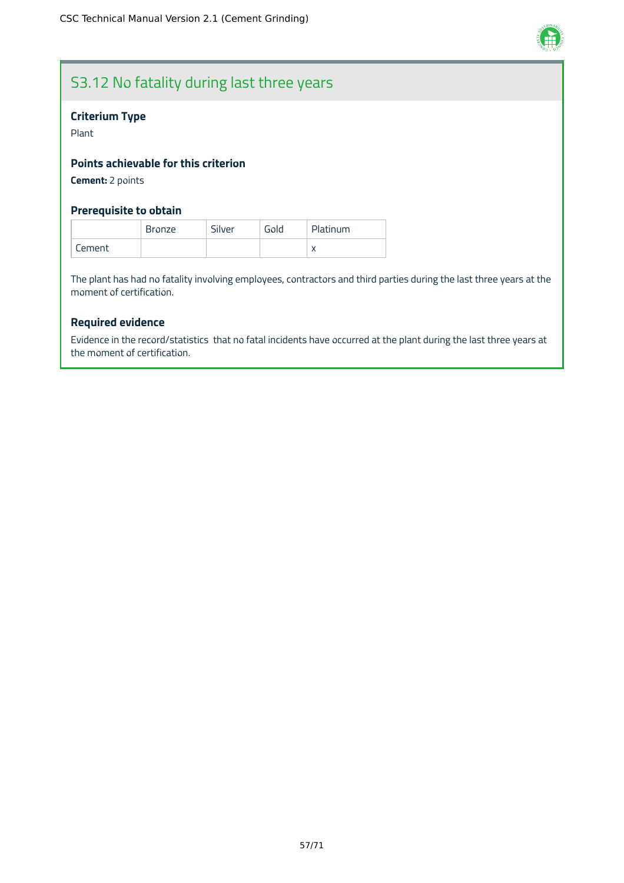## S3.12 No fatality during last three years

### Criterium Type

Plant

### Points achievable for this criterion

**Cement:** 2 points

### Prerequisite to obtain

| | Bronze | Silver | Gold | Platinum |
|---|---|---|---|---|
| Cement | | | | x |

The plant has had no fatality involving employees, contractors and third parties during the last three years at the moment of certification.

### Required evidence

Evidence in the record/statistics that no fatal incidents have occurred at the plant during the last three years at the moment of certification.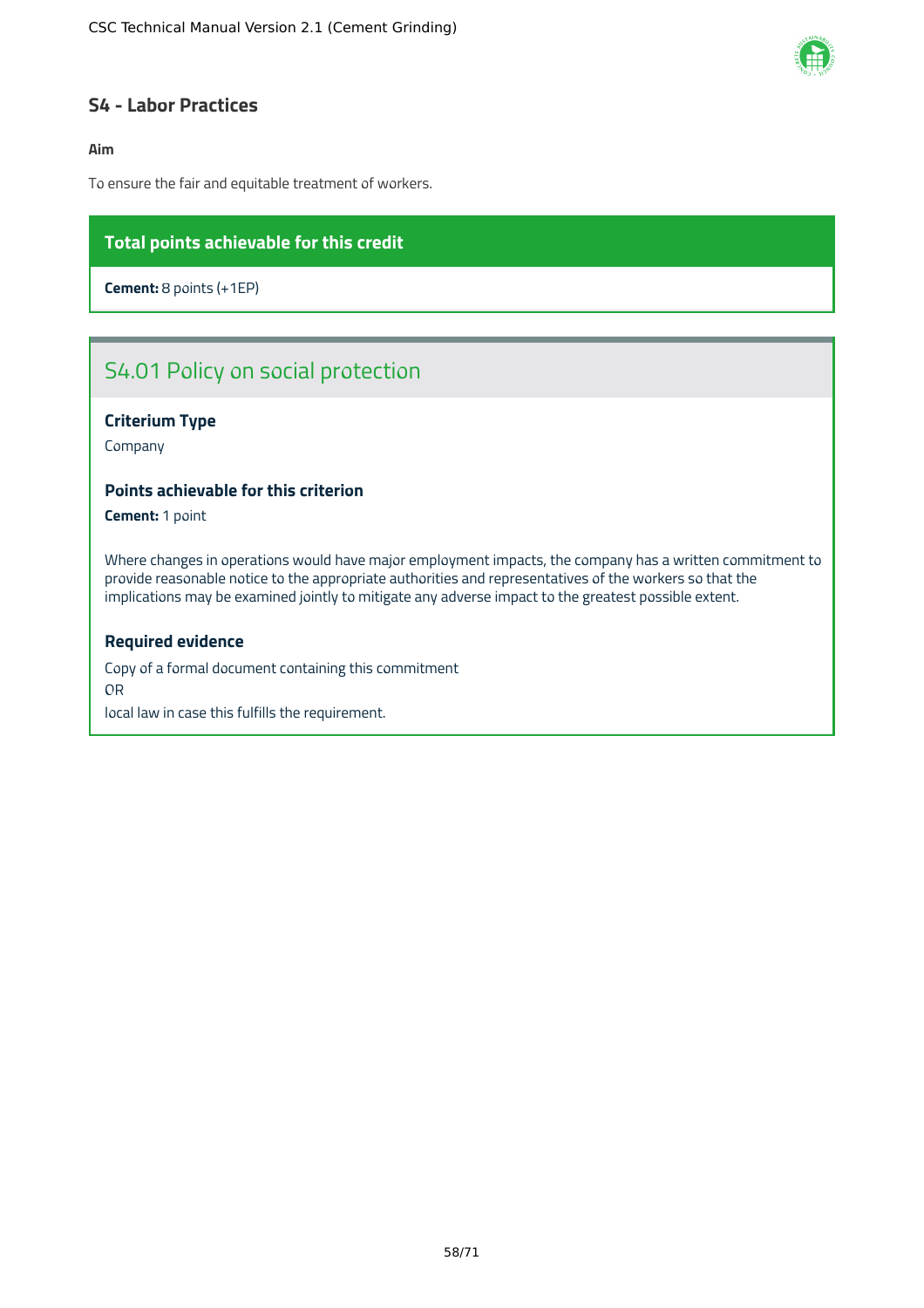## S4 - Labor Practices

**Aim**

To ensure the fair and equitable treatment of workers.

**Total points achievable for this credit**

**Cement:** 8 points (+1EP)

### S4.01 Policy on social protection

**Criterium Type**

Company

**Points achievable for this criterion**

**Cement:** 1 point

Where changes in operations would have major employment impacts, the company has a written commitment to provide reasonable notice to the appropriate authorities and representatives of the workers so that the implications may be examined jointly to mitigate any adverse impact to the greatest possible extent.

**Required evidence**

Copy of a formal document containing this commitment
OR
local law in case this fulfills the requirement.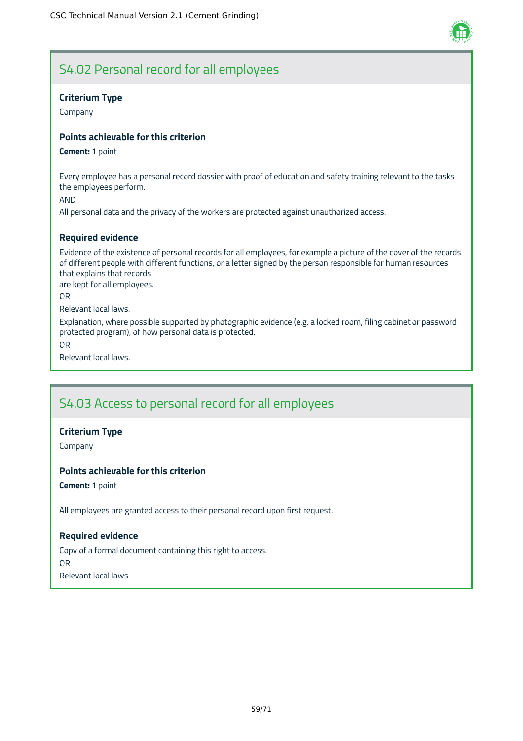## S4.02 Personal record for all employees

**Criterium Type**

Company

**Points achievable for this criterion**

**Cement:** 1 point

Every employee has a personal record dossier with proof of education and safety training relevant to the tasks the employees perform.

AND

All personal data and the privacy of the workers are protected against unauthorized access.

**Required evidence**

Evidence of the existence of personal records for all employees, for example a picture of the cover of the records of different people with different functions, or a letter signed by the person responsible for human resources that explains that records are kept for all employees.

OR

Relevant local laws.

Explanation, where possible supported by photographic evidence (e.g. a locked room, filing cabinet or password protected program), of how personal data is protected.

OR

Relevant local laws.

## S4.03 Access to personal record for all employees

**Criterium Type**

Company

**Points achievable for this criterion**

**Cement:** 1 point

All employees are granted access to their personal record upon first request.

**Required evidence**

Copy of a formal document containing this right to access.

OR

Relevant local laws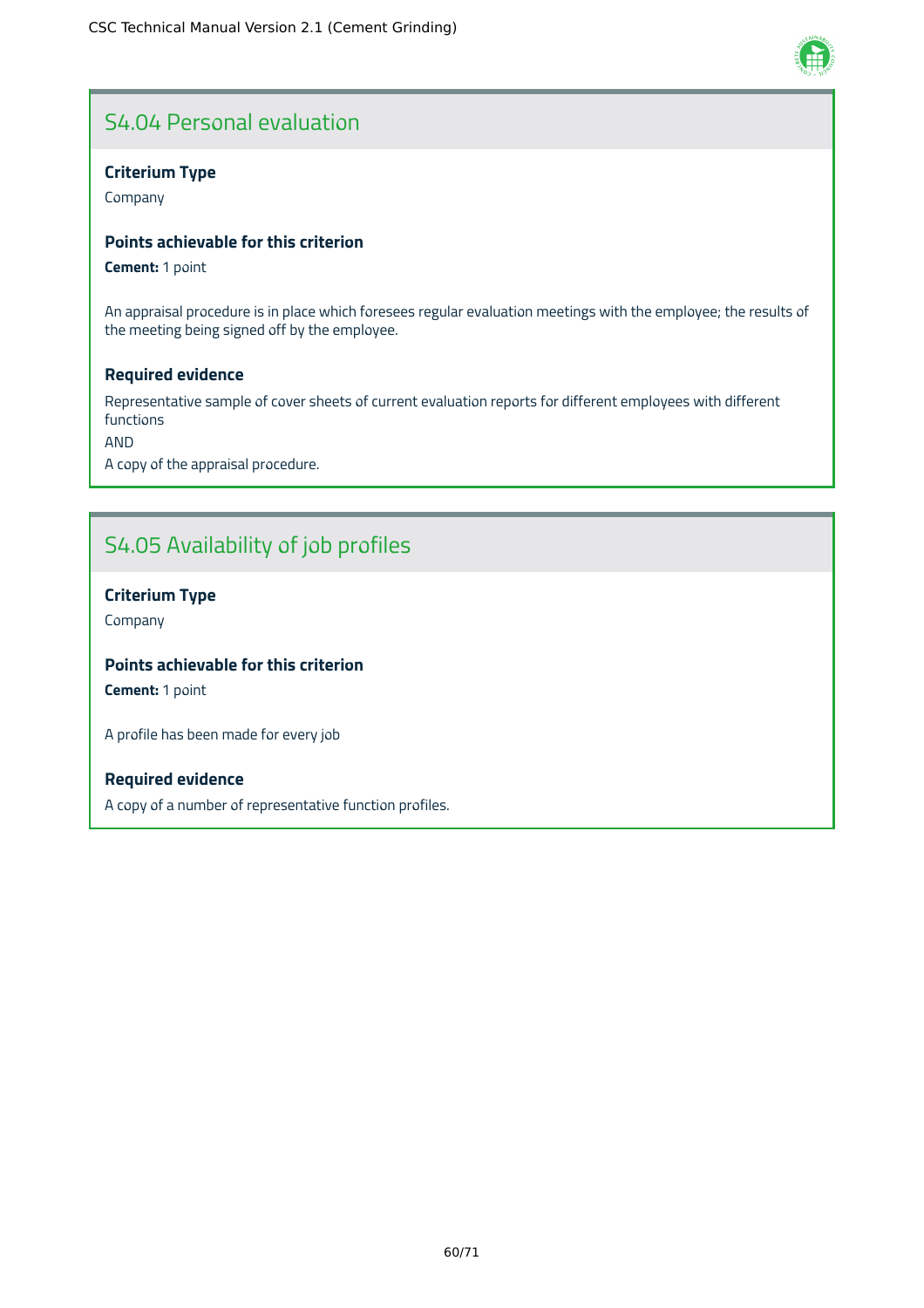## S4.04 Personal evaluation

**Criterium Type**

Company

**Points achievable for this criterion**

**Cement:** 1 point

An appraisal procedure is in place which foresees regular evaluation meetings with the employee; the results of the meeting being signed off by the employee.

**Required evidence**

Representative sample of cover sheets of current evaluation reports for different employees with different functions

AND

A copy of the appraisal procedure.

## S4.05 Availability of job profiles

**Criterium Type**

Company

**Points achievable for this criterion**

**Cement:** 1 point

A profile has been made for every job

**Required evidence**

A copy of a number of representative function profiles.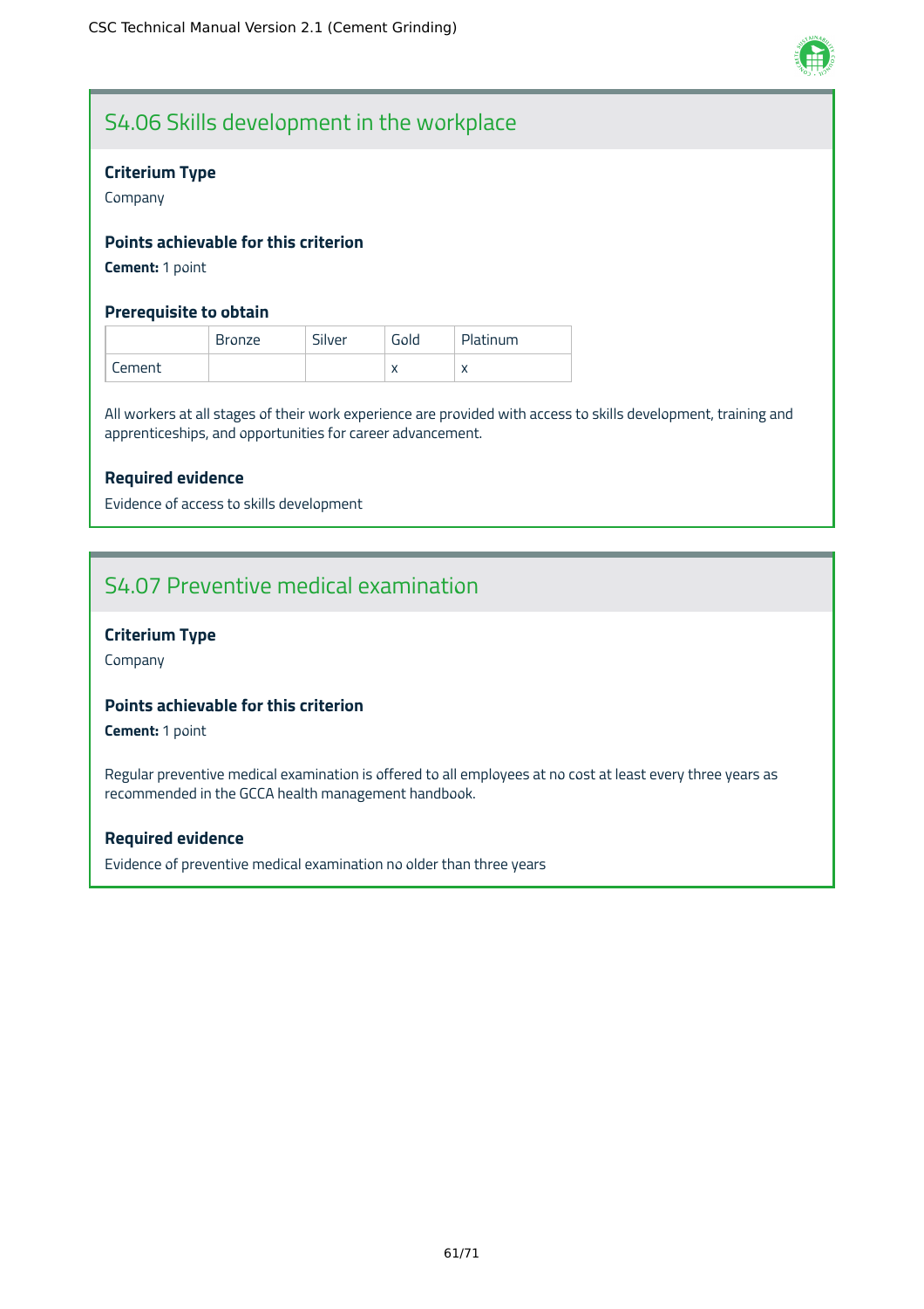## S4.06 Skills development in the workplace

### Criterium Type

Company

### Points achievable for this criterion

**Cement:** 1 point

### Prerequisite to obtain

| | Bronze | Silver | Gold | Platinum |
|---|---|---|---|---|
| Cement | | | x | x |

All workers at all stages of their work experience are provided with access to skills development, training and apprenticeships, and opportunities for career advancement.

### Required evidence

Evidence of access to skills development

## S4.07 Preventive medical examination

### Criterium Type

Company

### Points achievable for this criterion

**Cement:** 1 point

Regular preventive medical examination is offered to all employees at no cost at least every three years as recommended in the GCCA health management handbook.

### Required evidence

Evidence of preventive medical examination no older than three years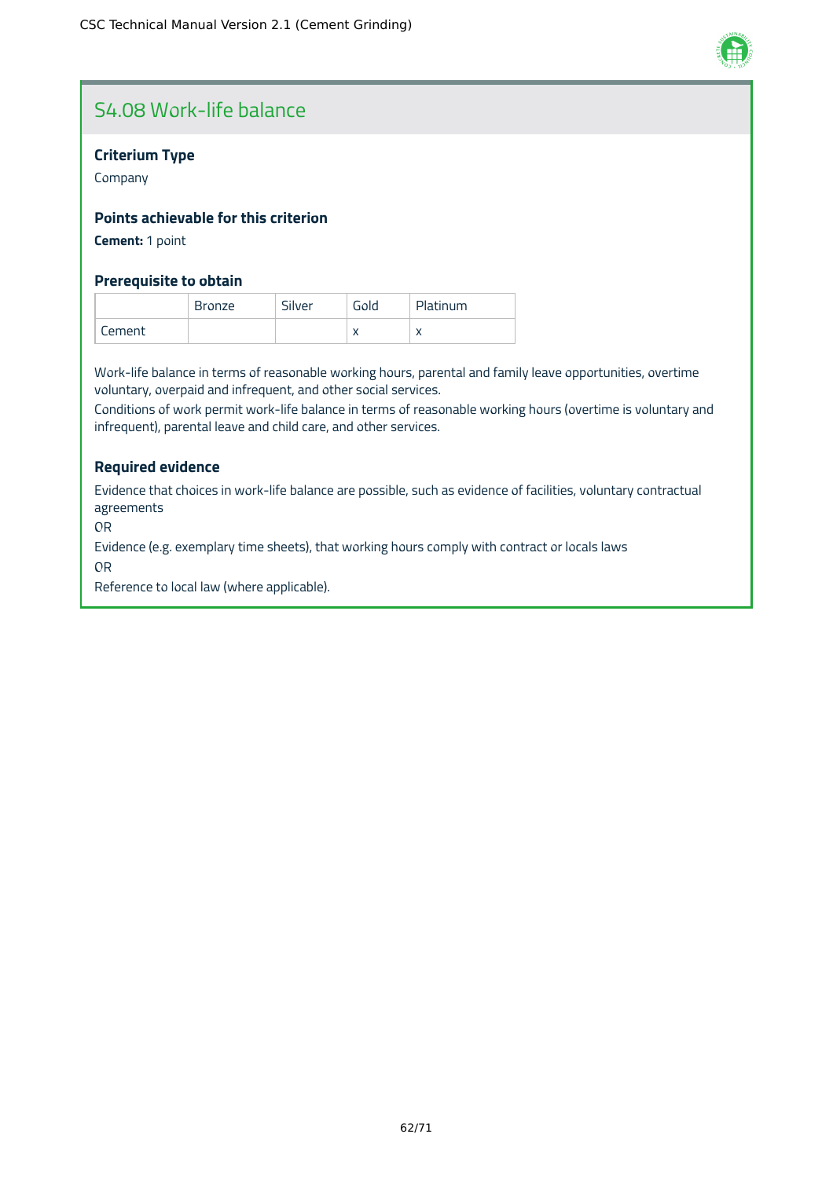## S4.08 Work-life balance

### Criterium Type

Company

### Points achievable for this criterion

**Cement:** 1 point

### Prerequisite to obtain

| | Bronze | Silver | Gold | Platinum |
|---|---|---|---|---|
| Cement | | | x | x |

Work-life balance in terms of reasonable working hours, parental and family leave opportunities, overtime voluntary, overpaid and infrequent, and other social services.
Conditions of work permit work-life balance in terms of reasonable working hours (overtime is voluntary and infrequent), parental leave and child care, and other services.

### Required evidence

Evidence that choices in work-life balance are possible, such as evidence of facilities, voluntary contractual agreements

OR

Evidence (e.g. exemplary time sheets), that working hours comply with contract or locals laws

OR

Reference to local law (where applicable).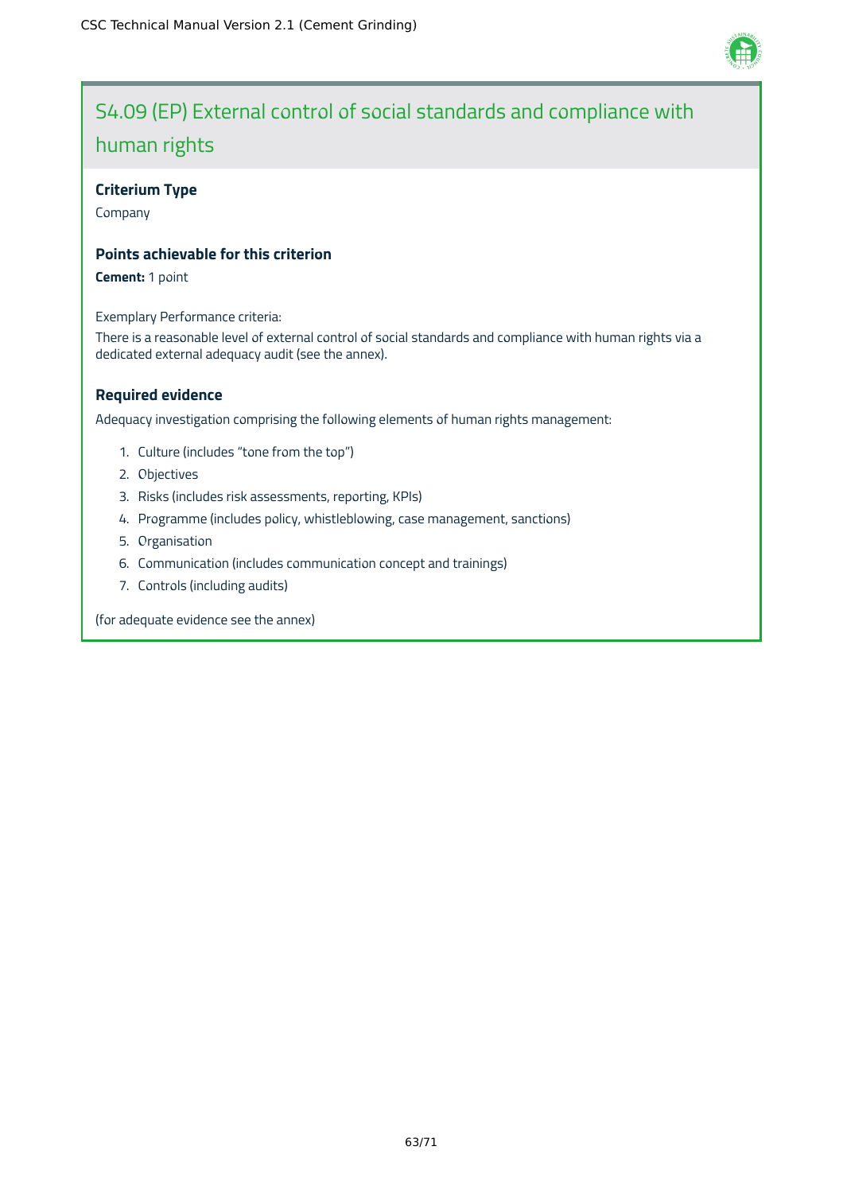## S4.09 (EP) External control of social standards and compliance with human rights

**Criterium Type**

Company

**Points achievable for this criterion**

**Cement:** 1 point

Exemplary Performance criteria:

There is a reasonable level of external control of social standards and compliance with human rights via a dedicated external adequacy audit (see the annex).

**Required evidence**

Adequacy investigation comprising the following elements of human rights management:

1. Culture (includes "tone from the top")
2. Objectives
3. Risks (includes risk assessments, reporting, KPIs)
4. Programme (includes policy, whistleblowing, case management, sanctions)
5. Organisation
6. Communication (includes communication concept and trainings)
7. Controls (including audits)

(for adequate evidence see the annex)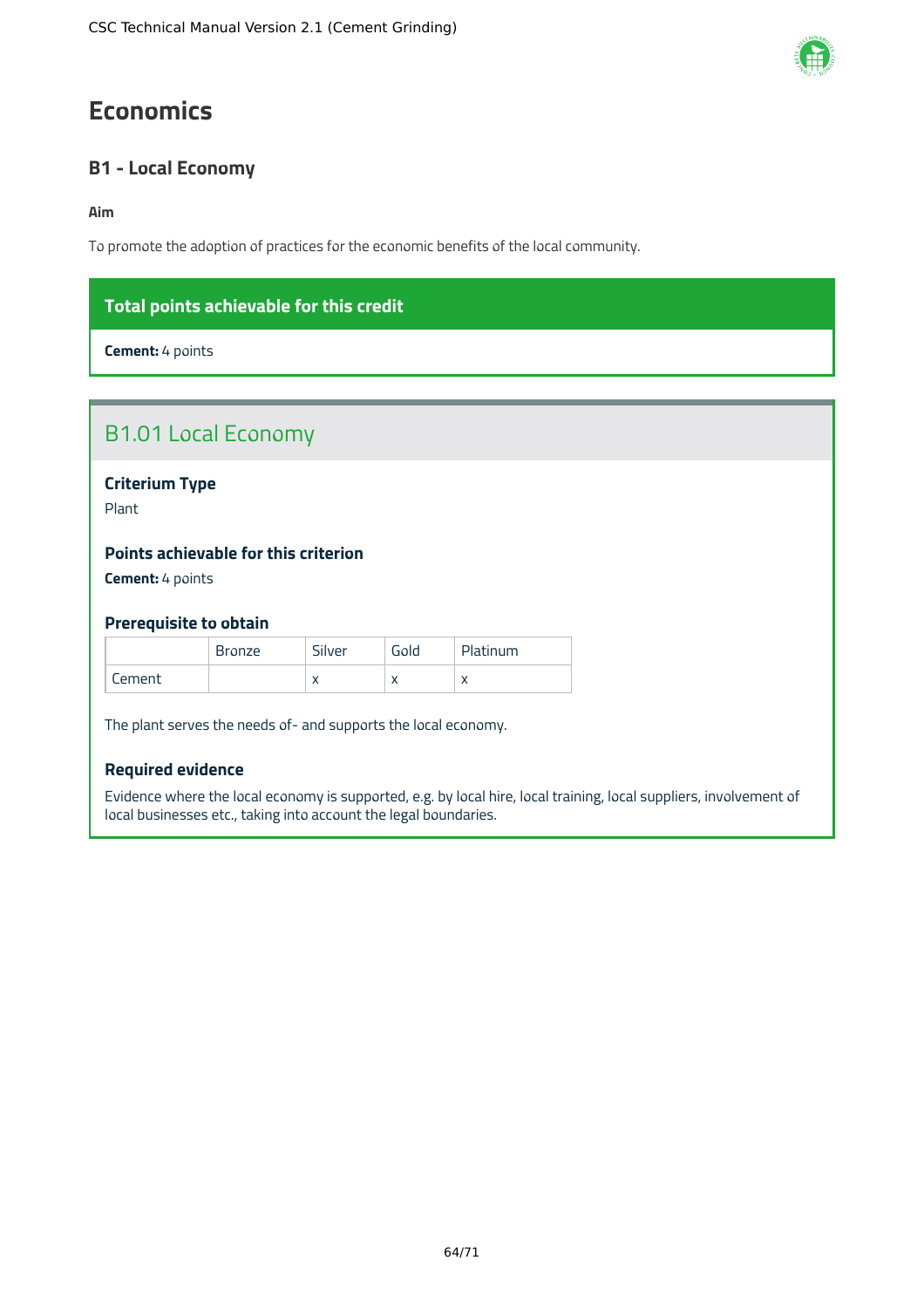# Economics

## B1 - Local Economy

**Aim**

To promote the adoption of practices for the economic benefits of the local community.

**Total points achievable for this credit**

**Cement:** 4 points

## B1.01 Local Economy

### Criterium Type

Plant

### Points achievable for this criterion

**Cement:** 4 points

### Prerequisite to obtain

| | Bronze | Silver | Gold | Platinum |
|---|---|---|---|---|
| Cement | | x | x | x |

The plant serves the needs of- and supports the local economy.

### Required evidence

Evidence where the local economy is supported, e.g. by local hire, local training, local suppliers, involvement of local businesses etc., taking into account the legal boundaries.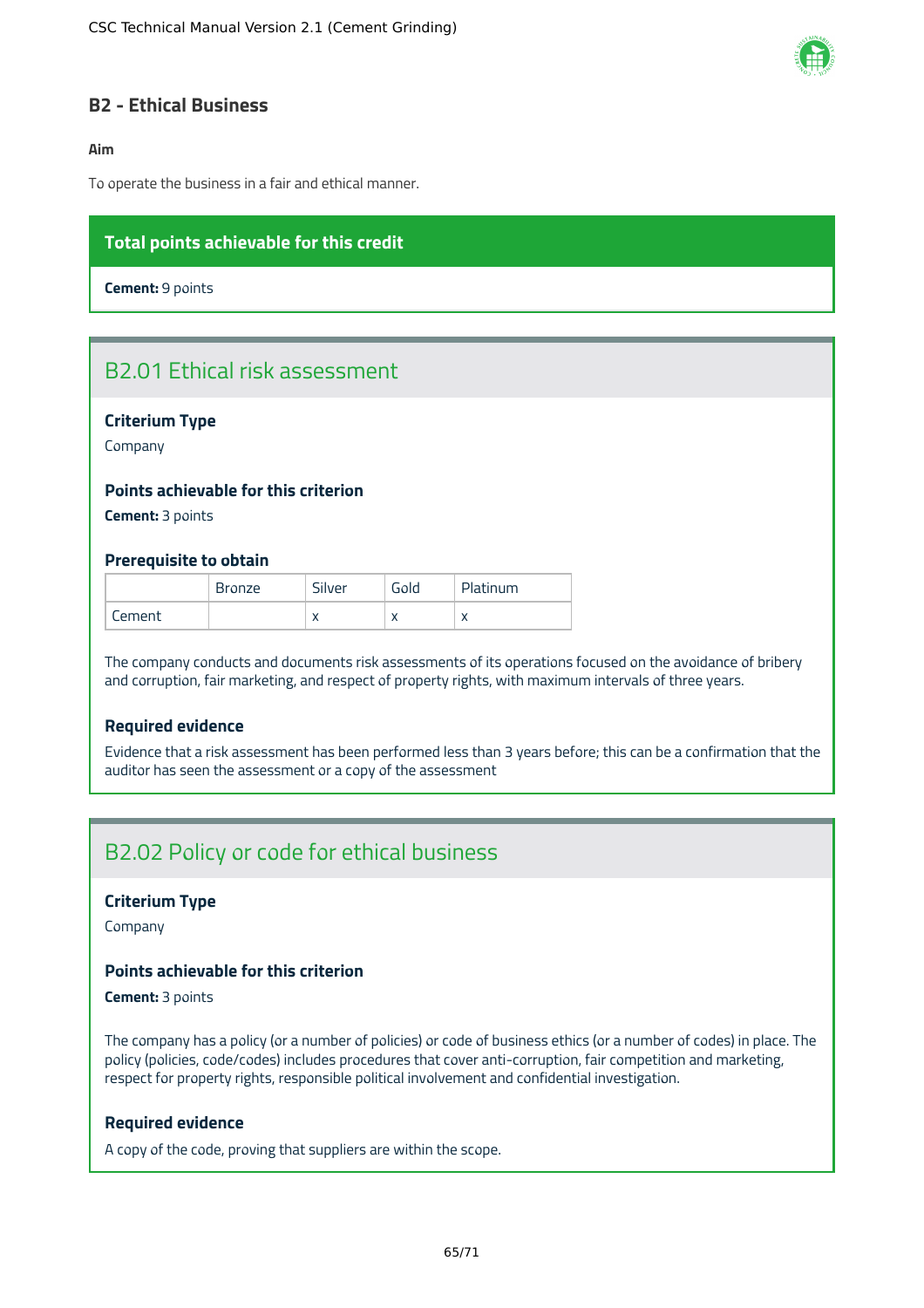## B2 - Ethical Business

**Aim**

To operate the business in a fair and ethical manner.

**Total points achievable for this credit**

**Cement:** 9 points

### B2.01 Ethical risk assessment

**Criterium Type**

Company

**Points achievable for this criterion**

**Cement:** 3 points

**Prerequisite to obtain**

| | Bronze | Silver | Gold | Platinum |
|---|---|---|---|---|
| Cement | | x | x | x |

The company conducts and documents risk assessments of its operations focused on the avoidance of bribery and corruption, fair marketing, and respect of property rights, with maximum intervals of three years.

**Required evidence**

Evidence that a risk assessment has been performed less than 3 years before; this can be a confirmation that the auditor has seen the assessment or a copy of the assessment

### B2.02 Policy or code for ethical business

**Criterium Type**

Company

**Points achievable for this criterion**

**Cement:** 3 points

The company has a policy (or a number of policies) or code of business ethics (or a number of codes) in place. The policy (policies, code/codes) includes procedures that cover anti-corruption, fair competition and marketing, respect for property rights, responsible political involvement and confidential investigation.

**Required evidence**

A copy of the code, proving that suppliers are within the scope.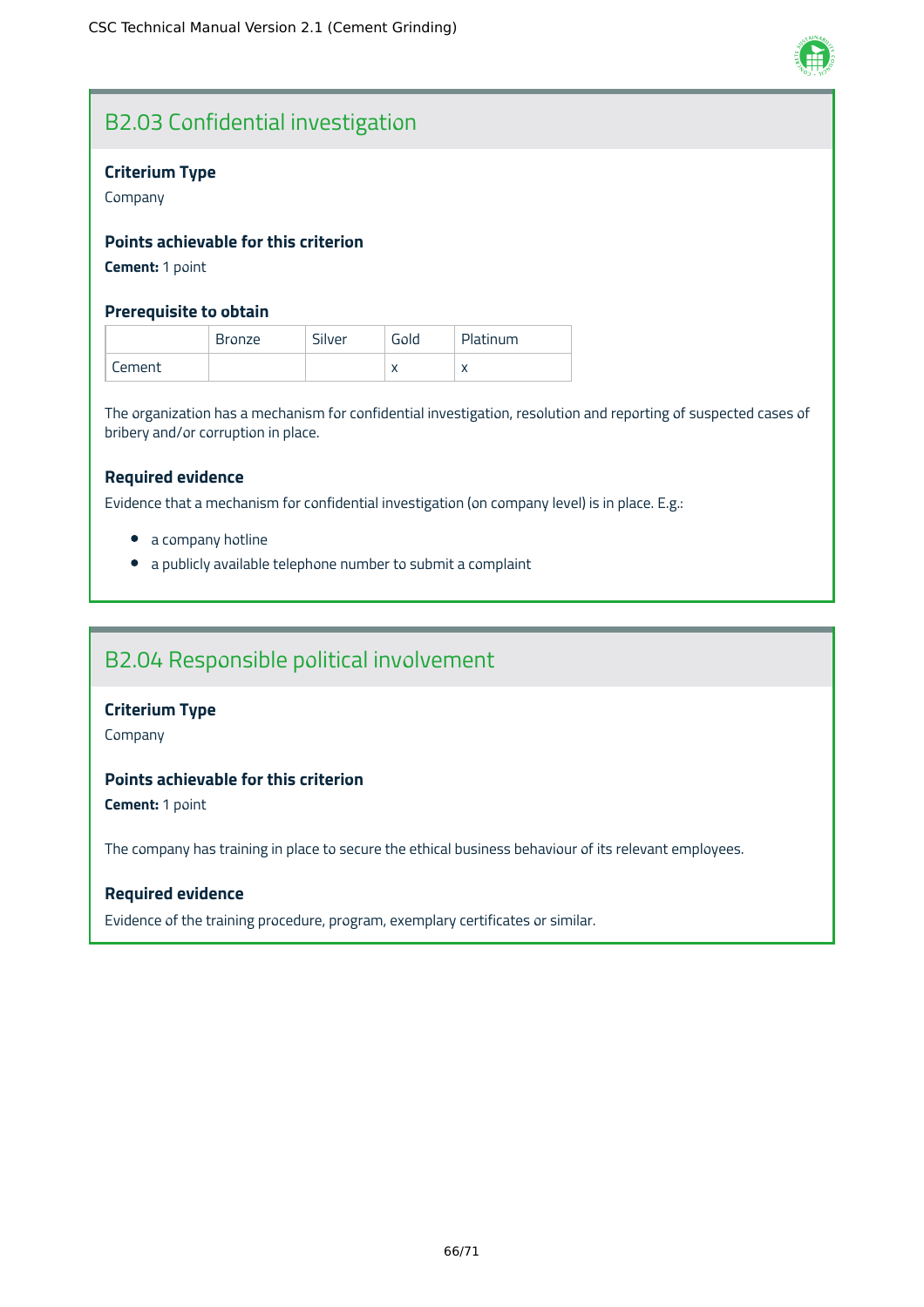## B2.03 Confidential investigation

### Criterium Type

Company

### Points achievable for this criterion

**Cement:** 1 point

### Prerequisite to obtain

| | Bronze | Silver | Gold | Platinum |
|---|---|---|---|---|
| Cement | | | x | x |

The organization has a mechanism for confidential investigation, resolution and reporting of suspected cases of bribery and/or corruption in place.

### Required evidence

Evidence that a mechanism for confidential investigation (on company level) is in place. E.g.:

- a company hotline
- a publicly available telephone number to submit a complaint

## B2.04 Responsible political involvement

### Criterium Type

Company

### Points achievable for this criterion

**Cement:** 1 point

The company has training in place to secure the ethical business behaviour of its relevant employees.

### Required evidence

Evidence of the training procedure, program, exemplary certificates or similar.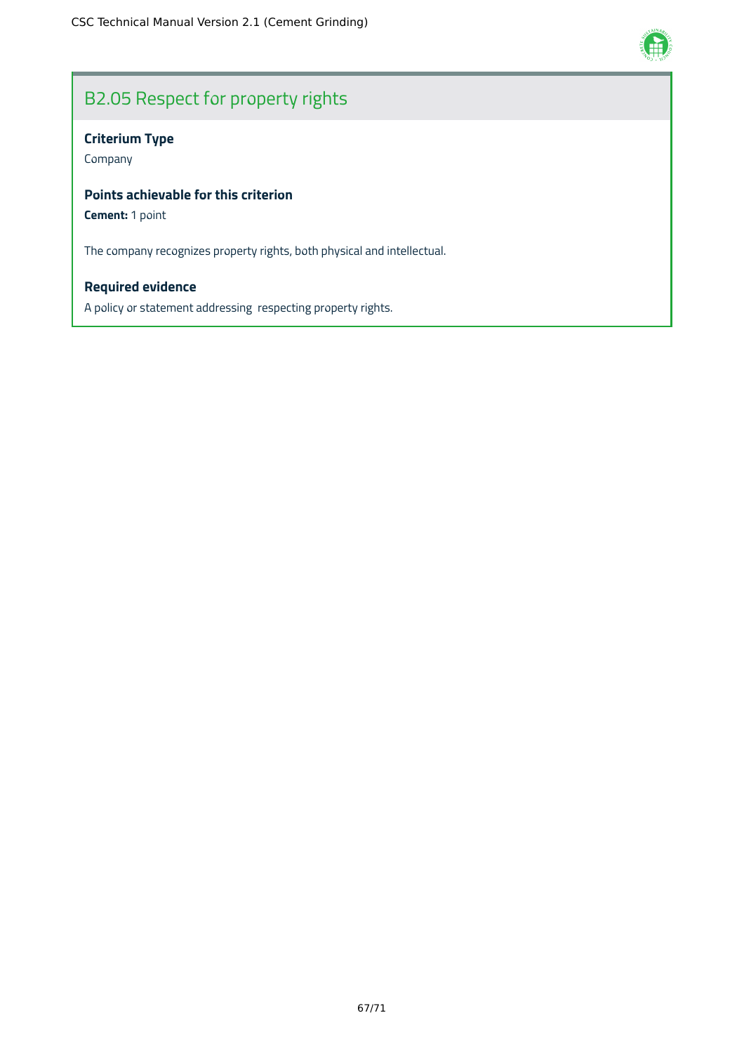## B2.05 Respect for property rights

**Criterium Type**

Company

**Points achievable for this criterion**

**Cement:** 1 point

The company recognizes property rights, both physical and intellectual.

**Required evidence**

A policy or statement addressing respecting property rights.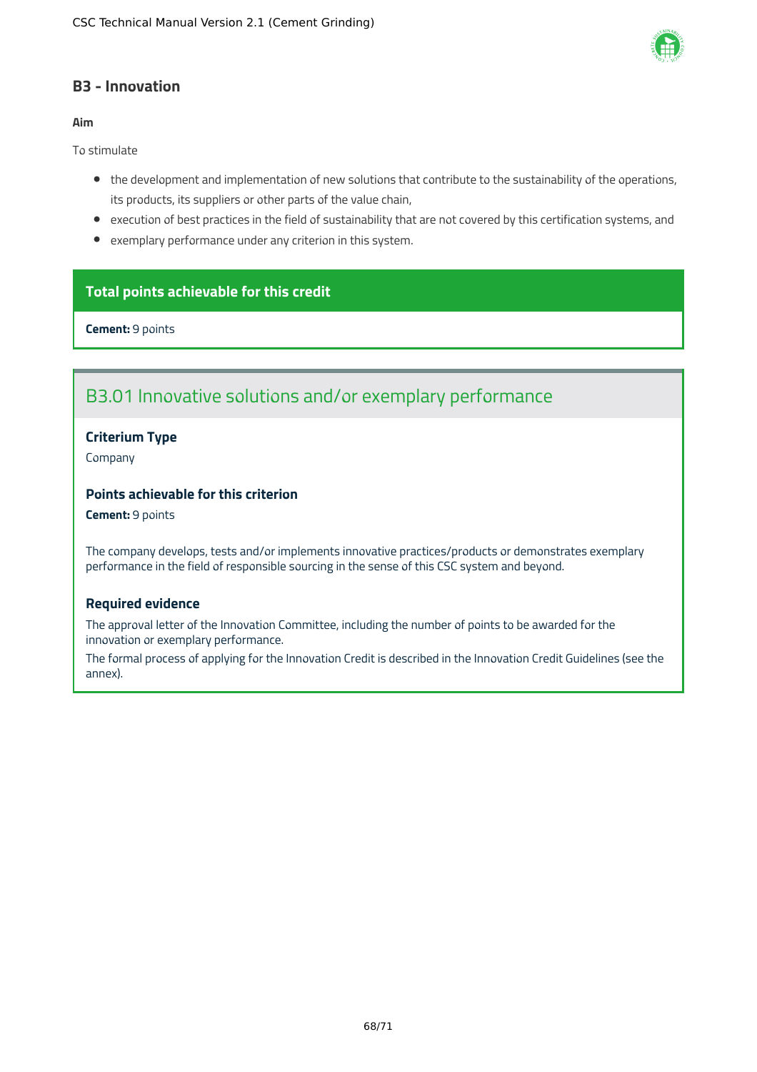## B3 - Innovation

**Aim**

To stimulate

- the development and implementation of new solutions that contribute to the sustainability of the operations, its products, its suppliers or other parts of the value chain,
- execution of best practices in the field of sustainability that are not covered by this certification systems, and
- exemplary performance under any criterion in this system.

**Total points achievable for this credit**

**Cement:** 9 points

### B3.01 Innovative solutions and/or exemplary performance

**Criterium Type**

Company

**Points achievable for this criterion**

**Cement:** 9 points

The company develops, tests and/or implements innovative practices/products or demonstrates exemplary performance in the field of responsible sourcing in the sense of this CSC system and beyond.

**Required evidence**

The approval letter of the Innovation Committee, including the number of points to be awarded for the innovation or exemplary performance.

The formal process of applying for the Innovation Credit is described in the Innovation Credit Guidelines (see the annex).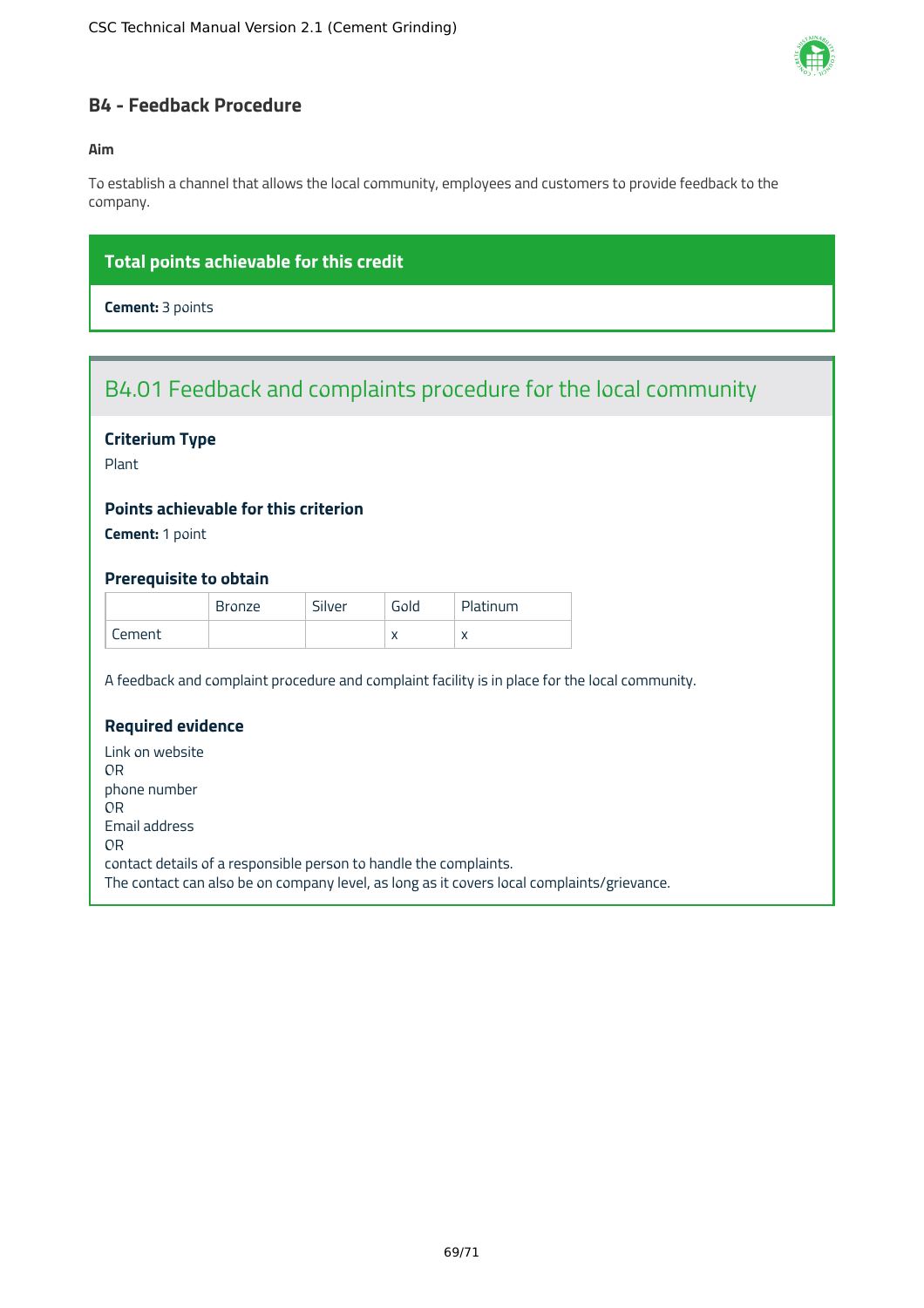## B4 - Feedback Procedure

**Aim**

To establish a channel that allows the local community, employees and customers to provide feedback to the company.

**Total points achievable for this credit**

**Cement:** 3 points

### B4.01 Feedback and complaints procedure for the local community

**Criterium Type**

Plant

**Points achievable for this criterion**

**Cement:** 1 point

**Prerequisite to obtain**

| | Bronze | Silver | Gold | Platinum |
|---|---|---|---|---|
| Cement | | | x | x |

A feedback and complaint procedure and complaint facility is in place for the local community.

**Required evidence**

Link on website
OR
phone number
OR
Email address
OR
contact details of a responsible person to handle the complaints.
The contact can also be on company level, as long as it covers local complaints/grievance.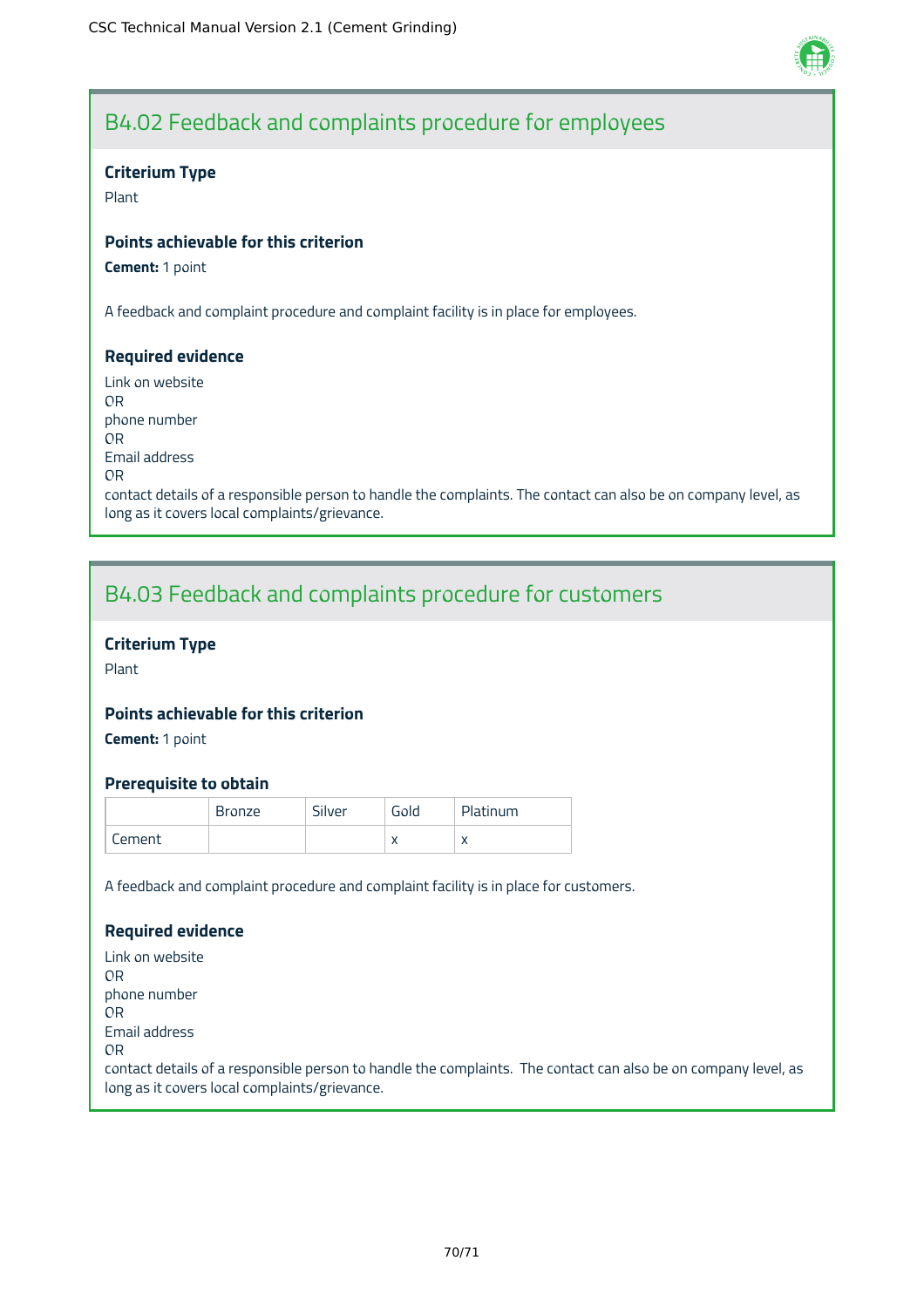## B4.02 Feedback and complaints procedure for employees

### Criterium Type

Plant

### Points achievable for this criterion

**Cement:** 1 point

A feedback and complaint procedure and complaint facility is in place for employees.

### Required evidence

Link on website
OR
phone number
OR
Email address
OR
contact details of a responsible person to handle the complaints. The contact can also be on company level, as long as it covers local complaints/grievance.

## B4.03 Feedback and complaints procedure for customers

### Criterium Type

Plant

### Points achievable for this criterion

**Cement:** 1 point

### Prerequisite to obtain

| | Bronze | Silver | Gold | Platinum |
|---|---|---|---|---|
| Cement | | | x | x |

A feedback and complaint procedure and complaint facility is in place for customers.

### Required evidence

Link on website
OR
phone number
OR
Email address
OR
contact details of a responsible person to handle the complaints. The contact can also be on company level, as long as it covers local complaints/grievance.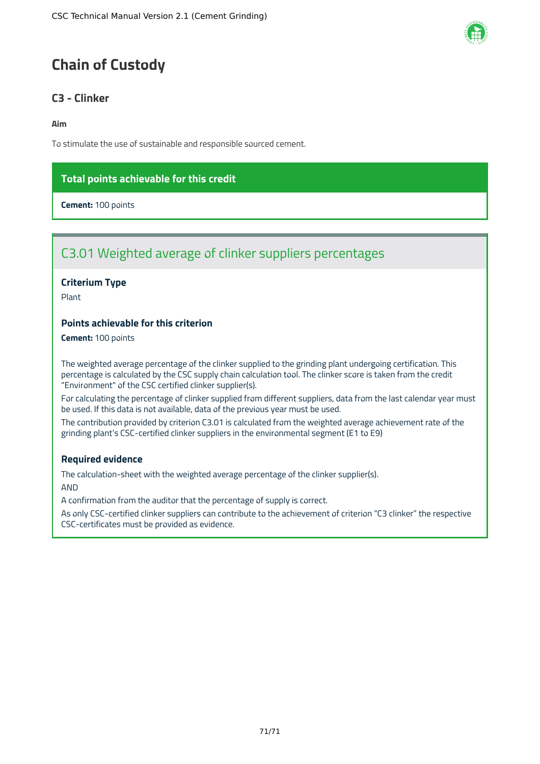# Chain of Custody

## C3 - Clinker

**Aim**

To stimulate the use of sustainable and responsible sourced cement.

**Total points achievable for this credit**

**Cement:** 100 points

### C3.01 Weighted average of clinker suppliers percentages

#### Criterium Type

Plant

#### Points achievable for this criterion

**Cement:** 100 points

The weighted average percentage of the clinker supplied to the grinding plant undergoing certification. This percentage is calculated by the CSC supply chain calculation tool. The clinker score is taken from the credit "Environment" of the CSC certified clinker supplier(s).

For calculating the percentage of clinker supplied from different suppliers, data from the last calendar year must be used. If this data is not available, data of the previous year must be used.

The contribution provided by criterion C3.01 is calculated from the weighted average achievement rate of the grinding plant's CSC-certified clinker suppliers in the environmental segment (E1 to E9)

#### Required evidence

The calculation-sheet with the weighted average percentage of the clinker supplier(s).

AND

A confirmation from the auditor that the percentage of supply is correct.

As only CSC-certified clinker suppliers can contribute to the achievement of criterion "C3 clinker" the respective CSC-certificates must be provided as evidence.